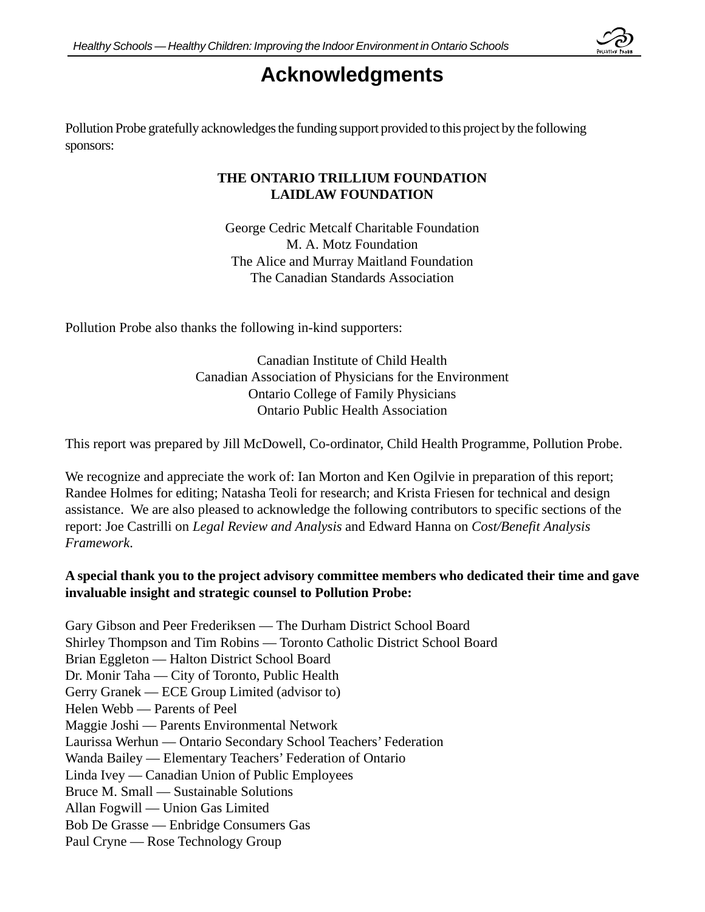# Acknowledgments

Pollution Probe gratefully acknowledges the funding support provided to this project by the following sponsors:

**THE ONTARIO TRILLIUM FOUNDATION**
**LAIDLAW FOUNDATION**

George Cedric Metcalf Charitable Foundation
M. A. Motz Foundation
The Alice and Murray Maitland Foundation
The Canadian Standards Association

Pollution Probe also thanks the following in-kind supporters:

Canadian Institute of Child Health
Canadian Association of Physicians for the Environment
Ontario College of Family Physicians
Ontario Public Health Association

This report was prepared by Jill McDowell, Co-ordinator, Child Health Programme, Pollution Probe.

We recognize and appreciate the work of: Ian Morton and Ken Ogilvie in preparation of this report; Randee Holmes for editing; Natasha Teoli for research; and Krista Friesen for technical and design assistance. We are also pleased to acknowledge the following contributors to specific sections of the report: Joe Castrilli on *Legal Review and Analysis* and Edward Hanna on *Cost/Benefit Analysis Framework*.

**A special thank you to the project advisory committee members who dedicated their time and gave invaluable insight and strategic counsel to Pollution Probe:**

Gary Gibson and Peer Frederiksen — The Durham District School Board
Shirley Thompson and Tim Robins — Toronto Catholic District School Board
Brian Eggleton — Halton District School Board
Dr. Monir Taha — City of Toronto, Public Health
Gerry Granek — ECE Group Limited (advisor to)
Helen Webb — Parents of Peel
Maggie Joshi — Parents Environmental Network
Laurissa Werhun — Ontario Secondary School Teachers' Federation
Wanda Bailey — Elementary Teachers' Federation of Ontario
Linda Ivey — Canadian Union of Public Employees
Bruce M. Small — Sustainable Solutions
Allan Fogwill — Union Gas Limited
Bob De Grasse — Enbridge Consumers Gas
Paul Cryne — Rose Technology Group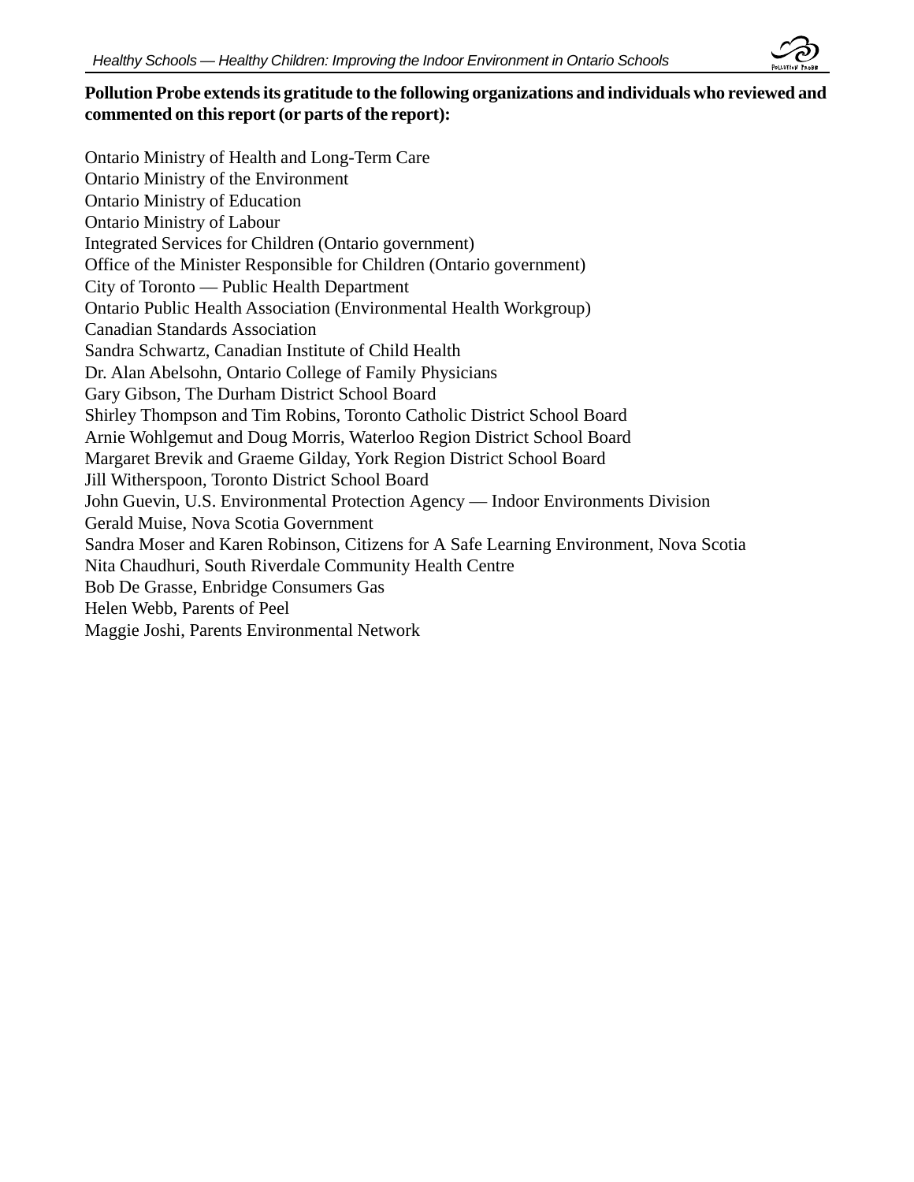**Pollution Probe extends its gratitude to the following organizations and individuals who reviewed and commented on this report (or parts of the report):**

Ontario Ministry of Health and Long-Term Care
Ontario Ministry of the Environment
Ontario Ministry of Education
Ontario Ministry of Labour
Integrated Services for Children (Ontario government)
Office of the Minister Responsible for Children (Ontario government)
City of Toronto — Public Health Department
Ontario Public Health Association (Environmental Health Workgroup)
Canadian Standards Association
Sandra Schwartz, Canadian Institute of Child Health
Dr. Alan Abelsohn, Ontario College of Family Physicians
Gary Gibson, The Durham District School Board
Shirley Thompson and Tim Robins, Toronto Catholic District School Board
Arnie Wohlgemut and Doug Morris, Waterloo Region District School Board
Margaret Brevik and Graeme Gilday, York Region District School Board
Jill Witherspoon, Toronto District School Board
John Guevin, U.S. Environmental Protection Agency — Indoor Environments Division
Gerald Muise, Nova Scotia Government
Sandra Moser and Karen Robinson, Citizens for A Safe Learning Environment, Nova Scotia
Nita Chaudhuri, South Riverdale Community Health Centre
Bob De Grasse, Enbridge Consumers Gas
Helen Webb, Parents of Peel
Maggie Joshi, Parents Environmental Network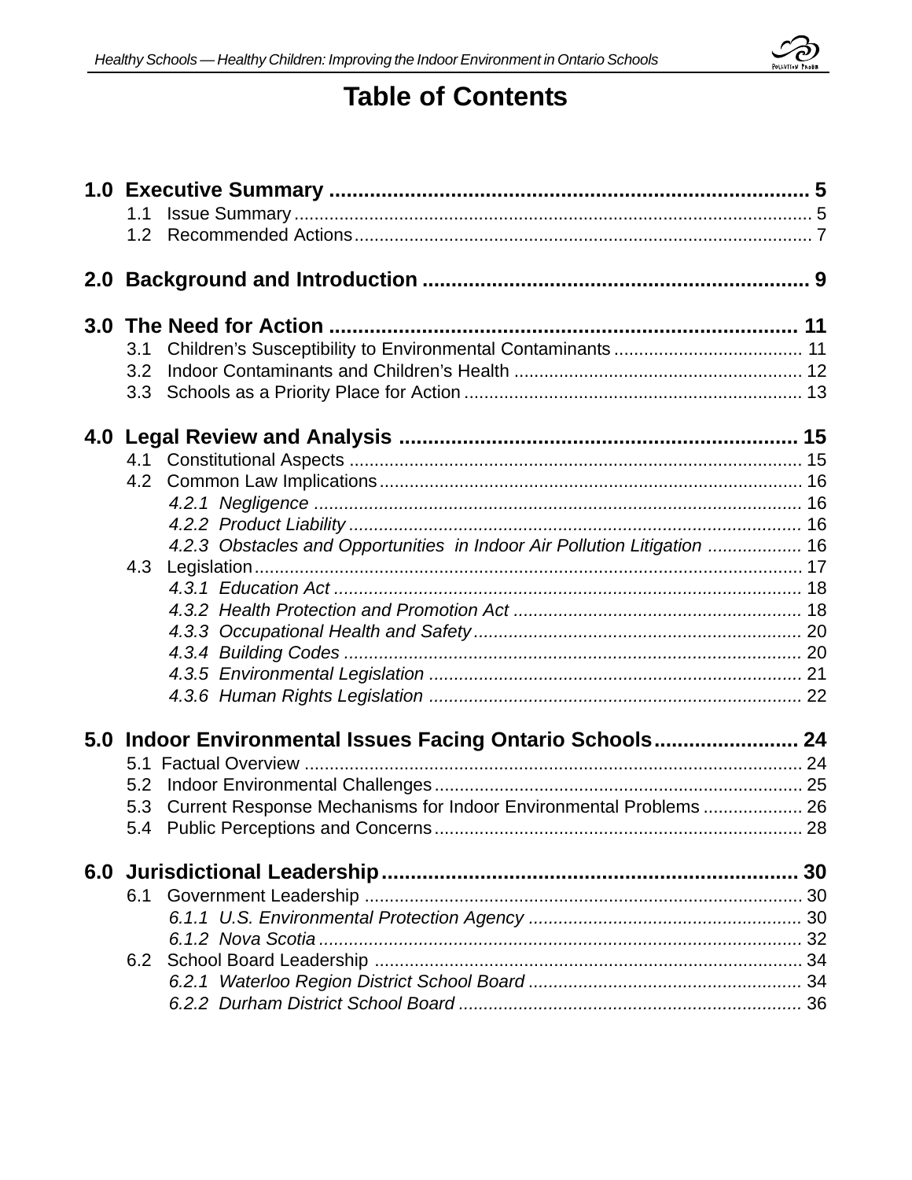# Table of Contents

**1.0 Executive Summary ................................................................................... 5**

1.1 Issue Summary ........................................................................................... 5

1.2 Recommended Actions ............................................................................... 7

**2.0 Background and Introduction ................................................................... 9**

**3.0 The Need for Action ................................................................................. 11**

3.1 Children's Susceptibility to Environmental Contaminants ...................................... 11

3.2 Indoor Contaminants and Children's Health .......................................................... 12

3.3 Schools as a Priority Place for Action .................................................................... 13

**4.0 Legal Review and Analysis ..................................................................... 15**

4.1 Constitutional Aspects ........................................................................................... 15

4.2 Common Law Implications ..................................................................................... 16

*4.2.1 Negligence ................................................................................................ 16*

*4.2.2 Product Liability ......................................................................................... 16*

*4.2.3 Obstacles and Opportunities in Indoor Air Pollution Litigation ................... 16*

4.3 Legislation .............................................................................................................. 17

*4.3.1 Education Act ............................................................................................. 18*

*4.3.2 Health Protection and Promotion Act .......................................................... 18*

*4.3.3 Occupational Health and Safety ................................................................. 20*

*4.3.4 Building Codes ........................................................................................... 20*

*4.3.5 Environmental Legislation .......................................................................... 21*

*4.3.6 Human Rights Legislation .......................................................................... 22*

**5.0 Indoor Environmental Issues Facing Ontario Schools ......................... 24**

5.1 Factual Overview .................................................................................................... 24

5.2 Indoor Environmental Challenges .......................................................................... 25

5.3 Current Response Mechanisms for Indoor Environmental Problems .................... 26

5.4 Public Perceptions and Concerns .......................................................................... 28

**6.0 Jurisdictional Leadership ....................................................................... 30**

6.1 Government Leadership ........................................................................................ 30

*6.1.1 U.S. Environmental Protection Agency ....................................................... 30*

*6.1.2 Nova Scotia ................................................................................................. 32*

6.2 School Board Leadership ...................................................................................... 34

*6.2.1 Waterloo Region District School Board ....................................................... 34*

*6.2.2 Durham District School Board ..................................................................... 36*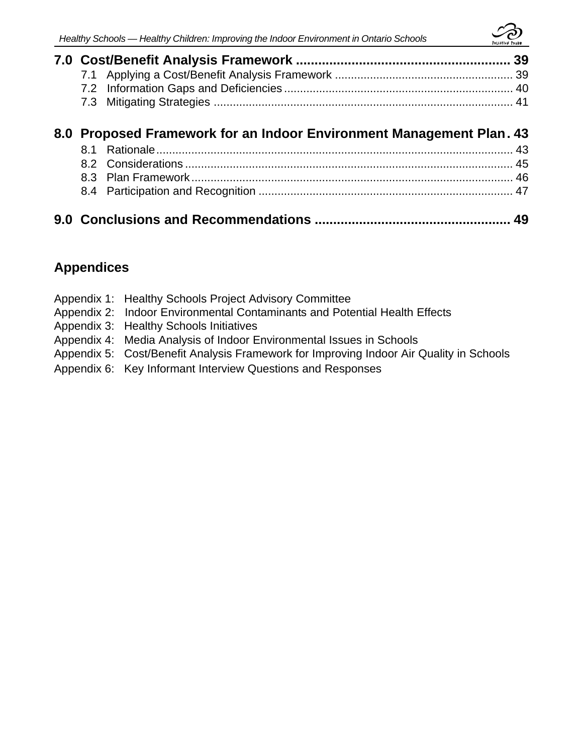**7.0 Cost/Benefit Analysis Framework .......................................................... 39**

7.1 Applying a Cost/Benefit Analysis Framework ....................................................... 39

7.2 Information Gaps and Deficiencies ....................................................................... 40

7.3 Mitigating Strategies ............................................................................................ 41

**8.0 Proposed Framework for an Indoor Environment Management Plan . 43**

8.1 Rationale ............................................................................................................... 43

8.2 Considerations ...................................................................................................... 45

8.3 Plan Framework .................................................................................................... 46

8.4 Participation and Recognition .............................................................................. 47

**9.0 Conclusions and Recommendations .................................................... 49**

## Appendices

Appendix 1: Healthy Schools Project Advisory Committee

Appendix 2: Indoor Environmental Contaminants and Potential Health Effects

Appendix 3: Healthy Schools Initiatives

Appendix 4: Media Analysis of Indoor Environmental Issues in Schools

Appendix 5: Cost/Benefit Analysis Framework for Improving Indoor Air Quality in Schools

Appendix 6: Key Informant Interview Questions and Responses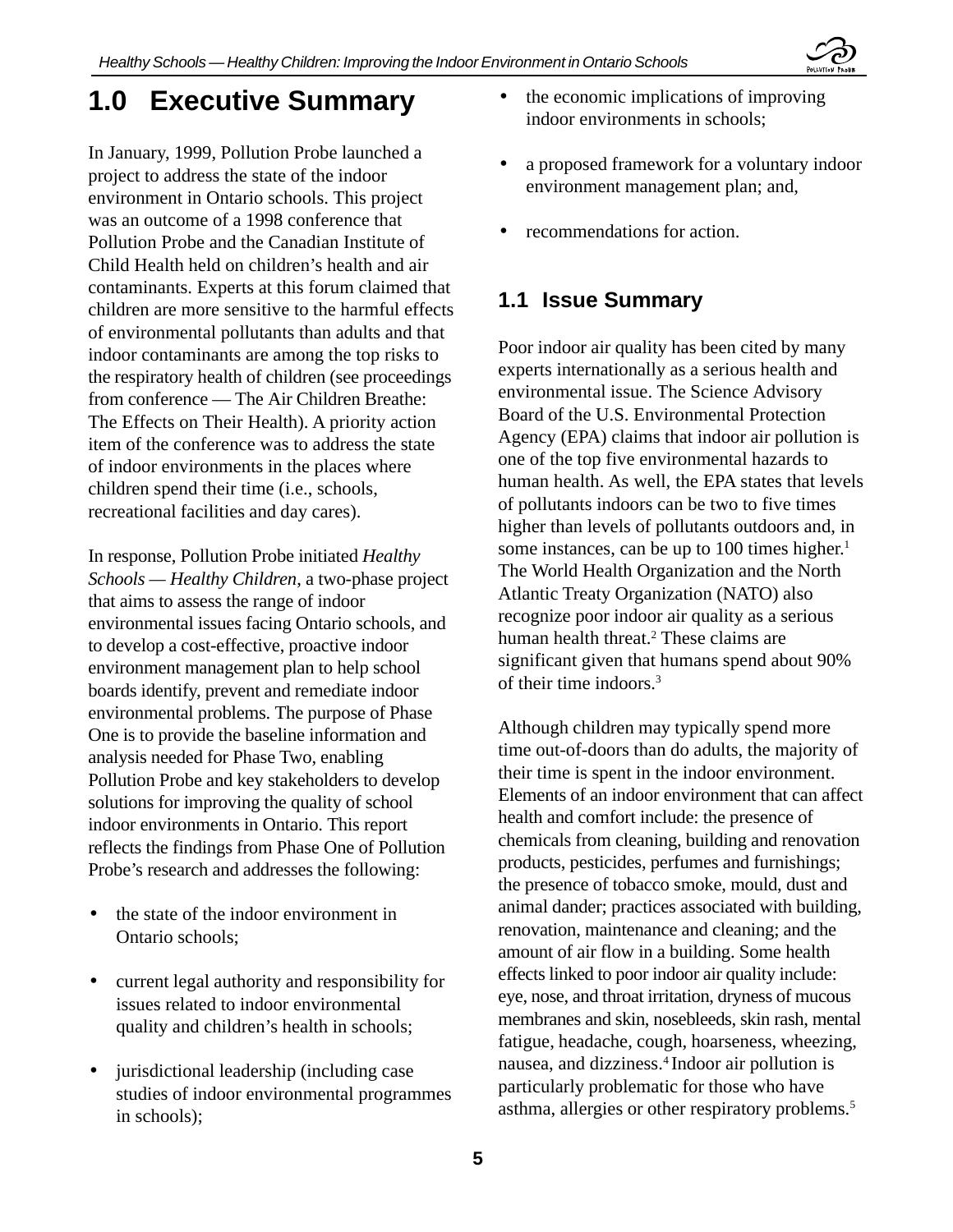# 1.0 Executive Summary

In January, 1999, Pollution Probe launched a project to address the state of the indoor environment in Ontario schools. This project was an outcome of a 1998 conference that Pollution Probe and the Canadian Institute of Child Health held on children's health and air contaminants. Experts at this forum claimed that children are more sensitive to the harmful effects of environmental pollutants than adults and that indoor contaminants are among the top risks to the respiratory health of children (see proceedings from conference — The Air Children Breathe: The Effects on Their Health). A priority action item of the conference was to address the state of indoor environments in the places where children spend their time (i.e., schools, recreational facilities and day cares).

In response, Pollution Probe initiated *Healthy Schools — Healthy Children*, a two-phase project that aims to assess the range of indoor environmental issues facing Ontario schools, and to develop a cost-effective, proactive indoor environment management plan to help school boards identify, prevent and remediate indoor environmental problems. The purpose of Phase One is to provide the baseline information and analysis needed for Phase Two, enabling Pollution Probe and key stakeholders to develop solutions for improving the quality of school indoor environments in Ontario. This report reflects the findings from Phase One of Pollution Probe's research and addresses the following:

- the state of the indoor environment in Ontario schools;
- current legal authority and responsibility for issues related to indoor environmental quality and children's health in schools;
- jurisdictional leadership (including case studies of indoor environmental programmes in schools);
- the economic implications of improving indoor environments in schools;
- a proposed framework for a voluntary indoor environment management plan; and,
- recommendations for action.

## 1.1 Issue Summary

Poor indoor air quality has been cited by many experts internationally as a serious health and environmental issue. The Science Advisory Board of the U.S. Environmental Protection Agency (EPA) claims that indoor air pollution is one of the top five environmental hazards to human health. As well, the EPA states that levels of pollutants indoors can be two to five times higher than levels of pollutants outdoors and, in some instances, can be up to 100 times higher.[1] The World Health Organization and the North Atlantic Treaty Organization (NATO) also recognize poor indoor air quality as a serious human health threat.[2] These claims are significant given that humans spend about 90% of their time indoors.[3]

Although children may typically spend more time out-of-doors than do adults, the majority of their time is spent in the indoor environment. Elements of an indoor environment that can affect health and comfort include: the presence of chemicals from cleaning, building and renovation products, pesticides, perfumes and furnishings; the presence of tobacco smoke, mould, dust and animal dander; practices associated with building, renovation, maintenance and cleaning; and the amount of air flow in a building. Some health effects linked to poor indoor air quality include: eye, nose, and throat irritation, dryness of mucous membranes and skin, nosebleeds, skin rash, mental fatigue, headache, cough, hoarseness, wheezing, nausea, and dizziness.[4] Indoor air pollution is particularly problematic for those who have asthma, allergies or other respiratory problems.[5]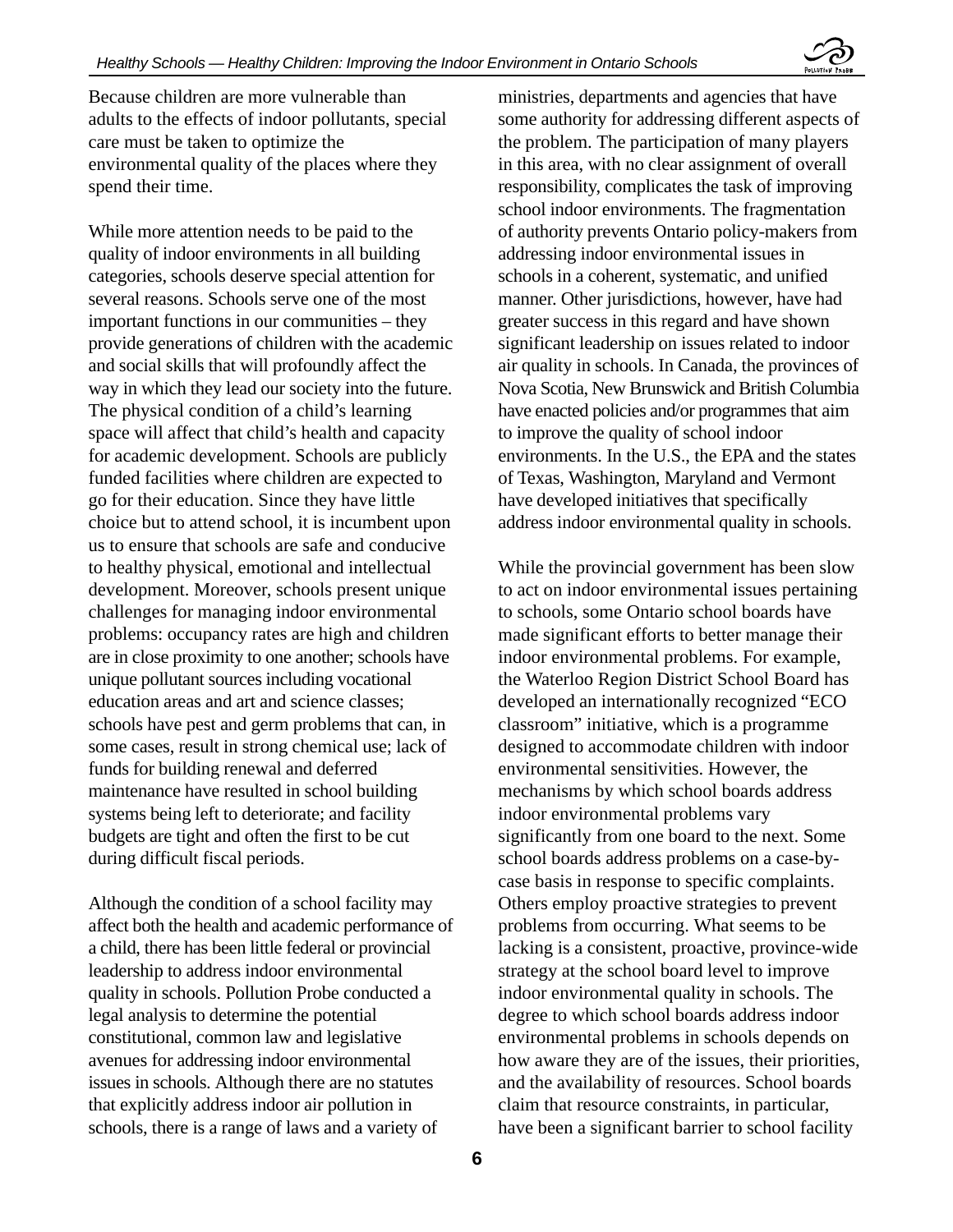Because children are more vulnerable than adults to the effects of indoor pollutants, special care must be taken to optimize the environmental quality of the places where they spend their time.

While more attention needs to be paid to the quality of indoor environments in all building categories, schools deserve special attention for several reasons. Schools serve one of the most important functions in our communities – they provide generations of children with the academic and social skills that will profoundly affect the way in which they lead our society into the future. The physical condition of a child's learning space will affect that child's health and capacity for academic development. Schools are publicly funded facilities where children are expected to go for their education. Since they have little choice but to attend school, it is incumbent upon us to ensure that schools are safe and conducive to healthy physical, emotional and intellectual development. Moreover, schools present unique challenges for managing indoor environmental problems: occupancy rates are high and children are in close proximity to one another; schools have unique pollutant sources including vocational education areas and art and science classes; schools have pest and germ problems that can, in some cases, result in strong chemical use; lack of funds for building renewal and deferred maintenance have resulted in school building systems being left to deteriorate; and facility budgets are tight and often the first to be cut during difficult fiscal periods.

Although the condition of a school facility may affect both the health and academic performance of a child, there has been little federal or provincial leadership to address indoor environmental quality in schools. Pollution Probe conducted a legal analysis to determine the potential constitutional, common law and legislative avenues for addressing indoor environmental issues in schools. Although there are no statutes that explicitly address indoor air pollution in schools, there is a range of laws and a variety of ministries, departments and agencies that have some authority for addressing different aspects of the problem. The participation of many players in this area, with no clear assignment of overall responsibility, complicates the task of improving school indoor environments. The fragmentation of authority prevents Ontario policy-makers from addressing indoor environmental issues in schools in a coherent, systematic, and unified manner. Other jurisdictions, however, have had greater success in this regard and have shown significant leadership on issues related to indoor air quality in schools. In Canada, the provinces of Nova Scotia, New Brunswick and British Columbia have enacted policies and/or programmes that aim to improve the quality of school indoor environments. In the U.S., the EPA and the states of Texas, Washington, Maryland and Vermont have developed initiatives that specifically address indoor environmental quality in schools.

While the provincial government has been slow to act on indoor environmental issues pertaining to schools, some Ontario school boards have made significant efforts to better manage their indoor environmental problems. For example, the Waterloo Region District School Board has developed an internationally recognized "ECO classroom" initiative, which is a programme designed to accommodate children with indoor environmental sensitivities. However, the mechanisms by which school boards address indoor environmental problems vary significantly from one board to the next. Some school boards address problems on a case-by-case basis in response to specific complaints. Others employ proactive strategies to prevent problems from occurring. What seems to be lacking is a consistent, proactive, province-wide strategy at the school board level to improve indoor environmental quality in schools. The degree to which school boards address indoor environmental problems in schools depends on how aware they are of the issues, their priorities, and the availability of resources. School boards claim that resource constraints, in particular, have been a significant barrier to school facility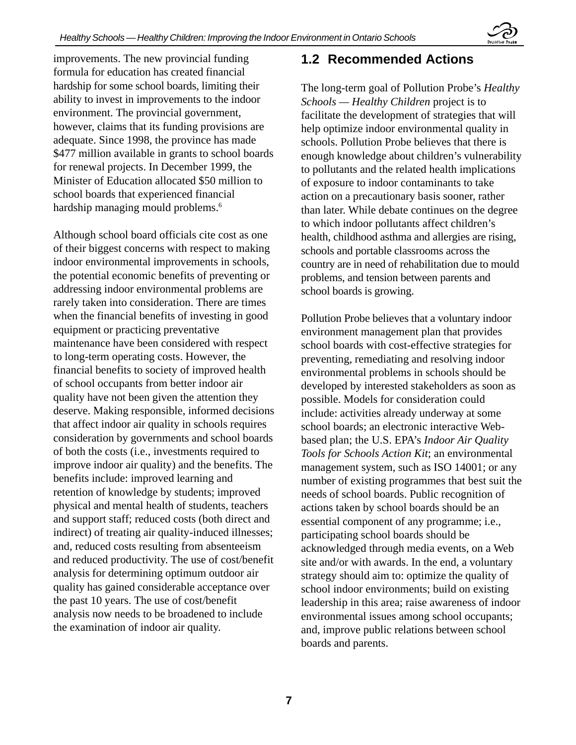improvements. The new provincial funding formula for education has created financial hardship for some school boards, limiting their ability to invest in improvements to the indoor environment. The provincial government, however, claims that its funding provisions are adequate. Since 1998, the province has made $477 million available in grants to school boards for renewal projects. In December 1999, the Minister of Education allocated $50 million to school boards that experienced financial hardship managing mould problems.[6]

Although school board officials cite cost as one of their biggest concerns with respect to making indoor environmental improvements in schools, the potential economic benefits of preventing or addressing indoor environmental problems are rarely taken into consideration. There are times when the financial benefits of investing in good equipment or practicing preventative maintenance have been considered with respect to long-term operating costs. However, the financial benefits to society of improved health of school occupants from better indoor air quality have not been given the attention they deserve. Making responsible, informed decisions that affect indoor air quality in schools requires consideration by governments and school boards of both the costs (i.e., investments required to improve indoor air quality) and the benefits. The benefits include: improved learning and retention of knowledge by students; improved physical and mental health of students, teachers and support staff; reduced costs (both direct and indirect) of treating air quality-induced illnesses; and, reduced costs resulting from absenteeism and reduced productivity. The use of cost/benefit analysis for determining optimum outdoor air quality has gained considerable acceptance over the past 10 years. The use of cost/benefit analysis now needs to be broadened to include the examination of indoor air quality.

## 1.2 Recommended Actions

The long-term goal of Pollution Probe's *Healthy Schools — Healthy Children* project is to facilitate the development of strategies that will help optimize indoor environmental quality in schools. Pollution Probe believes that there is enough knowledge about children's vulnerability to pollutants and the related health implications of exposure to indoor contaminants to take action on a precautionary basis sooner, rather than later. While debate continues on the degree to which indoor pollutants affect children's health, childhood asthma and allergies are rising, schools and portable classrooms across the country are in need of rehabilitation due to mould problems, and tension between parents and school boards is growing.

Pollution Probe believes that a voluntary indoor environment management plan that provides school boards with cost-effective strategies for preventing, remediating and resolving indoor environmental problems in schools should be developed by interested stakeholders as soon as possible. Models for consideration could include: activities already underway at some school boards; an electronic interactive Web-based plan; the U.S. EPA's *Indoor Air Quality Tools for Schools Action Kit*; an environmental management system, such as ISO 14001; or any number of existing programmes that best suit the needs of school boards. Public recognition of actions taken by school boards should be an essential component of any programme; i.e., participating school boards should be acknowledged through media events, on a Web site and/or with awards. In the end, a voluntary strategy should aim to: optimize the quality of school indoor environments; build on existing leadership in this area; raise awareness of indoor environmental issues among school occupants; and, improve public relations between school boards and parents.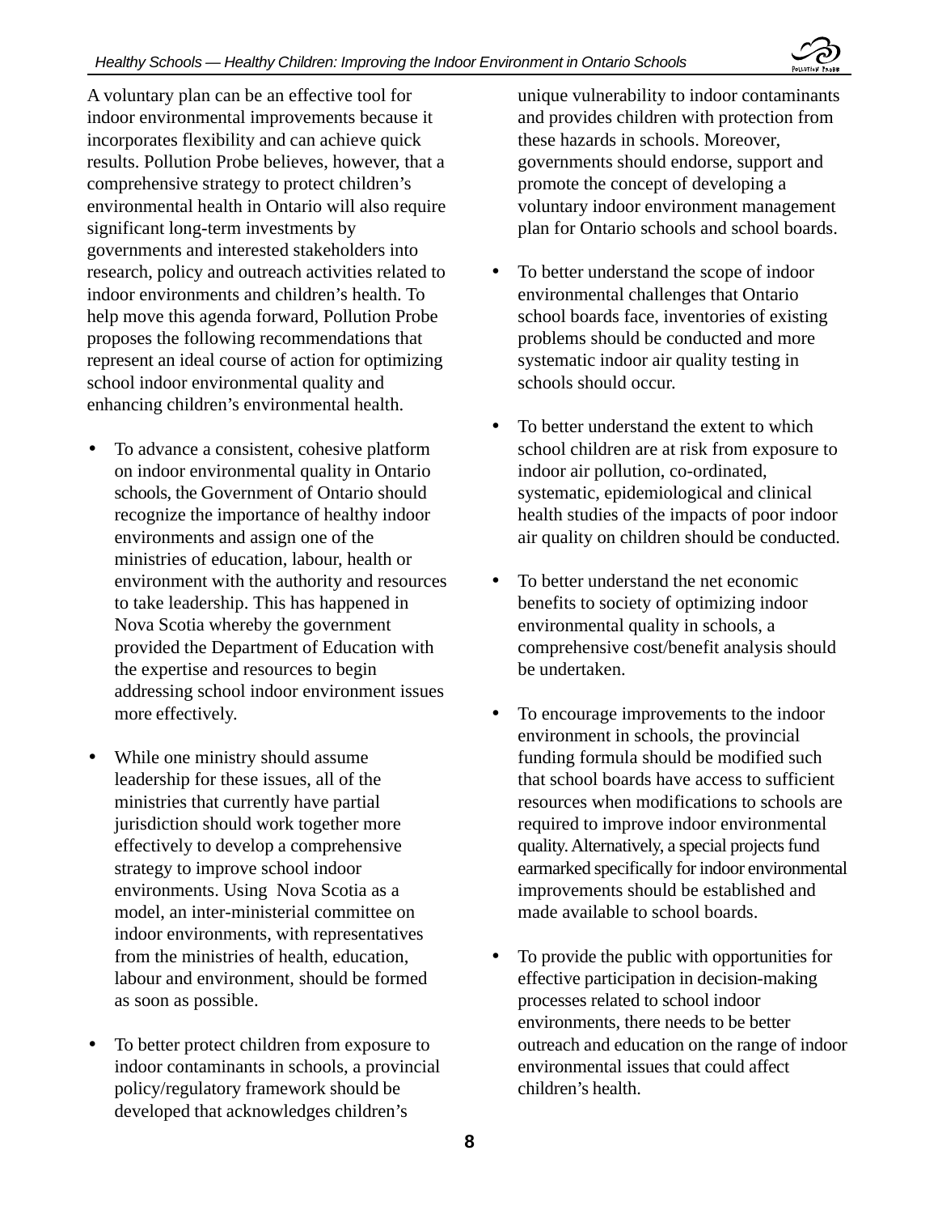A voluntary plan can be an effective tool for indoor environmental improvements because it incorporates flexibility and can achieve quick results. Pollution Probe believes, however, that a comprehensive strategy to protect children's environmental health in Ontario will also require significant long-term investments by governments and interested stakeholders into research, policy and outreach activities related to indoor environments and children's health. To help move this agenda forward, Pollution Probe proposes the following recommendations that represent an ideal course of action for optimizing school indoor environmental quality and enhancing children's environmental health.

- To advance a consistent, cohesive platform on indoor environmental quality in Ontario schools, the Government of Ontario should recognize the importance of healthy indoor environments and assign one of the ministries of education, labour, health or environment with the authority and resources to take leadership. This has happened in Nova Scotia whereby the government provided the Department of Education with the expertise and resources to begin addressing school indoor environment issues more effectively.

- While one ministry should assume leadership for these issues, all of the ministries that currently have partial jurisdiction should work together more effectively to develop a comprehensive strategy to improve school indoor environments. Using Nova Scotia as a model, an inter-ministerial committee on indoor environments, with representatives from the ministries of health, education, labour and environment, should be formed as soon as possible.

- To better protect children from exposure to indoor contaminants in schools, a provincial policy/regulatory framework should be developed that acknowledges children's unique vulnerability to indoor contaminants and provides children with protection from these hazards in schools. Moreover, governments should endorse, support and promote the concept of developing a voluntary indoor environment management plan for Ontario schools and school boards.

- To better understand the scope of indoor environmental challenges that Ontario school boards face, inventories of existing problems should be conducted and more systematic indoor air quality testing in schools should occur.

- To better understand the extent to which school children are at risk from exposure to indoor air pollution, co-ordinated, systematic, epidemiological and clinical health studies of the impacts of poor indoor air quality on children should be conducted.

- To better understand the net economic benefits to society of optimizing indoor environmental quality in schools, a comprehensive cost/benefit analysis should be undertaken.

- To encourage improvements to the indoor environment in schools, the provincial funding formula should be modified such that school boards have access to sufficient resources when modifications to schools are required to improve indoor environmental quality. Alternatively, a special projects fund earmarked specifically for indoor environmental improvements should be established and made available to school boards.

- To provide the public with opportunities for effective participation in decision-making processes related to school indoor environments, there needs to be better outreach and education on the range of indoor environmental issues that could affect children's health.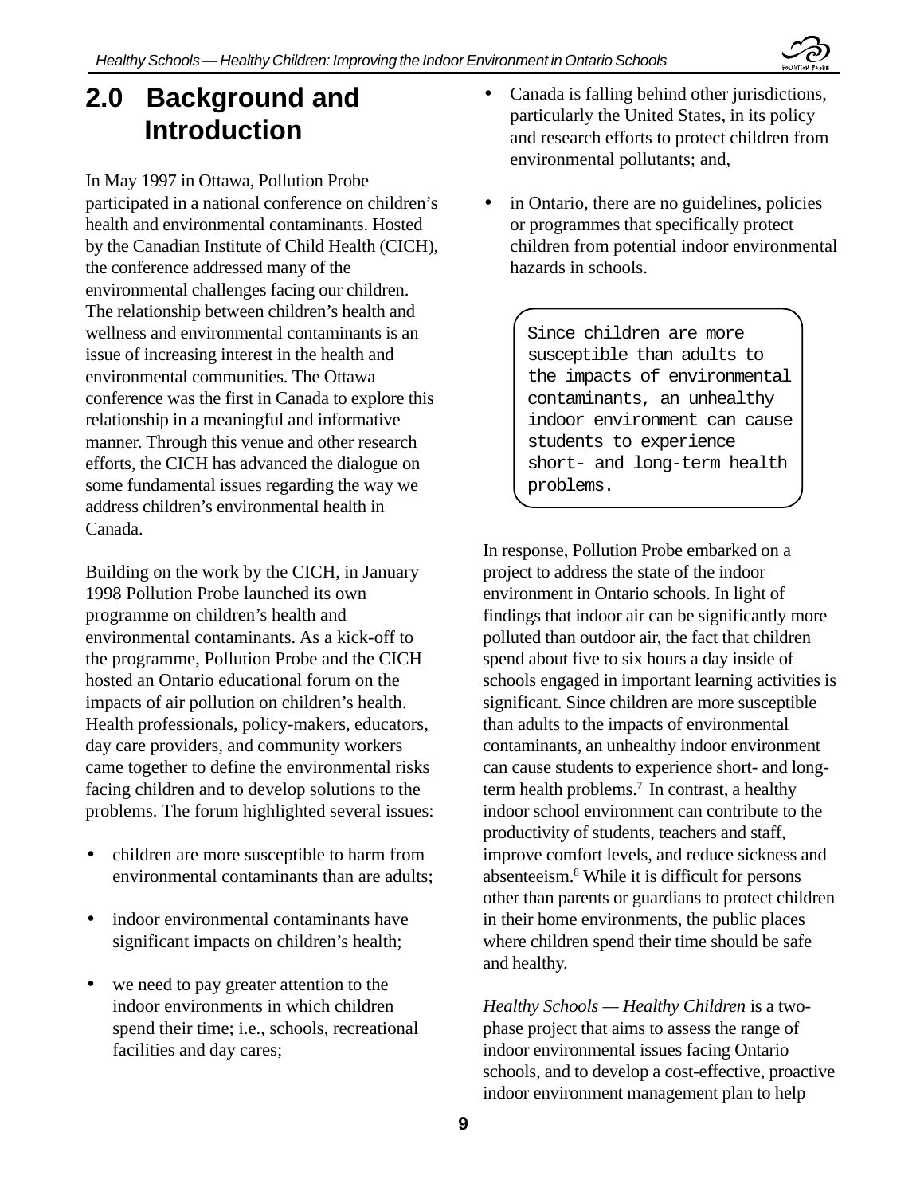## 2.0 Background and Introduction

In May 1997 in Ottawa, Pollution Probe participated in a national conference on children's health and environmental contaminants. Hosted by the Canadian Institute of Child Health (CICH), the conference addressed many of the environmental challenges facing our children. The relationship between children's health and wellness and environmental contaminants is an issue of increasing interest in the health and environmental communities. The Ottawa conference was the first in Canada to explore this relationship in a meaningful and informative manner. Through this venue and other research efforts, the CICH has advanced the dialogue on some fundamental issues regarding the way we address children's environmental health in Canada.

Building on the work by the CICH, in January 1998 Pollution Probe launched its own programme on children's health and environmental contaminants. As a kick-off to the programme, Pollution Probe and the CICH hosted an Ontario educational forum on the impacts of air pollution on children's health. Health professionals, policy-makers, educators, day care providers, and community workers came together to define the environmental risks facing children and to develop solutions to the problems. The forum highlighted several issues:

- children are more susceptible to harm from environmental contaminants than are adults;
- indoor environmental contaminants have significant impacts on children's health;
- we need to pay greater attention to the indoor environments in which children spend their time; i.e., schools, recreational facilities and day cares;
- Canada is falling behind other jurisdictions, particularly the United States, in its policy and research efforts to protect children from environmental pollutants; and,
- in Ontario, there are no guidelines, policies or programmes that specifically protect children from potential indoor environmental hazards in schools.

> Since children are more susceptible than adults to the impacts of environmental contaminants, an unhealthy indoor environment can cause students to experience short- and long-term health problems.

In response, Pollution Probe embarked on a project to address the state of the indoor environment in Ontario schools. In light of findings that indoor air can be significantly more polluted than outdoor air, the fact that children spend about five to six hours a day inside of schools engaged in important learning activities is significant. Since children are more susceptible than adults to the impacts of environmental contaminants, an unhealthy indoor environment can cause students to experience short- and long-term health problems.[7] In contrast, a healthy indoor school environment can contribute to the productivity of students, teachers and staff, improve comfort levels, and reduce sickness and absenteeism.[8] While it is difficult for persons other than parents or guardians to protect children in their home environments, the public places where children spend their time should be safe and healthy.

*Healthy Schools — Healthy Children* is a two-phase project that aims to assess the range of indoor environmental issues facing Ontario schools, and to develop a cost-effective, proactive indoor environment management plan to help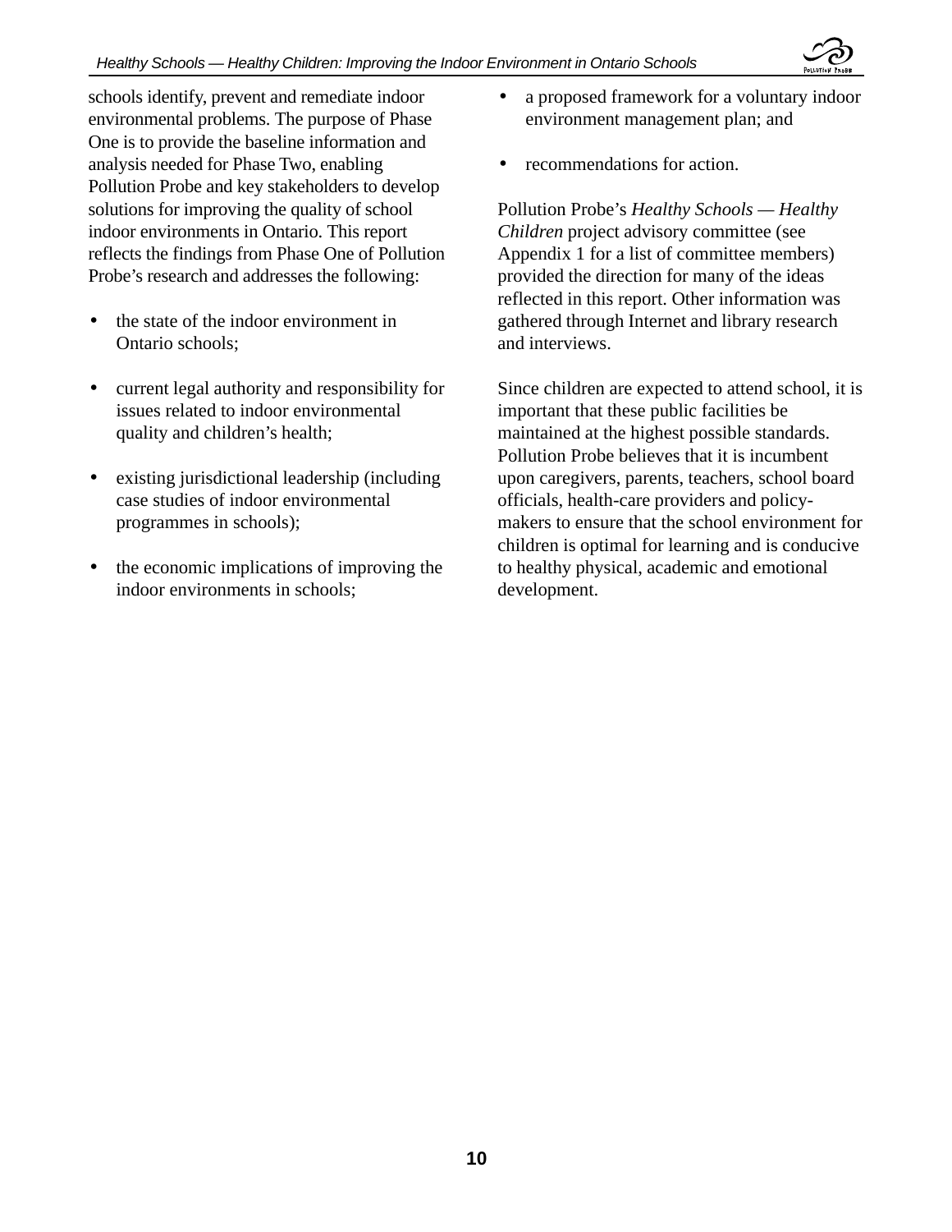schools identify, prevent and remediate indoor environmental problems. The purpose of Phase One is to provide the baseline information and analysis needed for Phase Two, enabling Pollution Probe and key stakeholders to develop solutions for improving the quality of school indoor environments in Ontario. This report reflects the findings from Phase One of Pollution Probe's research and addresses the following:

- the state of the indoor environment in Ontario schools;
- current legal authority and responsibility for issues related to indoor environmental quality and children's health;
- existing jurisdictional leadership (including case studies of indoor environmental programmes in schools);
- the economic implications of improving the indoor environments in schools;
- a proposed framework for a voluntary indoor environment management plan; and
- recommendations for action.

Pollution Probe's *Healthy Schools — Healthy Children* project advisory committee (see Appendix 1 for a list of committee members) provided the direction for many of the ideas reflected in this report. Other information was gathered through Internet and library research and interviews.

Since children are expected to attend school, it is important that these public facilities be maintained at the highest possible standards. Pollution Probe believes that it is incumbent upon caregivers, parents, teachers, school board officials, health-care providers and policy-makers to ensure that the school environment for children is optimal for learning and is conducive to healthy physical, academic and emotional development.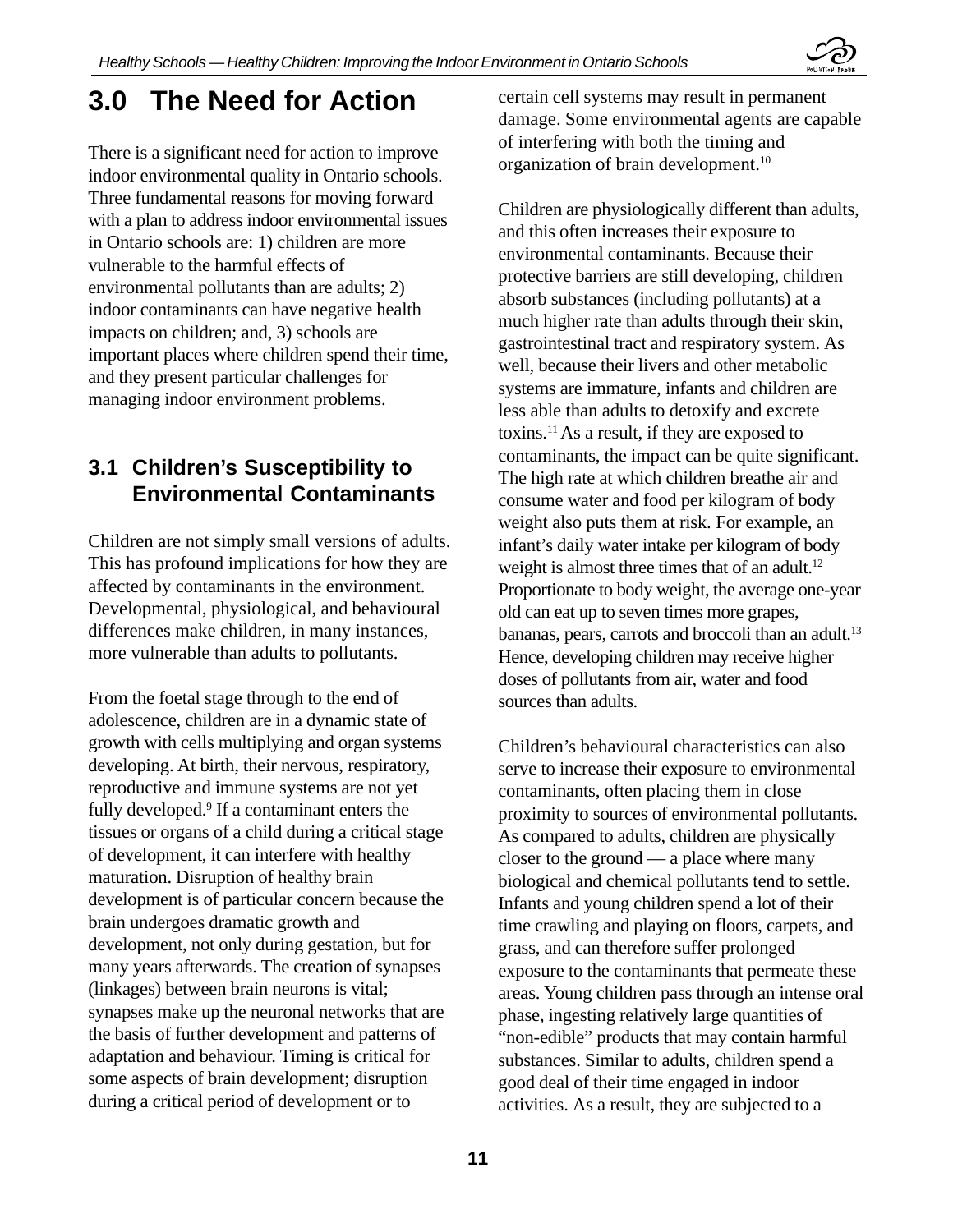# 3.0 The Need for Action

There is a significant need for action to improve indoor environmental quality in Ontario schools. Three fundamental reasons for moving forward with a plan to address indoor environmental issues in Ontario schools are: 1) children are more vulnerable to the harmful effects of environmental pollutants than are adults; 2) indoor contaminants can have negative health impacts on children; and, 3) schools are important places where children spend their time, and they present particular challenges for managing indoor environment problems.

## 3.1 Children's Susceptibility to Environmental Contaminants

Children are not simply small versions of adults. This has profound implications for how they are affected by contaminants in the environment. Developmental, physiological, and behavioural differences make children, in many instances, more vulnerable than adults to pollutants.

From the foetal stage through to the end of adolescence, children are in a dynamic state of growth with cells multiplying and organ systems developing. At birth, their nervous, respiratory, reproductive and immune systems are not yet fully developed.[9] If a contaminant enters the tissues or organs of a child during a critical stage of development, it can interfere with healthy maturation. Disruption of healthy brain development is of particular concern because the brain undergoes dramatic growth and development, not only during gestation, but for many years afterwards. The creation of synapses (linkages) between brain neurons is vital; synapses make up the neuronal networks that are the basis of further development and patterns of adaptation and behaviour. Timing is critical for some aspects of brain development; disruption during a critical period of development or to certain cell systems may result in permanent damage. Some environmental agents are capable of interfering with both the timing and organization of brain development.[10]

Children are physiologically different than adults, and this often increases their exposure to environmental contaminants. Because their protective barriers are still developing, children absorb substances (including pollutants) at a much higher rate than adults through their skin, gastrointestinal tract and respiratory system. As well, because their livers and other metabolic systems are immature, infants and children are less able than adults to detoxify and excrete toxins.[11] As a result, if they are exposed to contaminants, the impact can be quite significant. The high rate at which children breathe air and consume water and food per kilogram of body weight also puts them at risk. For example, an infant's daily water intake per kilogram of body weight is almost three times that of an adult.[12] Proportionate to body weight, the average one-year old can eat up to seven times more grapes, bananas, pears, carrots and broccoli than an adult.[13] Hence, developing children may receive higher doses of pollutants from air, water and food sources than adults.

Children's behavioural characteristics can also serve to increase their exposure to environmental contaminants, often placing them in close proximity to sources of environmental pollutants. As compared to adults, children are physically closer to the ground — a place where many biological and chemical pollutants tend to settle. Infants and young children spend a lot of their time crawling and playing on floors, carpets, and grass, and can therefore suffer prolonged exposure to the contaminants that permeate these areas. Young children pass through an intense oral phase, ingesting relatively large quantities of "non-edible" products that may contain harmful substances. Similar to adults, children spend a good deal of their time engaged in indoor activities. As a result, they are subjected to a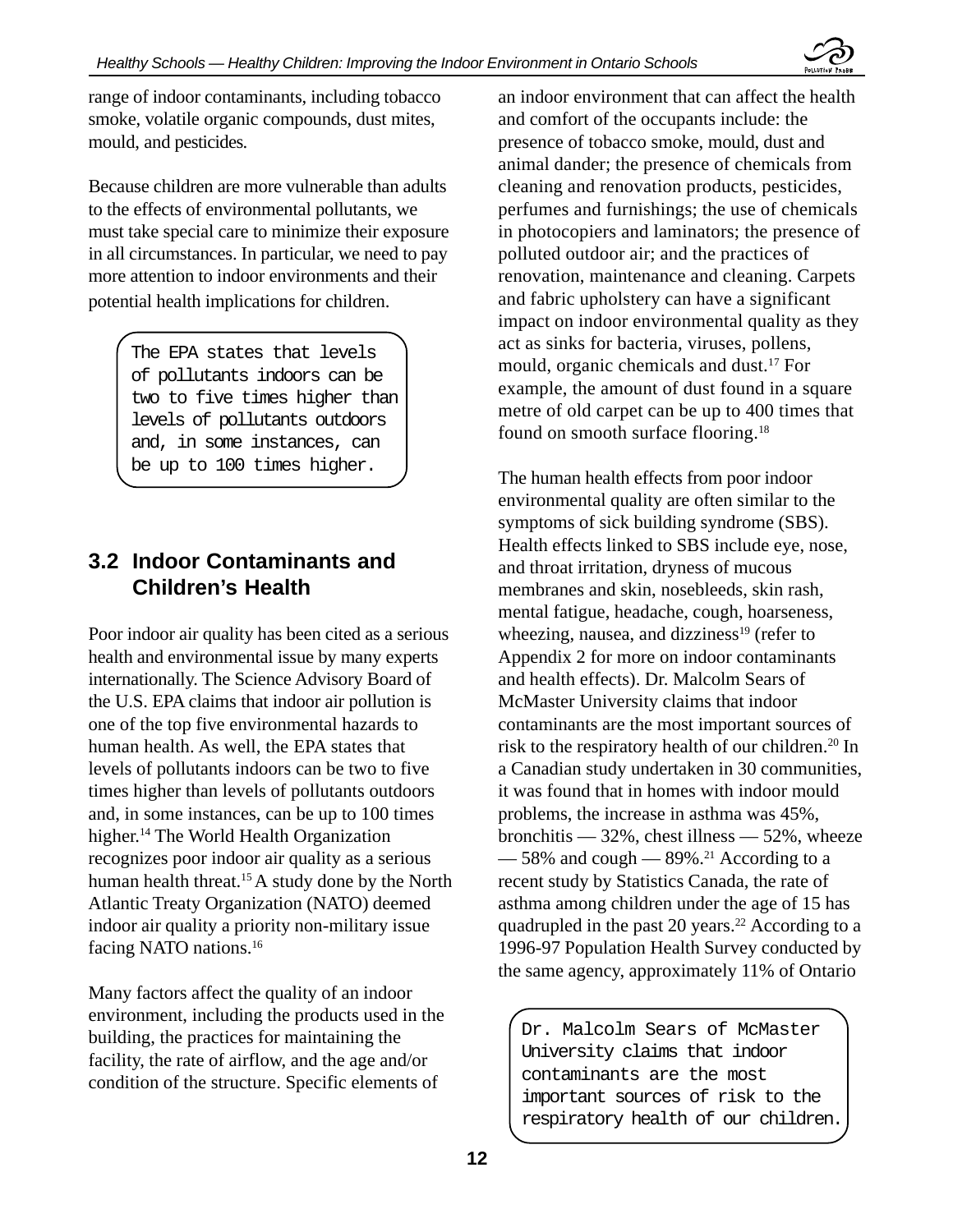range of indoor contaminants, including tobacco smoke, volatile organic compounds, dust mites, mould, and pesticides.

Because children are more vulnerable than adults to the effects of environmental pollutants, we must take special care to minimize their exposure in all circumstances. In particular, we need to pay more attention to indoor environments and their potential health implications for children.

> The EPA states that levels of pollutants indoors can be two to five times higher than levels of pollutants outdoors and, in some instances, can be up to 100 times higher.

## 3.2 Indoor Contaminants and Children's Health

Poor indoor air quality has been cited as a serious health and environmental issue by many experts internationally. The Science Advisory Board of the U.S. EPA claims that indoor air pollution is one of the top five environmental hazards to human health. As well, the EPA states that levels of pollutants indoors can be two to five times higher than levels of pollutants outdoors and, in some instances, can be up to 100 times higher.[14] The World Health Organization recognizes poor indoor air quality as a serious human health threat.[15] A study done by the North Atlantic Treaty Organization (NATO) deemed indoor air quality a priority non-military issue facing NATO nations.[16]

Many factors affect the quality of an indoor environment, including the products used in the building, the practices for maintaining the facility, the rate of airflow, and the age and/or condition of the structure. Specific elements of an indoor environment that can affect the health and comfort of the occupants include: the presence of tobacco smoke, mould, dust and animal dander; the presence of chemicals from cleaning and renovation products, pesticides, perfumes and furnishings; the use of chemicals in photocopiers and laminators; the presence of polluted outdoor air; and the practices of renovation, maintenance and cleaning. Carpets and fabric upholstery can have a significant impact on indoor environmental quality as they act as sinks for bacteria, viruses, pollens, mould, organic chemicals and dust.[17] For example, the amount of dust found in a square metre of old carpet can be up to 400 times that found on smooth surface flooring.[18]

The human health effects from poor indoor environmental quality are often similar to the symptoms of sick building syndrome (SBS). Health effects linked to SBS include eye, nose, and throat irritation, dryness of mucous membranes and skin, nosebleeds, skin rash, mental fatigue, headache, cough, hoarseness, wheezing, nausea, and dizziness[19] (refer to Appendix 2 for more on indoor contaminants and health effects). Dr. Malcolm Sears of McMaster University claims that indoor contaminants are the most important sources of risk to the respiratory health of our children.[20] In a Canadian study undertaken in 30 communities, it was found that in homes with indoor mould problems, the increase in asthma was 45%, bronchitis — 32%, chest illness — 52%, wheeze — 58% and cough — 89%.[21] According to a recent study by Statistics Canada, the rate of asthma among children under the age of 15 has quadrupled in the past 20 years.[22] According to a 1996-97 Population Health Survey conducted by the same agency, approximately 11% of Ontario

> Dr. Malcolm Sears of McMaster University claims that indoor contaminants are the most important sources of risk to the respiratory health of our children.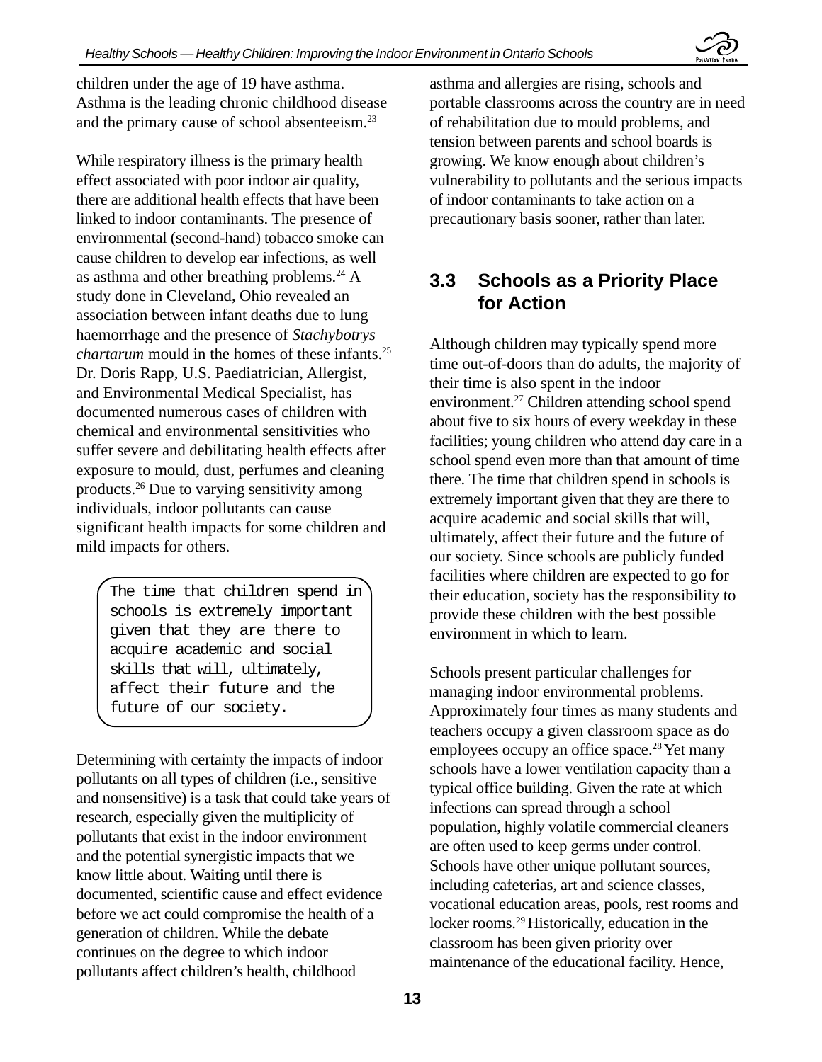children under the age of 19 have asthma. Asthma is the leading chronic childhood disease and the primary cause of school absenteeism.[23]

While respiratory illness is the primary health effect associated with poor indoor air quality, there are additional health effects that have been linked to indoor contaminants. The presence of environmental (second-hand) tobacco smoke can cause children to develop ear infections, as well as asthma and other breathing problems.[24] A study done in Cleveland, Ohio revealed an association between infant deaths due to lung haemorrhage and the presence of *Stachybotrys chartarum* mould in the homes of these infants.[25] Dr. Doris Rapp, U.S. Paediatrician, Allergist, and Environmental Medical Specialist, has documented numerous cases of children with chemical and environmental sensitivities who suffer severe and debilitating health effects after exposure to mould, dust, perfumes and cleaning products.[26] Due to varying sensitivity among individuals, indoor pollutants can cause significant health impacts for some children and mild impacts for others.

> The time that children spend in schools is extremely important given that they are there to acquire academic and social skills that will, ultimately, affect their future and the future of our society.

Determining with certainty the impacts of indoor pollutants on all types of children (i.e., sensitive and nonsensitive) is a task that could take years of research, especially given the multiplicity of pollutants that exist in the indoor environment and the potential synergistic impacts that we know little about. Waiting until there is documented, scientific cause and effect evidence before we act could compromise the health of a generation of children. While the debate continues on the degree to which indoor pollutants affect children's health, childhood asthma and allergies are rising, schools and portable classrooms across the country are in need of rehabilitation due to mould problems, and tension between parents and school boards is growing. We know enough about children's vulnerability to pollutants and the serious impacts of indoor contaminants to take action on a precautionary basis sooner, rather than later.

## 3.3 Schools as a Priority Place for Action

Although children may typically spend more time out-of-doors than do adults, the majority of their time is also spent in the indoor environment.[27] Children attending school spend about five to six hours of every weekday in these facilities; young children who attend day care in a school spend even more than that amount of time there. The time that children spend in schools is extremely important given that they are there to acquire academic and social skills that will, ultimately, affect their future and the future of our society. Since schools are publicly funded facilities where children are expected to go for their education, society has the responsibility to provide these children with the best possible environment in which to learn.

Schools present particular challenges for managing indoor environmental problems. Approximately four times as many students and teachers occupy a given classroom space as do employees occupy an office space.[28] Yet many schools have a lower ventilation capacity than a typical office building. Given the rate at which infections can spread through a school population, highly volatile commercial cleaners are often used to keep germs under control. Schools have other unique pollutant sources, including cafeterias, art and science classes, vocational education areas, pools, rest rooms and locker rooms.[29] Historically, education in the classroom has been given priority over maintenance of the educational facility. Hence,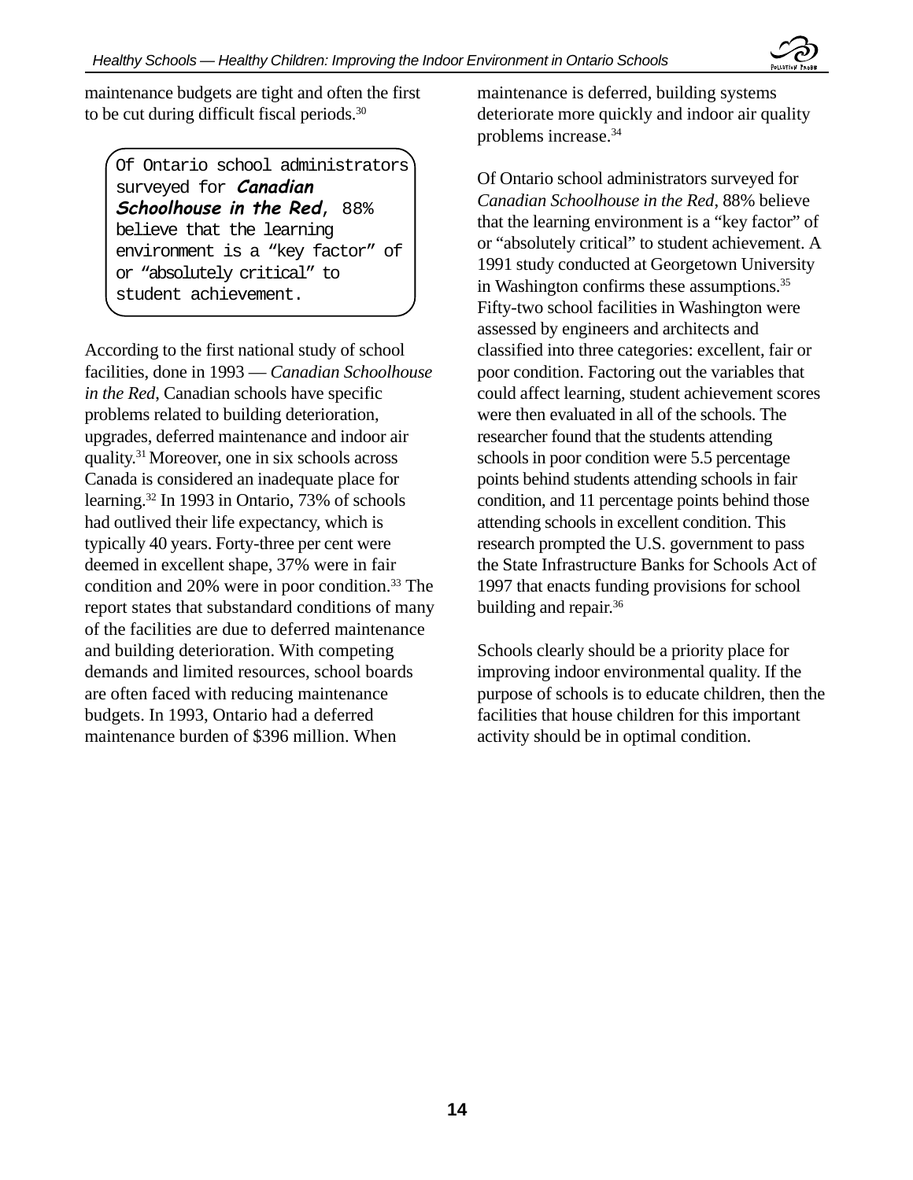maintenance budgets are tight and often the first to be cut during difficult fiscal periods.[30]

> Of Ontario school administrators surveyed for ***Canadian Schoolhouse in the Red***, 88% believe that the learning environment is a "key factor" of or "absolutely critical" to student achievement.

According to the first national study of school facilities, done in 1993 — *Canadian Schoolhouse in the Red*, Canadian schools have specific problems related to building deterioration, upgrades, deferred maintenance and indoor air quality.[31] Moreover, one in six schools across Canada is considered an inadequate place for learning.[32] In 1993 in Ontario, 73% of schools had outlived their life expectancy, which is typically 40 years. Forty-three per cent were deemed in excellent shape, 37% were in fair condition and 20% were in poor condition.[33] The report states that substandard conditions of many of the facilities are due to deferred maintenance and building deterioration. With competing demands and limited resources, school boards are often faced with reducing maintenance budgets. In 1993, Ontario had a deferred maintenance burden of $396 million. When maintenance is deferred, building systems deteriorate more quickly and indoor air quality problems increase.[34]

Of Ontario school administrators surveyed for *Canadian Schoolhouse in the Red*, 88% believe that the learning environment is a "key factor" of or "absolutely critical" to student achievement. A 1991 study conducted at Georgetown University in Washington confirms these assumptions.[35] Fifty-two school facilities in Washington were assessed by engineers and architects and classified into three categories: excellent, fair or poor condition. Factoring out the variables that could affect learning, student achievement scores were then evaluated in all of the schools. The researcher found that the students attending schools in poor condition were 5.5 percentage points behind students attending schools in fair condition, and 11 percentage points behind those attending schools in excellent condition. This research prompted the U.S. government to pass the State Infrastructure Banks for Schools Act of 1997 that enacts funding provisions for school building and repair.[36]

Schools clearly should be a priority place for improving indoor environmental quality. If the purpose of schools is to educate children, then the facilities that house children for this important activity should be in optimal condition.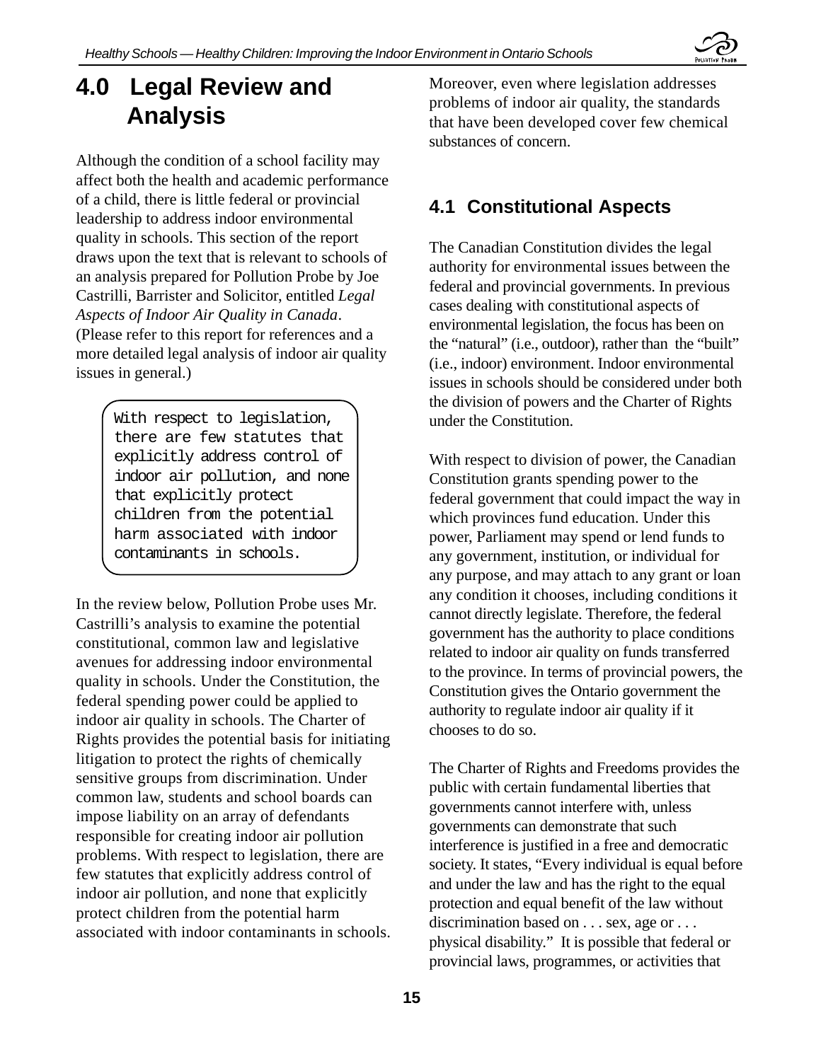# 4.0 Legal Review and Analysis

Although the condition of a school facility may affect both the health and academic performance of a child, there is little federal or provincial leadership to address indoor environmental quality in schools. This section of the report draws upon the text that is relevant to schools of an analysis prepared for Pollution Probe by Joe Castrilli, Barrister and Solicitor, entitled *Legal Aspects of Indoor Air Quality in Canada*. (Please refer to this report for references and a more detailed legal analysis of indoor air quality issues in general.)

> With respect to legislation, there are few statutes that explicitly address control of indoor air pollution, and none that explicitly protect children from the potential harm associated with indoor contaminants in schools.

In the review below, Pollution Probe uses Mr. Castrilli's analysis to examine the potential constitutional, common law and legislative avenues for addressing indoor environmental quality in schools. Under the Constitution, the federal spending power could be applied to indoor air quality in schools. The Charter of Rights provides the potential basis for initiating litigation to protect the rights of chemically sensitive groups from discrimination. Under common law, students and school boards can impose liability on an array of defendants responsible for creating indoor air pollution problems. With respect to legislation, there are few statutes that explicitly address control of indoor air pollution, and none that explicitly protect children from the potential harm associated with indoor contaminants in schools. Moreover, even where legislation addresses problems of indoor air quality, the standards that have been developed cover few chemical substances of concern.

## 4.1 Constitutional Aspects

The Canadian Constitution divides the legal authority for environmental issues between the federal and provincial governments. In previous cases dealing with constitutional aspects of environmental legislation, the focus has been on the "natural" (i.e., outdoor), rather than the "built" (i.e., indoor) environment. Indoor environmental issues in schools should be considered under both the division of powers and the Charter of Rights under the Constitution.

With respect to division of power, the Canadian Constitution grants spending power to the federal government that could impact the way in which provinces fund education. Under this power, Parliament may spend or lend funds to any government, institution, or individual for any purpose, and may attach to any grant or loan any condition it chooses, including conditions it cannot directly legislate. Therefore, the federal government has the authority to place conditions related to indoor air quality on funds transferred to the province. In terms of provincial powers, the Constitution gives the Ontario government the authority to regulate indoor air quality if it chooses to do so.

The Charter of Rights and Freedoms provides the public with certain fundamental liberties that governments cannot interfere with, unless governments can demonstrate that such interference is justified in a free and democratic society. It states, "Every individual is equal before and under the law and has the right to the equal protection and equal benefit of the law without discrimination based on . . . sex, age or . . . physical disability." It is possible that federal or provincial laws, programmes, or activities that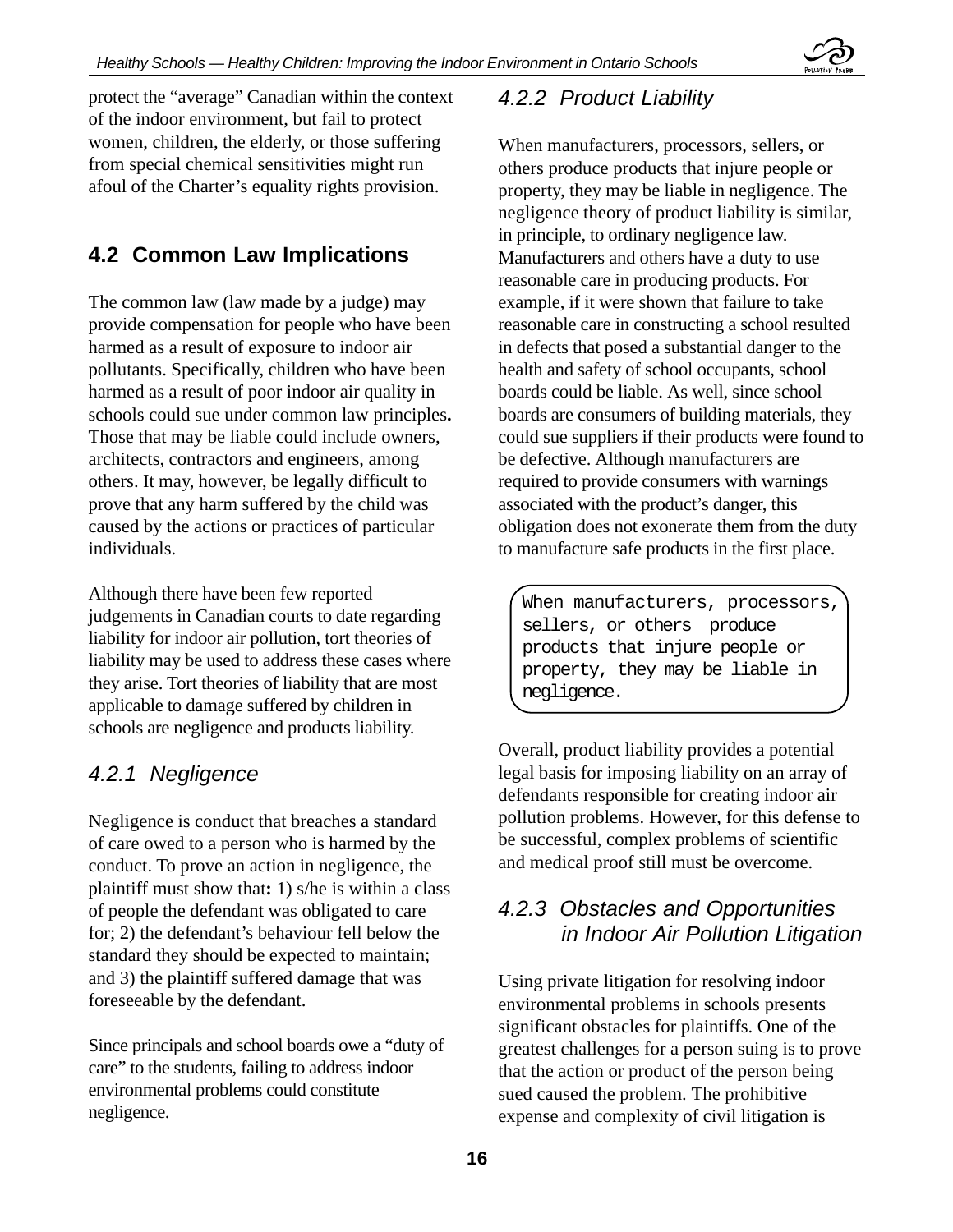protect the "average" Canadian within the context of the indoor environment, but fail to protect women, children, the elderly, or those suffering from special chemical sensitivities might run afoul of the Charter's equality rights provision.

## 4.2 Common Law Implications

The common law (law made by a judge) may provide compensation for people who have been harmed as a result of exposure to indoor air pollutants. Specifically, children who have been harmed as a result of poor indoor air quality in schools could sue under common law principles**.** Those that may be liable could include owners, architects, contractors and engineers, among others. It may, however, be legally difficult to prove that any harm suffered by the child was caused by the actions or practices of particular individuals.

Although there have been few reported judgements in Canadian courts to date regarding liability for indoor air pollution, tort theories of liability may be used to address these cases where they arise. Tort theories of liability that are most applicable to damage suffered by children in schools are negligence and products liability.

### *4.2.1 Negligence*

Negligence is conduct that breaches a standard of care owed to a person who is harmed by the conduct. To prove an action in negligence, the plaintiff must show that**:** 1) s/he is within a class of people the defendant was obligated to care for; 2) the defendant's behaviour fell below the standard they should be expected to maintain; and 3) the plaintiff suffered damage that was foreseeable by the defendant.

Since principals and school boards owe a "duty of care" to the students, failing to address indoor environmental problems could constitute negligence.

### *4.2.2 Product Liability*

When manufacturers, processors, sellers, or others produce products that injure people or property, they may be liable in negligence. The negligence theory of product liability is similar, in principle, to ordinary negligence law. Manufacturers and others have a duty to use reasonable care in producing products. For example, if it were shown that failure to take reasonable care in constructing a school resulted in defects that posed a substantial danger to the health and safety of school occupants, school boards could be liable. As well, since school boards are consumers of building materials, they could sue suppliers if their products were found to be defective. Although manufacturers are required to provide consumers with warnings associated with the product's danger, this obligation does not exonerate them from the duty to manufacture safe products in the first place.

> When manufacturers, processors, sellers, or others produce products that injure people or property, they may be liable in negligence.

Overall, product liability provides a potential legal basis for imposing liability on an array of defendants responsible for creating indoor air pollution problems. However, for this defense to be successful, complex problems of scientific and medical proof still must be overcome.

### *4.2.3 Obstacles and Opportunities in Indoor Air Pollution Litigation*

Using private litigation for resolving indoor environmental problems in schools presents significant obstacles for plaintiffs. One of the greatest challenges for a person suing is to prove that the action or product of the person being sued caused the problem. The prohibitive expense and complexity of civil litigation is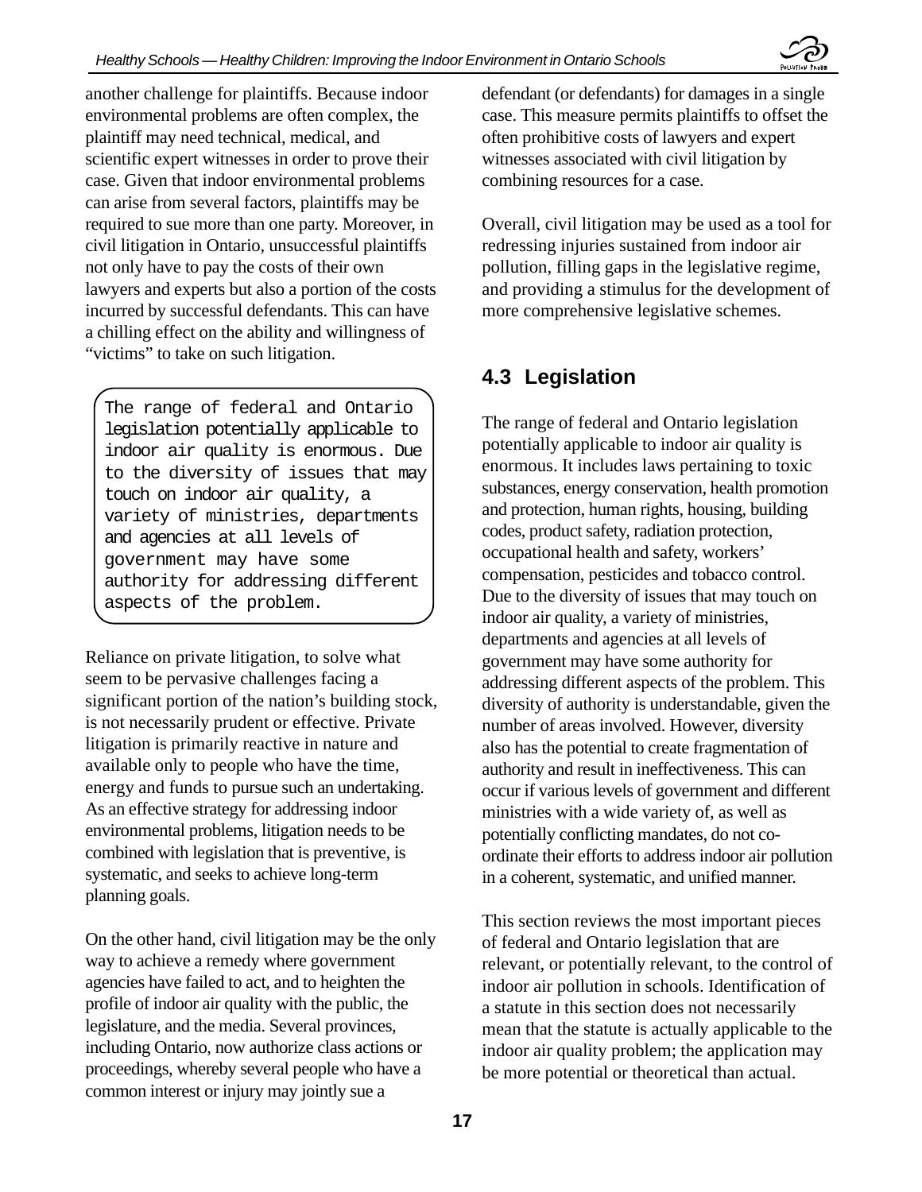another challenge for plaintiffs. Because indoor environmental problems are often complex, the plaintiff may need technical, medical, and scientific expert witnesses in order to prove their case. Given that indoor environmental problems can arise from several factors, plaintiffs may be required to sue more than one party. Moreover, in civil litigation in Ontario, unsuccessful plaintiffs not only have to pay the costs of their own lawyers and experts but also a portion of the costs incurred by successful defendants. This can have a chilling effect on the ability and willingness of "victims" to take on such litigation.

> The range of federal and Ontario legislation potentially applicable to indoor air quality is enormous. Due to the diversity of issues that may touch on indoor air quality, a variety of ministries, departments and agencies at all levels of government may have some authority for addressing different aspects of the problem.

Reliance on private litigation, to solve what seem to be pervasive challenges facing a significant portion of the nation's building stock, is not necessarily prudent or effective. Private litigation is primarily reactive in nature and available only to people who have the time, energy and funds to pursue such an undertaking. As an effective strategy for addressing indoor environmental problems, litigation needs to be combined with legislation that is preventive, is systematic, and seeks to achieve long-term planning goals.

On the other hand, civil litigation may be the only way to achieve a remedy where government agencies have failed to act, and to heighten the profile of indoor air quality with the public, the legislature, and the media. Several provinces, including Ontario, now authorize class actions or proceedings, whereby several people who have a common interest or injury may jointly sue a defendant (or defendants) for damages in a single case. This measure permits plaintiffs to offset the often prohibitive costs of lawyers and expert witnesses associated with civil litigation by combining resources for a case.

Overall, civil litigation may be used as a tool for redressing injuries sustained from indoor air pollution, filling gaps in the legislative regime, and providing a stimulus for the development of more comprehensive legislative schemes.

## 4.3 Legislation

The range of federal and Ontario legislation potentially applicable to indoor air quality is enormous. It includes laws pertaining to toxic substances, energy conservation, health promotion and protection, human rights, housing, building codes, product safety, radiation protection, occupational health and safety, workers' compensation, pesticides and tobacco control. Due to the diversity of issues that may touch on indoor air quality, a variety of ministries, departments and agencies at all levels of government may have some authority for addressing different aspects of the problem. This diversity of authority is understandable, given the number of areas involved. However, diversity also has the potential to create fragmentation of authority and result in ineffectiveness. This can occur if various levels of government and different ministries with a wide variety of, as well as potentially conflicting mandates, do not co-ordinate their efforts to address indoor air pollution in a coherent, systematic, and unified manner.

This section reviews the most important pieces of federal and Ontario legislation that are relevant, or potentially relevant, to the control of indoor air pollution in schools. Identification of a statute in this section does not necessarily mean that the statute is actually applicable to the indoor air quality problem; the application may be more potential or theoretical than actual.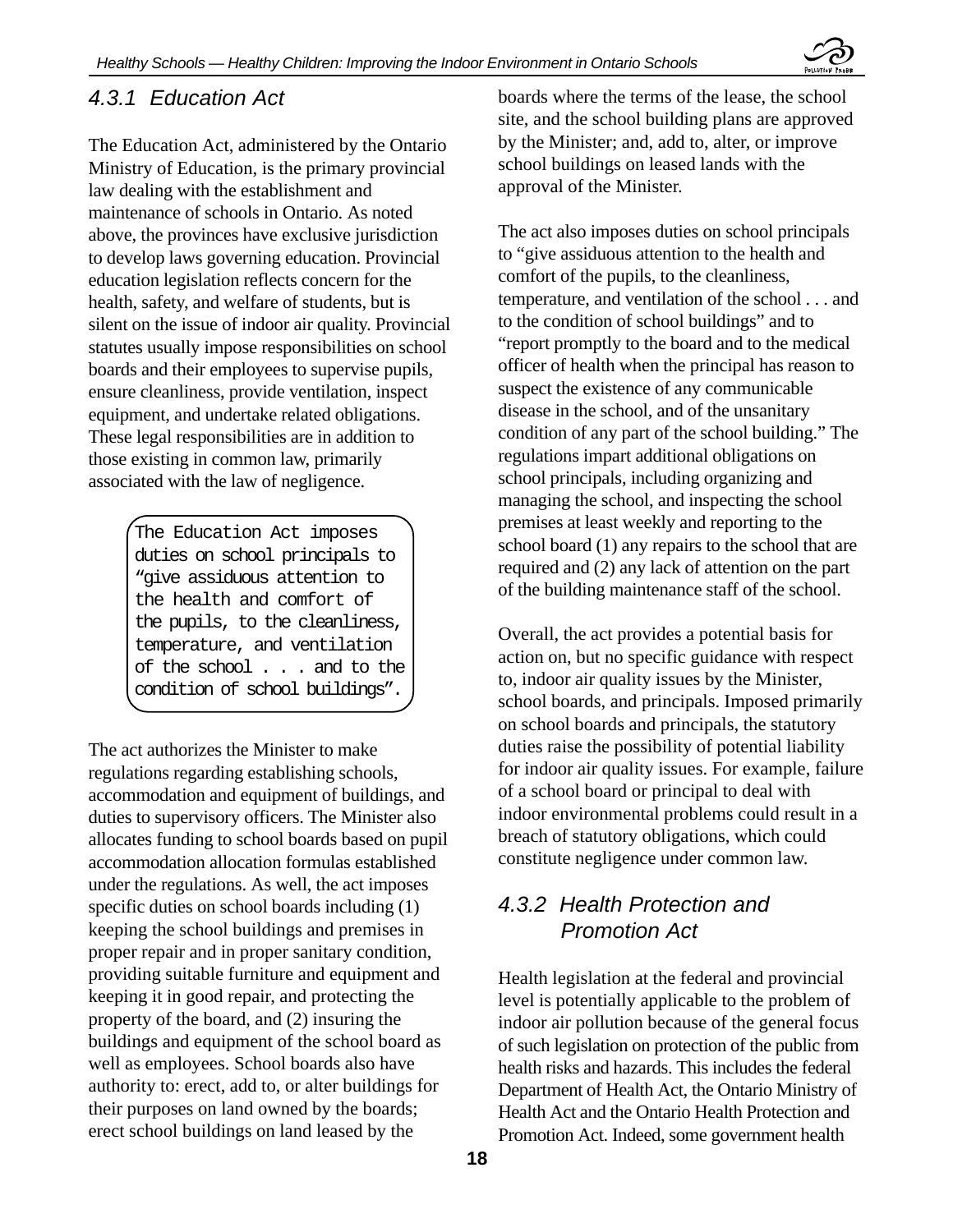### 4.3.1 Education Act

The Education Act, administered by the Ontario Ministry of Education, is the primary provincial law dealing with the establishment and maintenance of schools in Ontario. As noted above, the provinces have exclusive jurisdiction to develop laws governing education. Provincial education legislation reflects concern for the health, safety, and welfare of students, but is silent on the issue of indoor air quality. Provincial statutes usually impose responsibilities on school boards and their employees to supervise pupils, ensure cleanliness, provide ventilation, inspect equipment, and undertake related obligations. These legal responsibilities are in addition to those existing in common law, primarily associated with the law of negligence.

> The Education Act imposes duties on school principals to "give assiduous attention to the health and comfort of the pupils, to the cleanliness, temperature, and ventilation of the school . . . and to the condition of school buildings".

The act authorizes the Minister to make regulations regarding establishing schools, accommodation and equipment of buildings, and duties to supervisory officers. The Minister also allocates funding to school boards based on pupil accommodation allocation formulas established under the regulations. As well, the act imposes specific duties on school boards including (1) keeping the school buildings and premises in proper repair and in proper sanitary condition, providing suitable furniture and equipment and keeping it in good repair, and protecting the property of the board, and (2) insuring the buildings and equipment of the school board as well as employees. School boards also have authority to: erect, add to, or alter buildings for their purposes on land owned by the boards; erect school buildings on land leased by the boards where the terms of the lease, the school site, and the school building plans are approved by the Minister; and, add to, alter, or improve school buildings on leased lands with the approval of the Minister.

The act also imposes duties on school principals to "give assiduous attention to the health and comfort of the pupils, to the cleanliness, temperature, and ventilation of the school . . . and to the condition of school buildings" and to "report promptly to the board and to the medical officer of health when the principal has reason to suspect the existence of any communicable disease in the school, and of the unsanitary condition of any part of the school building." The regulations impart additional obligations on school principals, including organizing and managing the school, and inspecting the school premises at least weekly and reporting to the school board (1) any repairs to the school that are required and (2) any lack of attention on the part of the building maintenance staff of the school.

Overall, the act provides a potential basis for action on, but no specific guidance with respect to, indoor air quality issues by the Minister, school boards, and principals. Imposed primarily on school boards and principals, the statutory duties raise the possibility of potential liability for indoor air quality issues. For example, failure of a school board or principal to deal with indoor environmental problems could result in a breach of statutory obligations, which could constitute negligence under common law.

### 4.3.2 Health Protection and Promotion Act

Health legislation at the federal and provincial level is potentially applicable to the problem of indoor air pollution because of the general focus of such legislation on protection of the public from health risks and hazards. This includes the federal Department of Health Act, the Ontario Ministry of Health Act and the Ontario Health Protection and Promotion Act. Indeed, some government health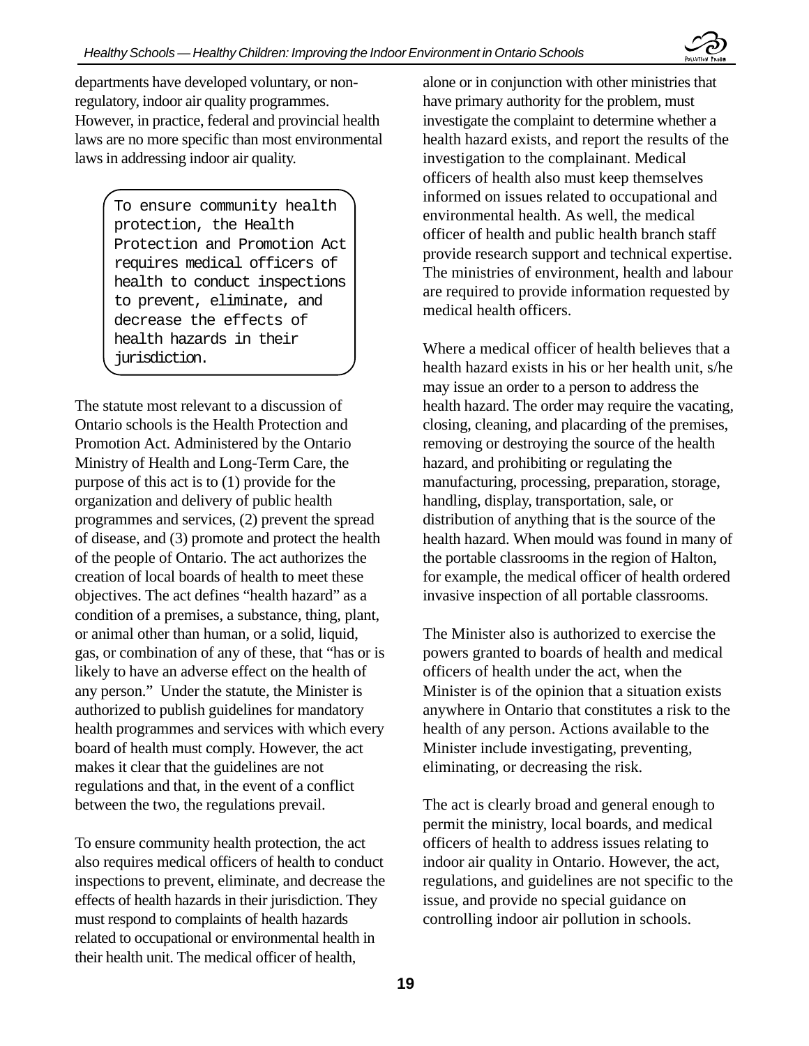departments have developed voluntary, or non-regulatory, indoor air quality programmes. However, in practice, federal and provincial health laws are no more specific than most environmental laws in addressing indoor air quality.

> To ensure community health protection, the Health Protection and Promotion Act requires medical officers of health to conduct inspections to prevent, eliminate, and decrease the effects of health hazards in their jurisdiction.

The statute most relevant to a discussion of Ontario schools is the Health Protection and Promotion Act. Administered by the Ontario Ministry of Health and Long-Term Care, the purpose of this act is to (1) provide for the organization and delivery of public health programmes and services, (2) prevent the spread of disease, and (3) promote and protect the health of the people of Ontario. The act authorizes the creation of local boards of health to meet these objectives. The act defines "health hazard" as a condition of a premises, a substance, thing, plant, or animal other than human, or a solid, liquid, gas, or combination of any of these, that "has or is likely to have an adverse effect on the health of any person." Under the statute, the Minister is authorized to publish guidelines for mandatory health programmes and services with which every board of health must comply. However, the act makes it clear that the guidelines are not regulations and that, in the event of a conflict between the two, the regulations prevail.

To ensure community health protection, the act also requires medical officers of health to conduct inspections to prevent, eliminate, and decrease the effects of health hazards in their jurisdiction. They must respond to complaints of health hazards related to occupational or environmental health in their health unit. The medical officer of health, alone or in conjunction with other ministries that have primary authority for the problem, must investigate the complaint to determine whether a health hazard exists, and report the results of the investigation to the complainant. Medical officers of health also must keep themselves informed on issues related to occupational and environmental health. As well, the medical officer of health and public health branch staff provide research support and technical expertise. The ministries of environment, health and labour are required to provide information requested by medical health officers.

Where a medical officer of health believes that a health hazard exists in his or her health unit, s/he may issue an order to a person to address the health hazard. The order may require the vacating, closing, cleaning, and placarding of the premises, removing or destroying the source of the health hazard, and prohibiting or regulating the manufacturing, processing, preparation, storage, handling, display, transportation, sale, or distribution of anything that is the source of the health hazard. When mould was found in many of the portable classrooms in the region of Halton, for example, the medical officer of health ordered invasive inspection of all portable classrooms.

The Minister also is authorized to exercise the powers granted to boards of health and medical officers of health under the act, when the Minister is of the opinion that a situation exists anywhere in Ontario that constitutes a risk to the health of any person. Actions available to the Minister include investigating, preventing, eliminating, or decreasing the risk.

The act is clearly broad and general enough to permit the ministry, local boards, and medical officers of health to address issues relating to indoor air quality in Ontario. However, the act, regulations, and guidelines are not specific to the issue, and provide no special guidance on controlling indoor air pollution in schools.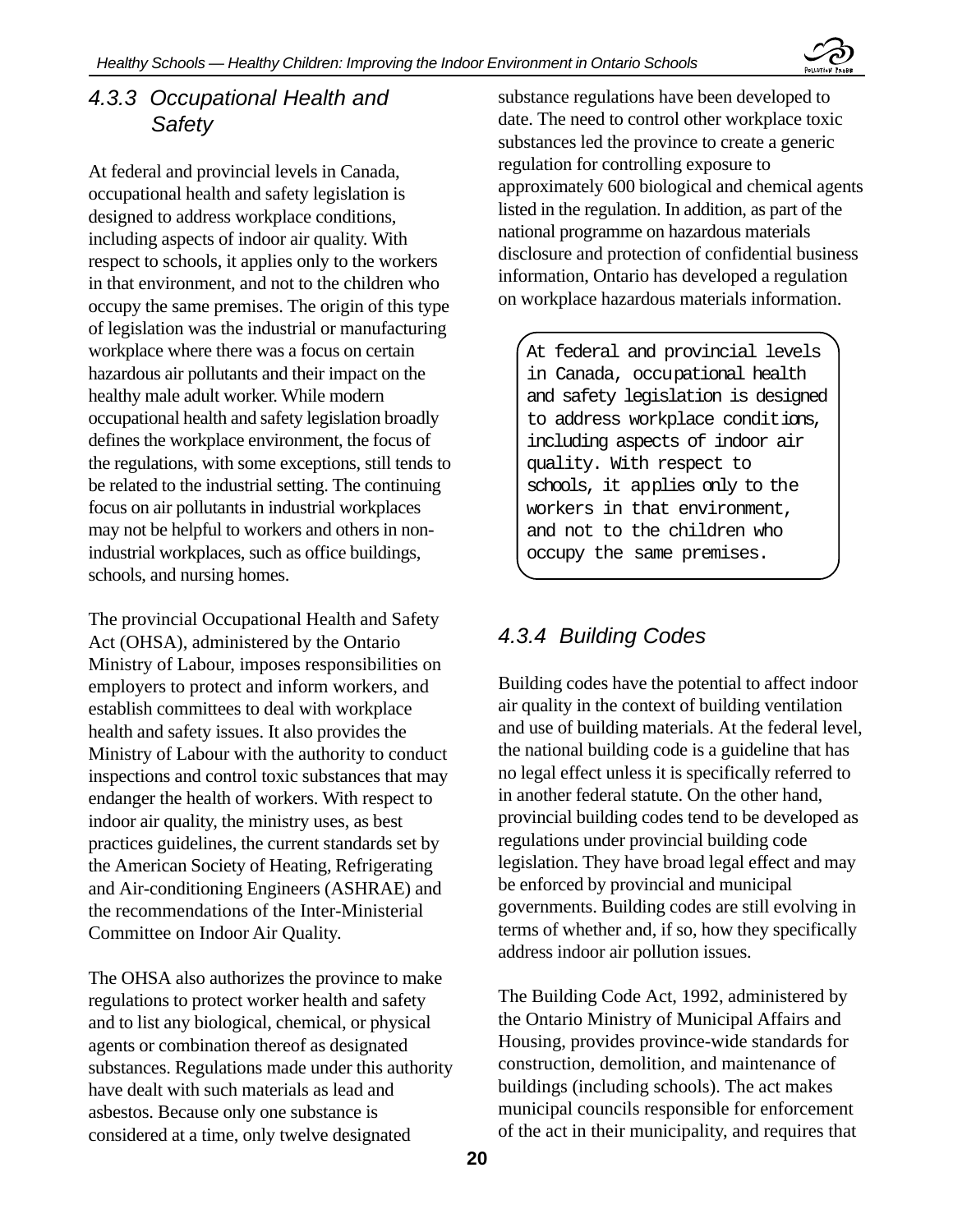### 4.3.3 Occupational Health and Safety

At federal and provincial levels in Canada, occupational health and safety legislation is designed to address workplace conditions, including aspects of indoor air quality. With respect to schools, it applies only to the workers in that environment, and not to the children who occupy the same premises. The origin of this type of legislation was the industrial or manufacturing workplace where there was a focus on certain hazardous air pollutants and their impact on the healthy male adult worker. While modern occupational health and safety legislation broadly defines the workplace environment, the focus of the regulations, with some exceptions, still tends to be related to the industrial setting. The continuing focus on air pollutants in industrial workplaces may not be helpful to workers and others in non-industrial workplaces, such as office buildings, schools, and nursing homes.

The provincial Occupational Health and Safety Act (OHSA), administered by the Ontario Ministry of Labour, imposes responsibilities on employers to protect and inform workers, and establish committees to deal with workplace health and safety issues. It also provides the Ministry of Labour with the authority to conduct inspections and control toxic substances that may endanger the health of workers. With respect to indoor air quality, the ministry uses, as best practices guidelines, the current standards set by the American Society of Heating, Refrigerating and Air-conditioning Engineers (ASHRAE) and the recommendations of the Inter-Ministerial Committee on Indoor Air Quality.

The OHSA also authorizes the province to make regulations to protect worker health and safety and to list any biological, chemical, or physical agents or combination thereof as designated substances. Regulations made under this authority have dealt with such materials as lead and asbestos. Because only one substance is considered at a time, only twelve designated substance regulations have been developed to date. The need to control other workplace toxic substances led the province to create a generic regulation for controlling exposure to approximately 600 biological and chemical agents listed in the regulation. In addition, as part of the national programme on hazardous materials disclosure and protection of confidential business information, Ontario has developed a regulation on workplace hazardous materials information.

> At federal and provincial levels in Canada, occupational health and safety legislation is designed to address workplace conditions, including aspects of indoor air quality. With respect to schools, it applies only to the workers in that environment, and not to the children who occupy the same premises.

### 4.3.4 Building Codes

Building codes have the potential to affect indoor air quality in the context of building ventilation and use of building materials. At the federal level, the national building code is a guideline that has no legal effect unless it is specifically referred to in another federal statute. On the other hand, provincial building codes tend to be developed as regulations under provincial building code legislation. They have broad legal effect and may be enforced by provincial and municipal governments. Building codes are still evolving in terms of whether and, if so, how they specifically address indoor air pollution issues.

The Building Code Act, 1992, administered by the Ontario Ministry of Municipal Affairs and Housing, provides province-wide standards for construction, demolition, and maintenance of buildings (including schools). The act makes municipal councils responsible for enforcement of the act in their municipality, and requires that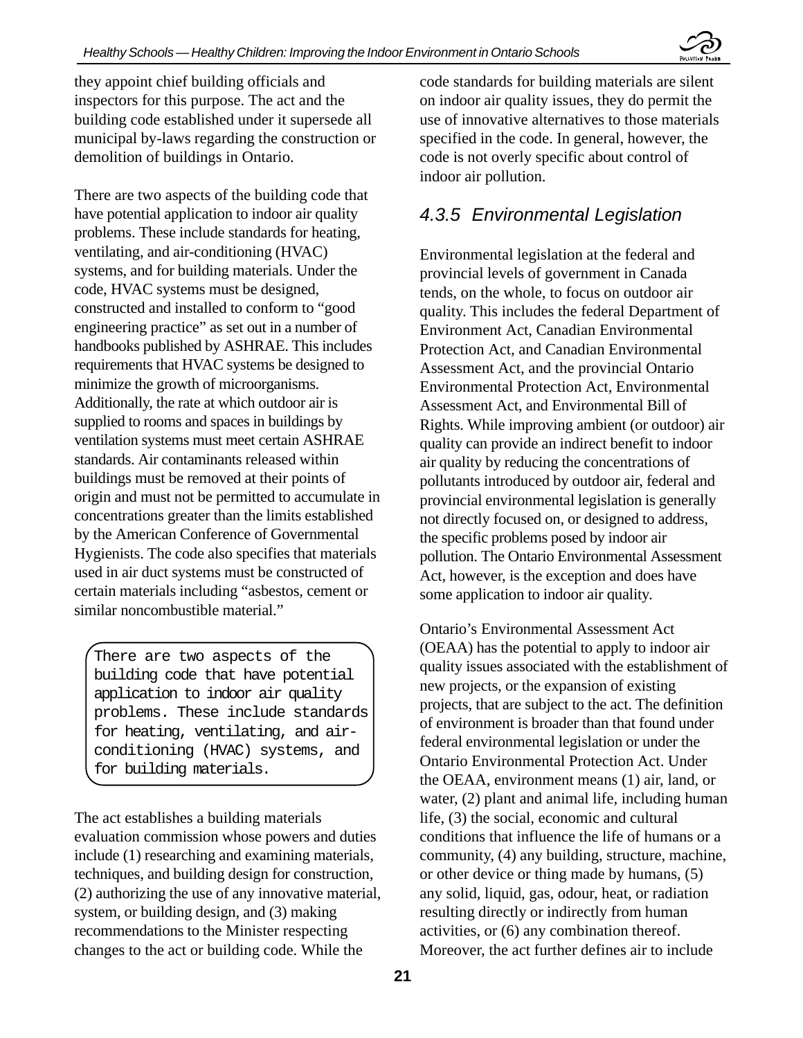they appoint chief building officials and inspectors for this purpose. The act and the building code established under it supersede all municipal by-laws regarding the construction or demolition of buildings in Ontario.

There are two aspects of the building code that have potential application to indoor air quality problems. These include standards for heating, ventilating, and air-conditioning (HVAC) systems, and for building materials. Under the code, HVAC systems must be designed, constructed and installed to conform to "good engineering practice" as set out in a number of handbooks published by ASHRAE. This includes requirements that HVAC systems be designed to minimize the growth of microorganisms. Additionally, the rate at which outdoor air is supplied to rooms and spaces in buildings by ventilation systems must meet certain ASHRAE standards. Air contaminants released within buildings must be removed at their points of origin and must not be permitted to accumulate in concentrations greater than the limits established by the American Conference of Governmental Hygienists. The code also specifies that materials used in air duct systems must be constructed of certain materials including "asbestos, cement or similar noncombustible material."

> There are two aspects of the building code that have potential application to indoor air quality problems. These include standards for heating, ventilating, and air-conditioning (HVAC) systems, and for building materials.

The act establishes a building materials evaluation commission whose powers and duties include (1) researching and examining materials, techniques, and building design for construction, (2) authorizing the use of any innovative material, system, or building design, and (3) making recommendations to the Minister respecting changes to the act or building code. While the code standards for building materials are silent on indoor air quality issues, they do permit the use of innovative alternatives to those materials specified in the code. In general, however, the code is not overly specific about control of indoor air pollution.

### *4.3.5 Environmental Legislation*

Environmental legislation at the federal and provincial levels of government in Canada tends, on the whole, to focus on outdoor air quality. This includes the federal Department of Environment Act, Canadian Environmental Protection Act, and Canadian Environmental Assessment Act, and the provincial Ontario Environmental Protection Act, Environmental Assessment Act, and Environmental Bill of Rights. While improving ambient (or outdoor) air quality can provide an indirect benefit to indoor air quality by reducing the concentrations of pollutants introduced by outdoor air, federal and provincial environmental legislation is generally not directly focused on, or designed to address, the specific problems posed by indoor air pollution. The Ontario Environmental Assessment Act, however, is the exception and does have some application to indoor air quality.

Ontario's Environmental Assessment Act (OEAA) has the potential to apply to indoor air quality issues associated with the establishment of new projects, or the expansion of existing projects, that are subject to the act. The definition of environment is broader than that found under federal environmental legislation or under the Ontario Environmental Protection Act. Under the OEAA, environment means (1) air, land, or water, (2) plant and animal life, including human life, (3) the social, economic and cultural conditions that influence the life of humans or a community, (4) any building, structure, machine, or other device or thing made by humans, (5) any solid, liquid, gas, odour, heat, or radiation resulting directly or indirectly from human activities, or (6) any combination thereof. Moreover, the act further defines air to include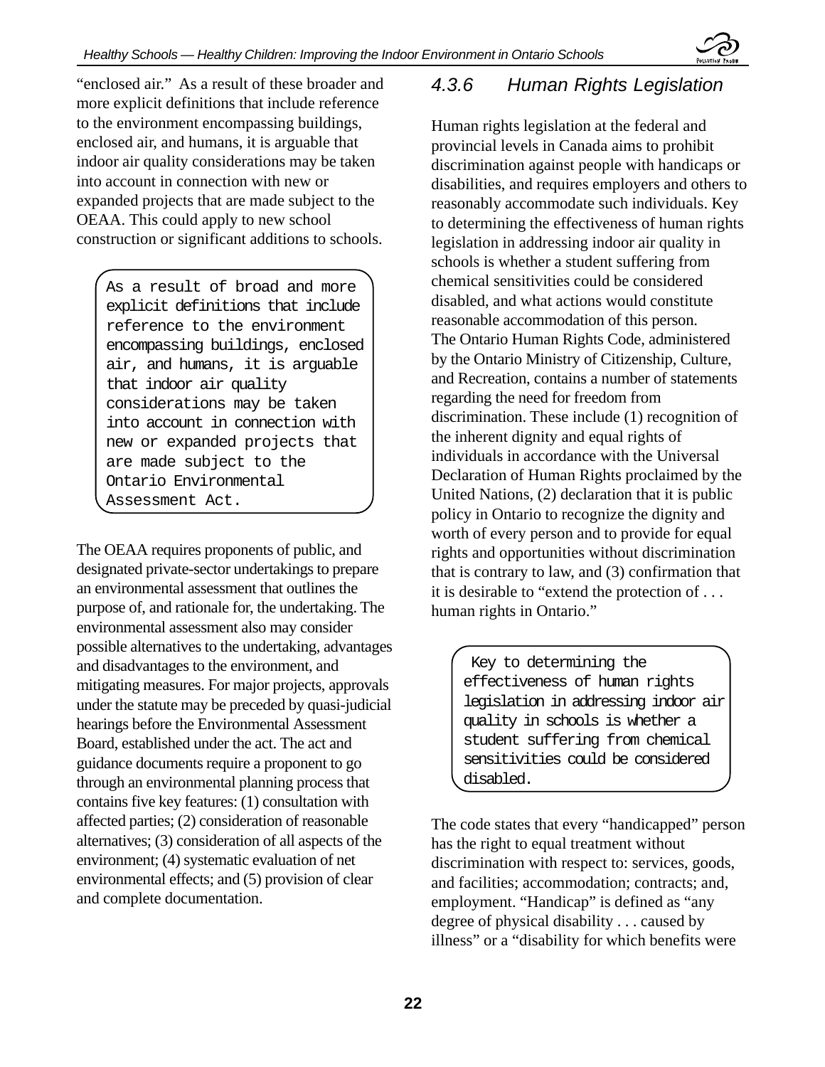"enclosed air." As a result of these broader and more explicit definitions that include reference to the environment encompassing buildings, enclosed air, and humans, it is arguable that indoor air quality considerations may be taken into account in connection with new or expanded projects that are made subject to the OEAA. This could apply to new school construction or significant additions to schools.

> As a result of broad and more explicit definitions that include reference to the environment encompassing buildings, enclosed air, and humans, it is arguable that indoor air quality considerations may be taken into account in connection with new or expanded projects that are made subject to the Ontario Environmental Assessment Act.

The OEAA requires proponents of public, and designated private-sector undertakings to prepare an environmental assessment that outlines the purpose of, and rationale for, the undertaking. The environmental assessment also may consider possible alternatives to the undertaking, advantages and disadvantages to the environment, and mitigating measures. For major projects, approvals under the statute may be preceded by quasi-judicial hearings before the Environmental Assessment Board, established under the act. The act and guidance documents require a proponent to go through an environmental planning process that contains five key features: (1) consultation with affected parties; (2) consideration of reasonable alternatives; (3) consideration of all aspects of the environment; (4) systematic evaluation of net environmental effects; and (5) provision of clear and complete documentation.

### *4.3.6 Human Rights Legislation*

Human rights legislation at the federal and provincial levels in Canada aims to prohibit discrimination against people with handicaps or disabilities, and requires employers and others to reasonably accommodate such individuals. Key to determining the effectiveness of human rights legislation in addressing indoor air quality in schools is whether a student suffering from chemical sensitivities could be considered disabled, and what actions would constitute reasonable accommodation of this person.

The Ontario Human Rights Code, administered by the Ontario Ministry of Citizenship, Culture, and Recreation, contains a number of statements regarding the need for freedom from discrimination. These include (1) recognition of the inherent dignity and equal rights of individuals in accordance with the Universal Declaration of Human Rights proclaimed by the United Nations, (2) declaration that it is public policy in Ontario to recognize the dignity and worth of every person and to provide for equal rights and opportunities without discrimination that is contrary to law, and (3) confirmation that it is desirable to "extend the protection of . . . human rights in Ontario."

> Key to determining the effectiveness of human rights legislation in addressing indoor air quality in schools is whether a student suffering from chemical sensitivities could be considered disabled.

The code states that every "handicapped" person has the right to equal treatment without discrimination with respect to: services, goods, and facilities; accommodation; contracts; and, employment. "Handicap" is defined as "any degree of physical disability . . . caused by illness" or a "disability for which benefits were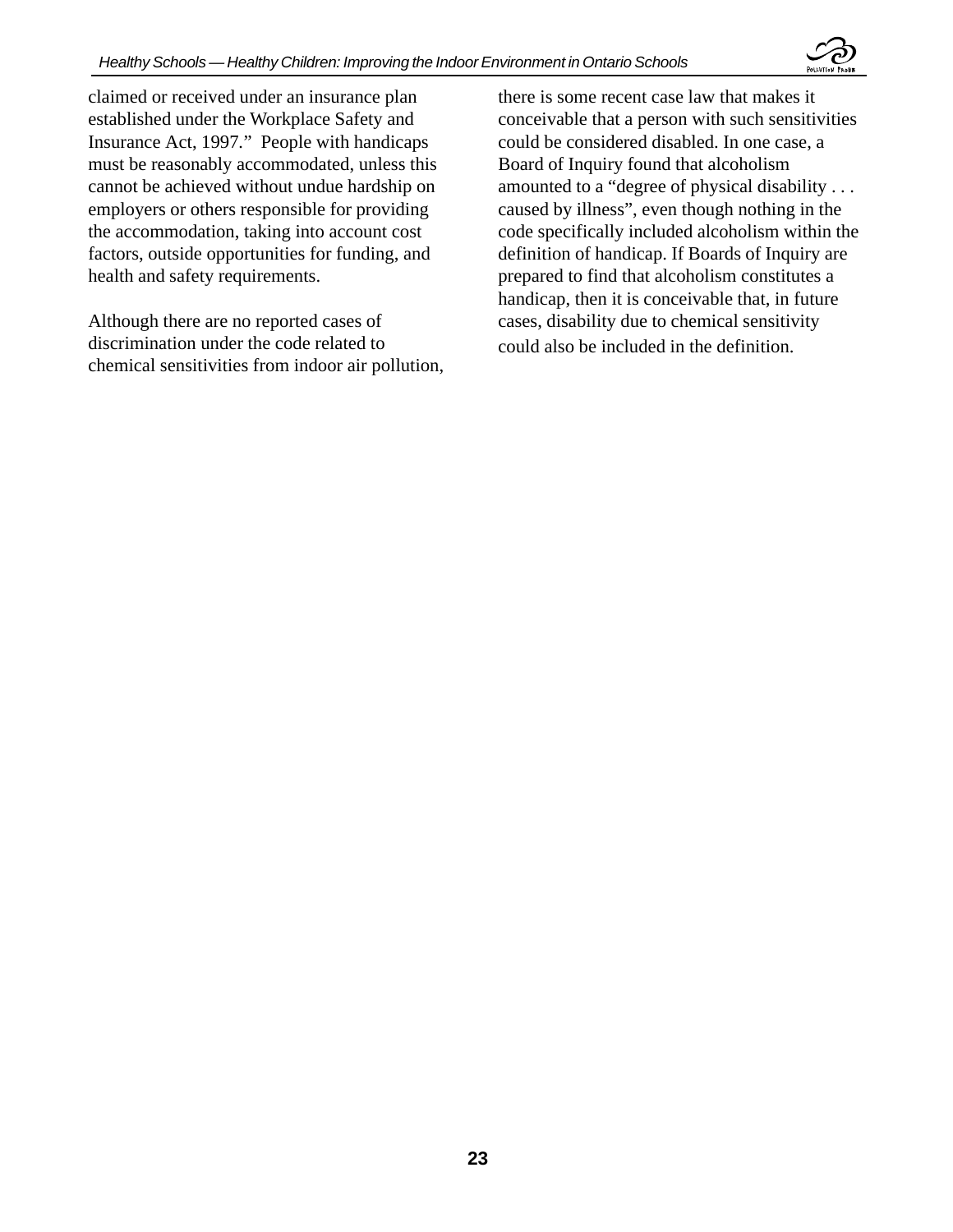claimed or received under an insurance plan established under the Workplace Safety and Insurance Act, 1997." People with handicaps must be reasonably accommodated, unless this cannot be achieved without undue hardship on employers or others responsible for providing the accommodation, taking into account cost factors, outside opportunities for funding, and health and safety requirements.

Although there are no reported cases of discrimination under the code related to chemical sensitivities from indoor air pollution, there is some recent case law that makes it conceivable that a person with such sensitivities could be considered disabled. In one case, a Board of Inquiry found that alcoholism amounted to a "degree of physical disability . . . caused by illness", even though nothing in the code specifically included alcoholism within the definition of handicap. If Boards of Inquiry are prepared to find that alcoholism constitutes a handicap, then it is conceivable that, in future cases, disability due to chemical sensitivity could also be included in the definition.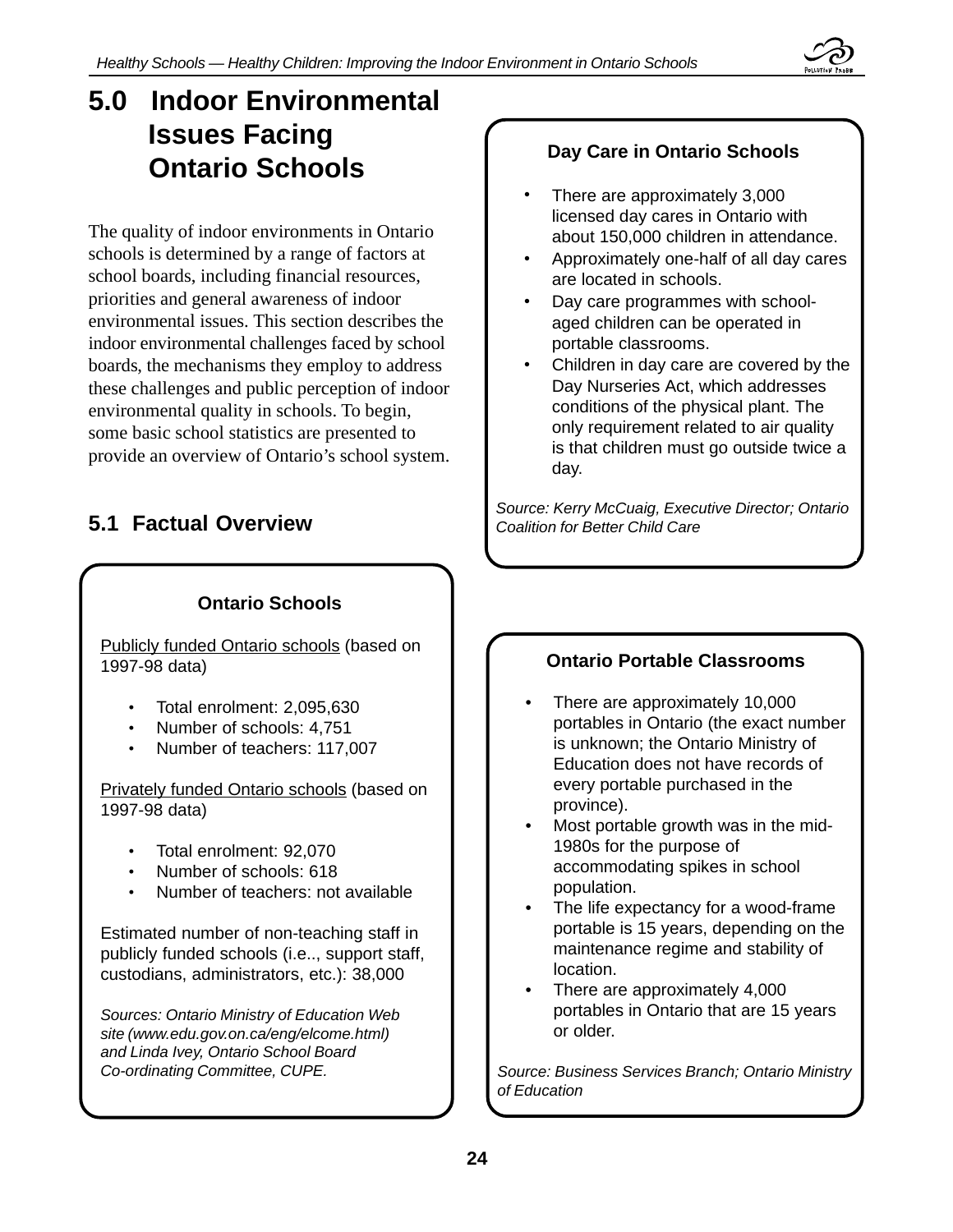# 5.0 Indoor Environmental Issues Facing Ontario Schools

The quality of indoor environments in Ontario schools is determined by a range of factors at school boards, including financial resources, priorities and general awareness of indoor environmental issues. This section describes the indoor environmental challenges faced by school boards, the mechanisms they employ to address these challenges and public perception of indoor environmental quality in schools. To begin, some basic school statistics are presented to provide an overview of Ontario's school system.

## 5.1 Factual Overview

**Ontario Schools**

Publicly funded Ontario schools (based on 1997-98 data)

- Total enrolment: 2,095,630
- Number of schools: 4,751
- Number of teachers: 117,007

Privately funded Ontario schools (based on 1997-98 data)

- Total enrolment: 92,070
- Number of schools: 618
- Number of teachers: not available

Estimated number of non-teaching staff in publicly funded schools (i.e.., support staff, custodians, administrators, etc.): 38,000

*Sources: Ontario Ministry of Education Web site (www.edu.gov.on.ca/eng/elcome.html) and Linda Ivey, Ontario School Board Co-ordinating Committee, CUPE.*

**Day Care in Ontario Schools**

- There are approximately 3,000 licensed day cares in Ontario with about 150,000 children in attendance.
- Approximately one-half of all day cares are located in schools.
- Day care programmes with school-aged children can be operated in portable classrooms.
- Children in day care are covered by the Day Nurseries Act, which addresses conditions of the physical plant. The only requirement related to air quality is that children must go outside twice a day.

*Source: Kerry McCuaig, Executive Director; Ontario Coalition for Better Child Care*

**Ontario Portable Classrooms**

- There are approximately 10,000 portables in Ontario (the exact number is unknown; the Ontario Ministry of Education does not have records of every portable purchased in the province).
- Most portable growth was in the mid-1980s for the purpose of accommodating spikes in school population.
- The life expectancy for a wood-frame portable is 15 years, depending on the maintenance regime and stability of location.
- There are approximately 4,000 portables in Ontario that are 15 years or older.

*Source: Business Services Branch; Ontario Ministry of Education*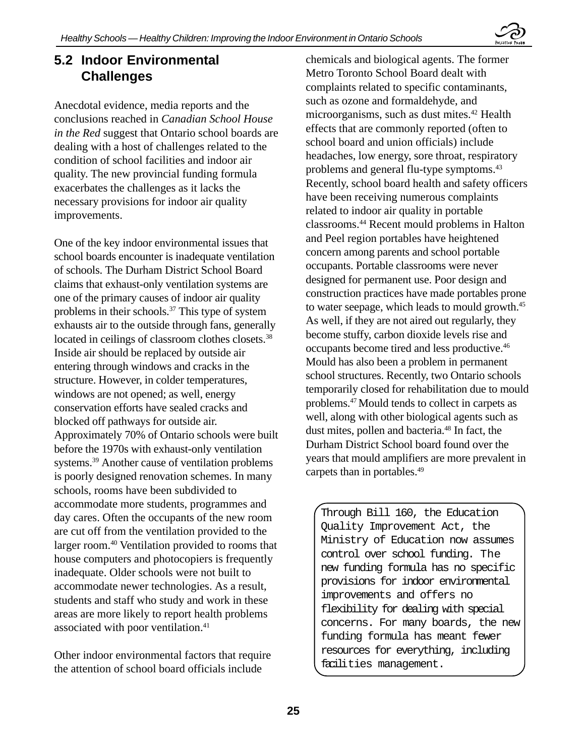## 5.2 Indoor Environmental Challenges

Anecdotal evidence, media reports and the conclusions reached in *Canadian School House in the Red* suggest that Ontario school boards are dealing with a host of challenges related to the condition of school facilities and indoor air quality. The new provincial funding formula exacerbates the challenges as it lacks the necessary provisions for indoor air quality improvements.

One of the key indoor environmental issues that school boards encounter is inadequate ventilation of schools. The Durham District School Board claims that exhaust-only ventilation systems are one of the primary causes of indoor air quality problems in their schools.[37] This type of system exhausts air to the outside through fans, generally located in ceilings of classroom clothes closets.[38] Inside air should be replaced by outside air entering through windows and cracks in the structure. However, in colder temperatures, windows are not opened; as well, energy conservation efforts have sealed cracks and blocked off pathways for outside air. Approximately 70% of Ontario schools were built before the 1970s with exhaust-only ventilation systems.[39] Another cause of ventilation problems is poorly designed renovation schemes. In many schools, rooms have been subdivided to accommodate more students, programmes and day cares. Often the occupants of the new room are cut off from the ventilation provided to the larger room.[40] Ventilation provided to rooms that house computers and photocopiers is frequently inadequate. Older schools were not built to accommodate newer technologies. As a result, students and staff who study and work in these areas are more likely to report health problems associated with poor ventilation.[41]

Other indoor environmental factors that require the attention of school board officials include chemicals and biological agents. The former Metro Toronto School Board dealt with complaints related to specific contaminants, such as ozone and formaldehyde, and microorganisms, such as dust mites.[42] Health effects that are commonly reported (often to school board and union officials) include headaches, low energy, sore throat, respiratory problems and general flu-type symptoms.[43] Recently, school board health and safety officers have been receiving numerous complaints related to indoor air quality in portable classrooms.[44] Recent mould problems in Halton and Peel region portables have heightened concern among parents and school portable occupants. Portable classrooms were never designed for permanent use. Poor design and construction practices have made portables prone to water seepage, which leads to mould growth.[45] As well, if they are not aired out regularly, they become stuffy, carbon dioxide levels rise and occupants become tired and less productive.[46] Mould has also been a problem in permanent school structures. Recently, two Ontario schools temporarily closed for rehabilitation due to mould problems.[47] Mould tends to collect in carpets as well, along with other biological agents such as dust mites, pollen and bacteria.[48] In fact, the Durham District School board found over the years that mould amplifiers are more prevalent in carpets than in portables.[49]

> Through Bill 160, the Education Quality Improvement Act, the Ministry of Education now assumes control over school funding. The new funding formula has no specific provisions for indoor environmental improvements and offers no flexibility for dealing with special concerns. For many boards, the new funding formula has meant fewer resources for everything, including facilities management.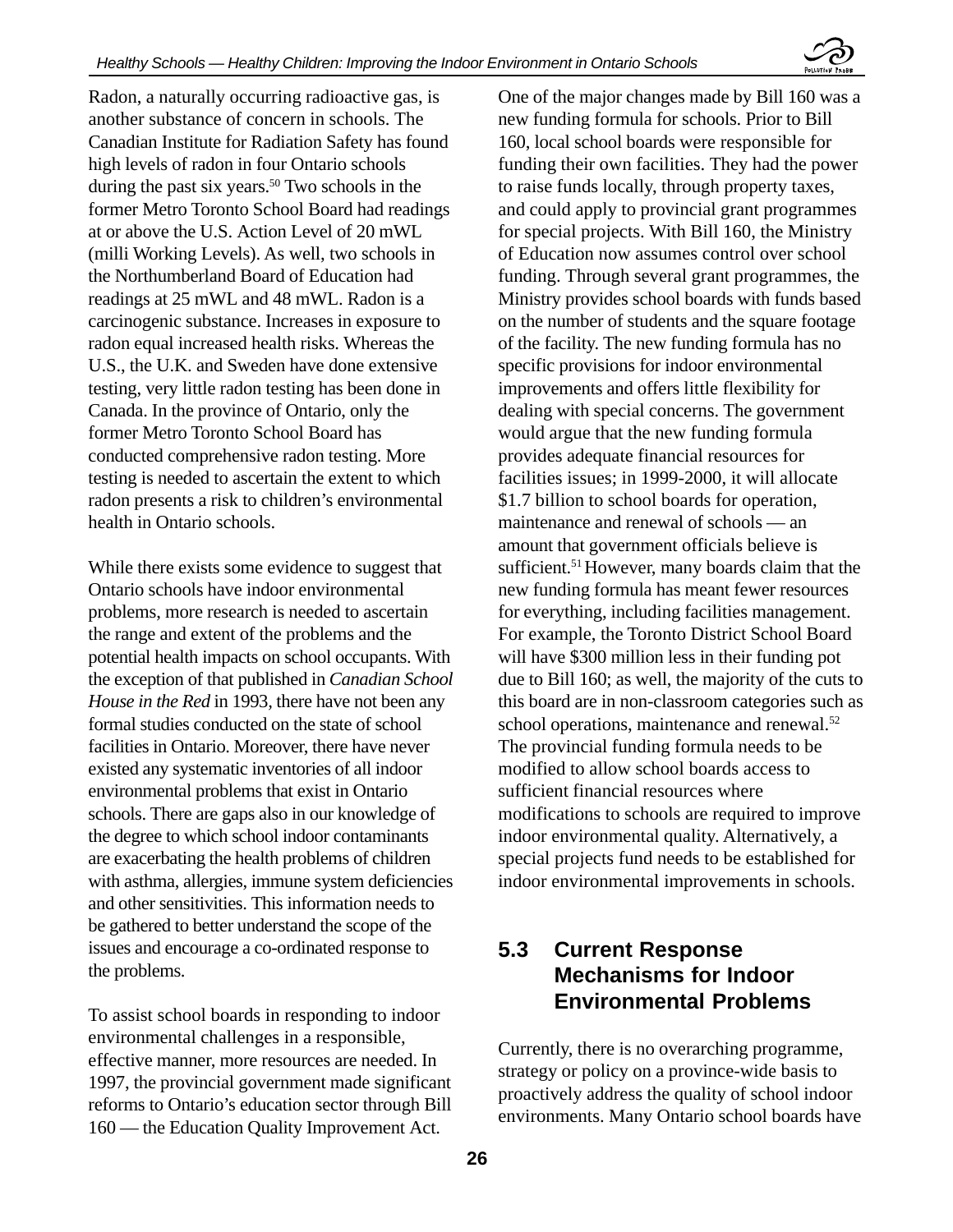Radon, a naturally occurring radioactive gas, is another substance of concern in schools. The Canadian Institute for Radiation Safety has found high levels of radon in four Ontario schools during the past six years.[50] Two schools in the former Metro Toronto School Board had readings at or above the U.S. Action Level of 20 mWL (milli Working Levels). As well, two schools in the Northumberland Board of Education had readings at 25 mWL and 48 mWL. Radon is a carcinogenic substance. Increases in exposure to radon equal increased health risks. Whereas the U.S., the U.K. and Sweden have done extensive testing, very little radon testing has been done in Canada. In the province of Ontario, only the former Metro Toronto School Board has conducted comprehensive radon testing. More testing is needed to ascertain the extent to which radon presents a risk to children's environmental health in Ontario schools.

While there exists some evidence to suggest that Ontario schools have indoor environmental problems, more research is needed to ascertain the range and extent of the problems and the potential health impacts on school occupants. With the exception of that published in *Canadian School House in the Red* in 1993, there have not been any formal studies conducted on the state of school facilities in Ontario. Moreover, there have never existed any systematic inventories of all indoor environmental problems that exist in Ontario schools. There are gaps also in our knowledge of the degree to which school indoor contaminants are exacerbating the health problems of children with asthma, allergies, immune system deficiencies and other sensitivities. This information needs to be gathered to better understand the scope of the issues and encourage a co-ordinated response to the problems.

To assist school boards in responding to indoor environmental challenges in a responsible, effective manner, more resources are needed. In 1997, the provincial government made significant reforms to Ontario's education sector through Bill 160 — the Education Quality Improvement Act.

One of the major changes made by Bill 160 was a new funding formula for schools. Prior to Bill 160, local school boards were responsible for funding their own facilities. They had the power to raise funds locally, through property taxes, and could apply to provincial grant programmes for special projects. With Bill 160, the Ministry of Education now assumes control over school funding. Through several grant programmes, the Ministry provides school boards with funds based on the number of students and the square footage of the facility. The new funding formula has no specific provisions for indoor environmental improvements and offers little flexibility for dealing with special concerns. The government would argue that the new funding formula provides adequate financial resources for facilities issues; in 1999-2000, it will allocate $1.7 billion to school boards for operation, maintenance and renewal of schools — an amount that government officials believe is sufficient.[51] However, many boards claim that the new funding formula has meant fewer resources for everything, including facilities management. For example, the Toronto District School Board will have $300 million less in their funding pot due to Bill 160; as well, the majority of the cuts to this board are in non-classroom categories such as school operations, maintenance and renewal.[52] The provincial funding formula needs to be modified to allow school boards access to sufficient financial resources where modifications to schools are required to improve indoor environmental quality. Alternatively, a special projects fund needs to be established for indoor environmental improvements in schools.

## 5.3 Current Response Mechanisms for Indoor Environmental Problems

Currently, there is no overarching programme, strategy or policy on a province-wide basis to proactively address the quality of school indoor environments. Many Ontario school boards have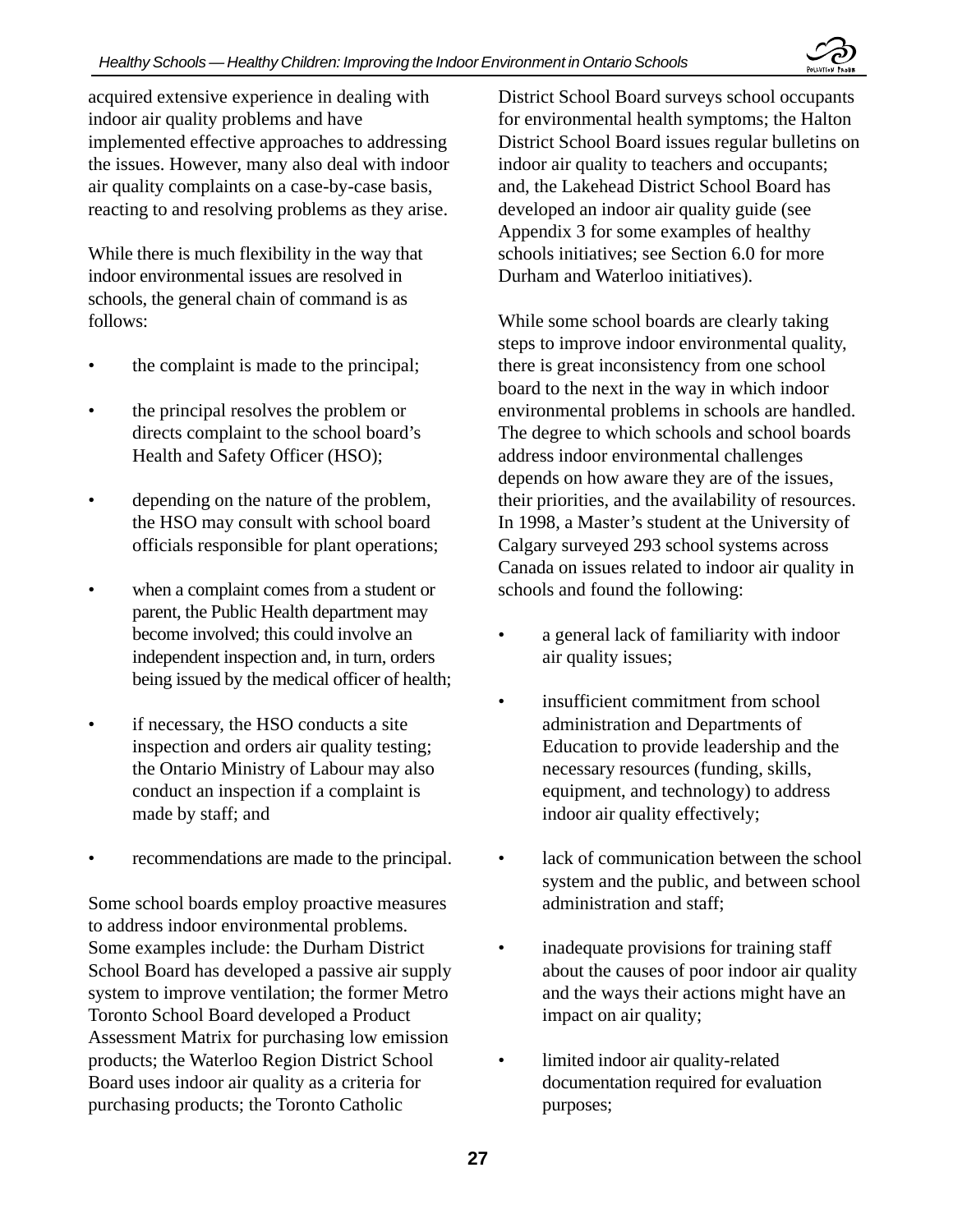acquired extensive experience in dealing with indoor air quality problems and have implemented effective approaches to addressing the issues. However, many also deal with indoor air quality complaints on a case-by-case basis, reacting to and resolving problems as they arise.

While there is much flexibility in the way that indoor environmental issues are resolved in schools, the general chain of command is as follows:

- the complaint is made to the principal;
- the principal resolves the problem or directs complaint to the school board's Health and Safety Officer (HSO);
- depending on the nature of the problem, the HSO may consult with school board officials responsible for plant operations;
- when a complaint comes from a student or parent, the Public Health department may become involved; this could involve an independent inspection and, in turn, orders being issued by the medical officer of health;
- if necessary, the HSO conducts a site inspection and orders air quality testing; the Ontario Ministry of Labour may also conduct an inspection if a complaint is made by staff; and
- recommendations are made to the principal.

Some school boards employ proactive measures to address indoor environmental problems. Some examples include: the Durham District School Board has developed a passive air supply system to improve ventilation; the former Metro Toronto School Board developed a Product Assessment Matrix for purchasing low emission products; the Waterloo Region District School Board uses indoor air quality as a criteria for purchasing products; the Toronto Catholic District School Board surveys school occupants for environmental health symptoms; the Halton District School Board issues regular bulletins on indoor air quality to teachers and occupants; and, the Lakehead District School Board has developed an indoor air quality guide (see Appendix 3 for some examples of healthy schools initiatives; see Section 6.0 for more Durham and Waterloo initiatives).

While some school boards are clearly taking steps to improve indoor environmental quality, there is great inconsistency from one school board to the next in the way in which indoor environmental problems in schools are handled. The degree to which schools and school boards address indoor environmental challenges depends on how aware they are of the issues, their priorities, and the availability of resources. In 1998, a Master's student at the University of Calgary surveyed 293 school systems across Canada on issues related to indoor air quality in schools and found the following:

- a general lack of familiarity with indoor air quality issues;
- insufficient commitment from school administration and Departments of Education to provide leadership and the necessary resources (funding, skills, equipment, and technology) to address indoor air quality effectively;
- lack of communication between the school system and the public, and between school administration and staff;
- inadequate provisions for training staff about the causes of poor indoor air quality and the ways their actions might have an impact on air quality;
- limited indoor air quality-related documentation required for evaluation purposes;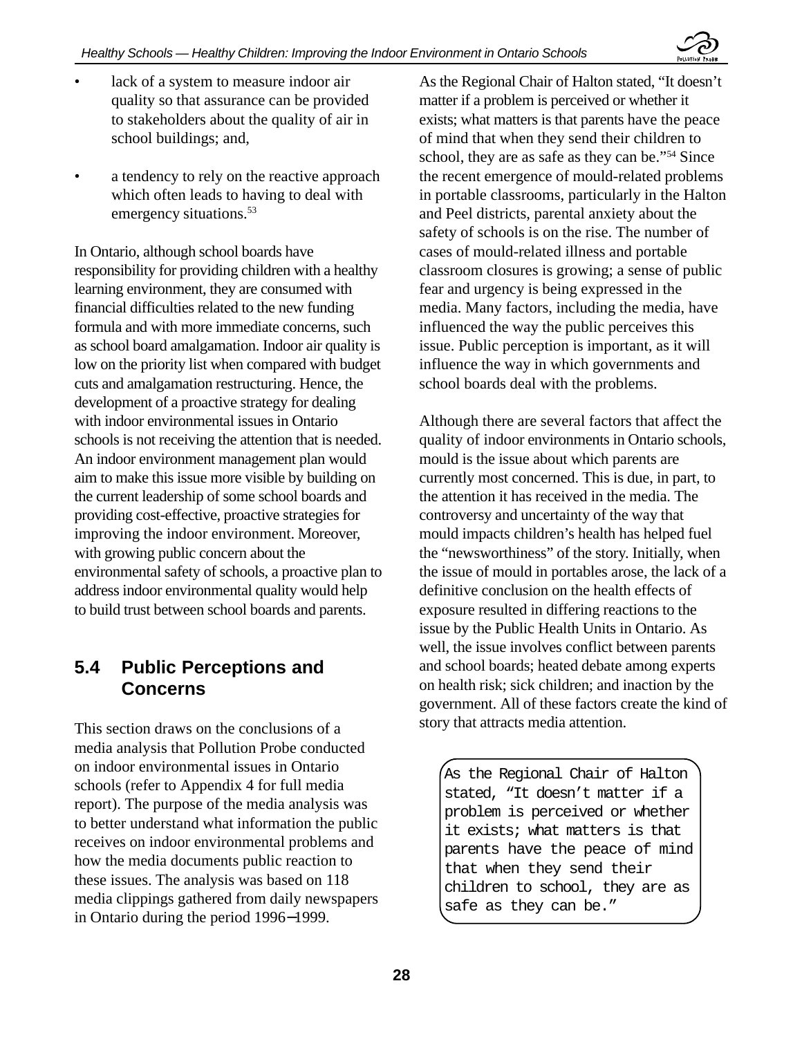- lack of a system to measure indoor air quality so that assurance can be provided to stakeholders about the quality of air in school buildings; and,
- a tendency to rely on the reactive approach which often leads to having to deal with emergency situations.[53]

In Ontario, although school boards have responsibility for providing children with a healthy learning environment, they are consumed with financial difficulties related to the new funding formula and with more immediate concerns, such as school board amalgamation. Indoor air quality is low on the priority list when compared with budget cuts and amalgamation restructuring. Hence, the development of a proactive strategy for dealing with indoor environmental issues in Ontario schools is not receiving the attention that is needed. An indoor environment management plan would aim to make this issue more visible by building on the current leadership of some school boards and providing cost-effective, proactive strategies for improving the indoor environment. Moreover, with growing public concern about the environmental safety of schools, a proactive plan to address indoor environmental quality would help to build trust between school boards and parents.

## 5.4 Public Perceptions and Concerns

This section draws on the conclusions of a media analysis that Pollution Probe conducted on indoor environmental issues in Ontario schools (refer to Appendix 4 for full media report). The purpose of the media analysis was to better understand what information the public receives on indoor environmental problems and how the media documents public reaction to these issues. The analysis was based on 118 media clippings gathered from daily newspapers in Ontario during the period 1996–1999.

As the Regional Chair of Halton stated, "It doesn't matter if a problem is perceived or whether it exists; what matters is that parents have the peace of mind that when they send their children to school, they are as safe as they can be."[54] Since the recent emergence of mould-related problems in portable classrooms, particularly in the Halton and Peel districts, parental anxiety about the safety of schools is on the rise. The number of cases of mould-related illness and portable classroom closures is growing; a sense of public fear and urgency is being expressed in the media. Many factors, including the media, have influenced the way the public perceives this issue. Public perception is important, as it will influence the way in which governments and school boards deal with the problems.

Although there are several factors that affect the quality of indoor environments in Ontario schools, mould is the issue about which parents are currently most concerned. This is due, in part, to the attention it has received in the media. The controversy and uncertainty of the way that mould impacts children's health has helped fuel the "newsworthiness" of the story. Initially, when the issue of mould in portables arose, the lack of a definitive conclusion on the health effects of exposure resulted in differing reactions to the issue by the Public Health Units in Ontario. As well, the issue involves conflict between parents and school boards; heated debate among experts on health risk; sick children; and inaction by the government. All of these factors create the kind of story that attracts media attention.

> As the Regional Chair of Halton stated, "It doesn't matter if a problem is perceived or whether it exists; what matters is that parents have the peace of mind that when they send their children to school, they are as safe as they can be."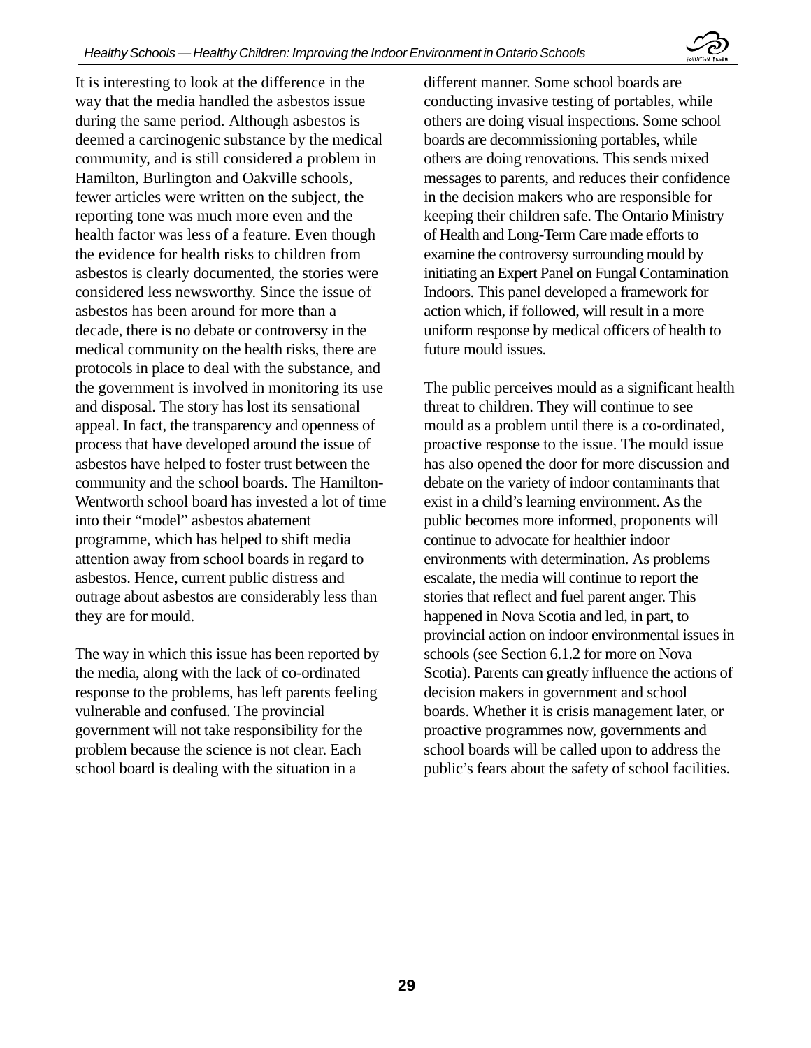It is interesting to look at the difference in the way that the media handled the asbestos issue during the same period. Although asbestos is deemed a carcinogenic substance by the medical community, and is still considered a problem in Hamilton, Burlington and Oakville schools, fewer articles were written on the subject, the reporting tone was much more even and the health factor was less of a feature. Even though the evidence for health risks to children from asbestos is clearly documented, the stories were considered less newsworthy. Since the issue of asbestos has been around for more than a decade, there is no debate or controversy in the medical community on the health risks, there are protocols in place to deal with the substance, and the government is involved in monitoring its use and disposal. The story has lost its sensational appeal. In fact, the transparency and openness of process that have developed around the issue of asbestos have helped to foster trust between the community and the school boards. The Hamilton-Wentworth school board has invested a lot of time into their "model" asbestos abatement programme, which has helped to shift media attention away from school boards in regard to asbestos. Hence, current public distress and outrage about asbestos are considerably less than they are for mould.

The way in which this issue has been reported by the media, along with the lack of co-ordinated response to the problems, has left parents feeling vulnerable and confused. The provincial government will not take responsibility for the problem because the science is not clear. Each school board is dealing with the situation in a different manner. Some school boards are conducting invasive testing of portables, while others are doing visual inspections. Some school boards are decommissioning portables, while others are doing renovations. This sends mixed messages to parents, and reduces their confidence in the decision makers who are responsible for keeping their children safe. The Ontario Ministry of Health and Long-Term Care made efforts to examine the controversy surrounding mould by initiating an Expert Panel on Fungal Contamination Indoors. This panel developed a framework for action which, if followed, will result in a more uniform response by medical officers of health to future mould issues.

The public perceives mould as a significant health threat to children. They will continue to see mould as a problem until there is a co-ordinated, proactive response to the issue. The mould issue has also opened the door for more discussion and debate on the variety of indoor contaminants that exist in a child's learning environment. As the public becomes more informed, proponents will continue to advocate for healthier indoor environments with determination. As problems escalate, the media will continue to report the stories that reflect and fuel parent anger. This happened in Nova Scotia and led, in part, to provincial action on indoor environmental issues in schools (see Section 6.1.2 for more on Nova Scotia). Parents can greatly influence the actions of decision makers in government and school boards. Whether it is crisis management later, or proactive programmes now, governments and school boards will be called upon to address the public's fears about the safety of school facilities.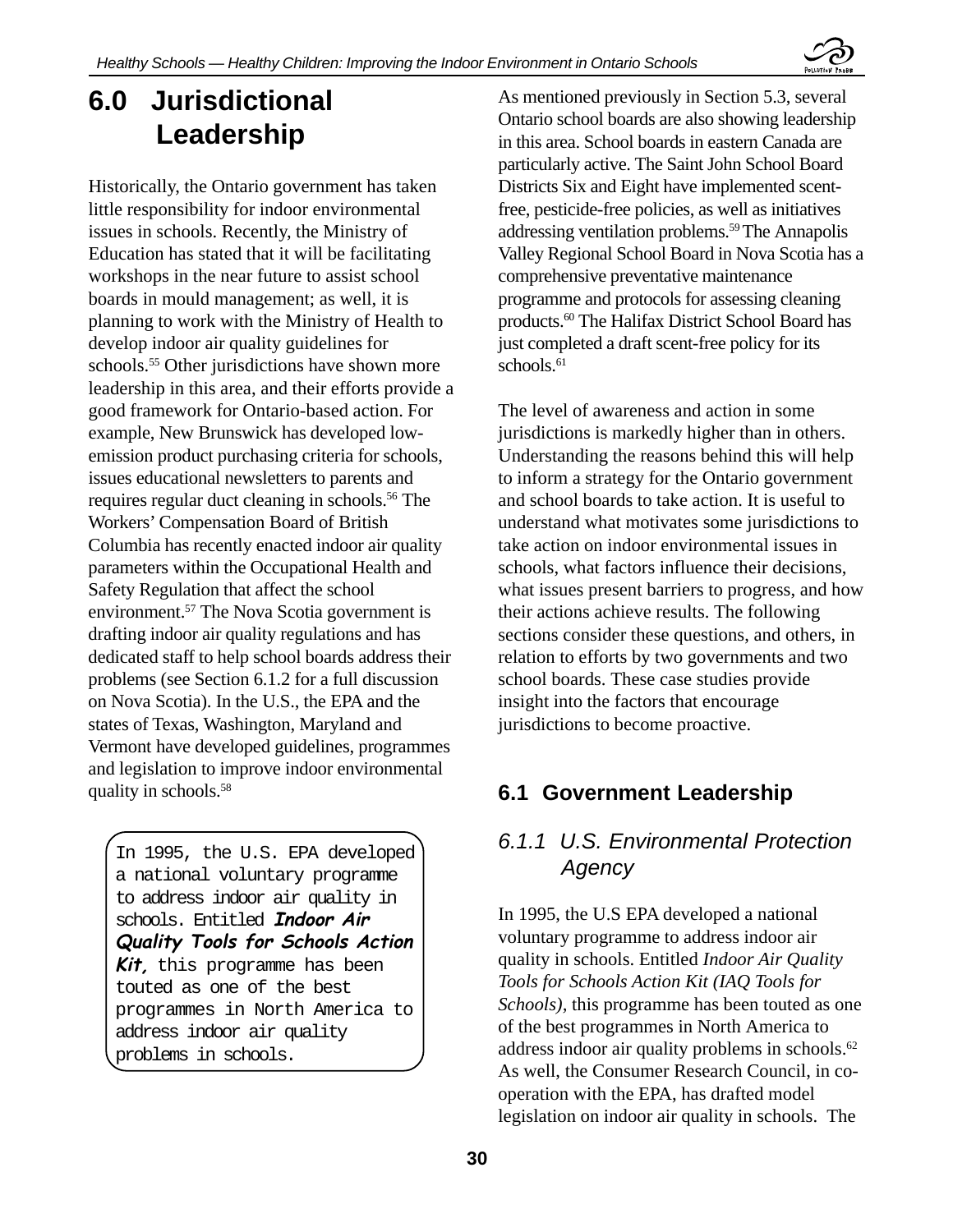# 6.0 Jurisdictional Leadership

Historically, the Ontario government has taken little responsibility for indoor environmental issues in schools. Recently, the Ministry of Education has stated that it will be facilitating workshops in the near future to assist school boards in mould management; as well, it is planning to work with the Ministry of Health to develop indoor air quality guidelines for schools.[55] Other jurisdictions have shown more leadership in this area, and their efforts provide a good framework for Ontario-based action. For example, New Brunswick has developed low-emission product purchasing criteria for schools, issues educational newsletters to parents and requires regular duct cleaning in schools.[56] The Workers' Compensation Board of British Columbia has recently enacted indoor air quality parameters within the Occupational Health and Safety Regulation that affect the school environment.[57] The Nova Scotia government is drafting indoor air quality regulations and has dedicated staff to help school boards address their problems (see Section 6.1.2 for a full discussion on Nova Scotia). In the U.S., the EPA and the states of Texas, Washington, Maryland and Vermont have developed guidelines, programmes and legislation to improve indoor environmental quality in schools.[58]

> In 1995, the U.S. EPA developed a national voluntary programme to address indoor air quality in schools. Entitled ***Indoor Air Quality Tools for Schools Action Kit,*** this programme has been touted as one of the best programmes in North America to address indoor air quality problems in schools.

As mentioned previously in Section 5.3, several Ontario school boards are also showing leadership in this area. School boards in eastern Canada are particularly active. The Saint John School Board Districts Six and Eight have implemented scent-free, pesticide-free policies, as well as initiatives addressing ventilation problems.[59] The Annapolis Valley Regional School Board in Nova Scotia has a comprehensive preventative maintenance programme and protocols for assessing cleaning products.[60] The Halifax District School Board has just completed a draft scent-free policy for its schools.[61]

The level of awareness and action in some jurisdictions is markedly higher than in others. Understanding the reasons behind this will help to inform a strategy for the Ontario government and school boards to take action. It is useful to understand what motivates some jurisdictions to take action on indoor environmental issues in schools, what factors influence their decisions, what issues present barriers to progress, and how their actions achieve results. The following sections consider these questions, and others, in relation to efforts by two governments and two school boards. These case studies provide insight into the factors that encourage jurisdictions to become proactive.

## 6.1 Government Leadership

### *6.1.1 U.S. Environmental Protection Agency*

In 1995, the U.S EPA developed a national voluntary programme to address indoor air quality in schools. Entitled *Indoor Air Quality Tools for Schools Action Kit (IAQ Tools for Schools),* this programme has been touted as one of the best programmes in North America to address indoor air quality problems in schools.[62] As well, the Consumer Research Council, in co-operation with the EPA, has drafted model legislation on indoor air quality in schools. The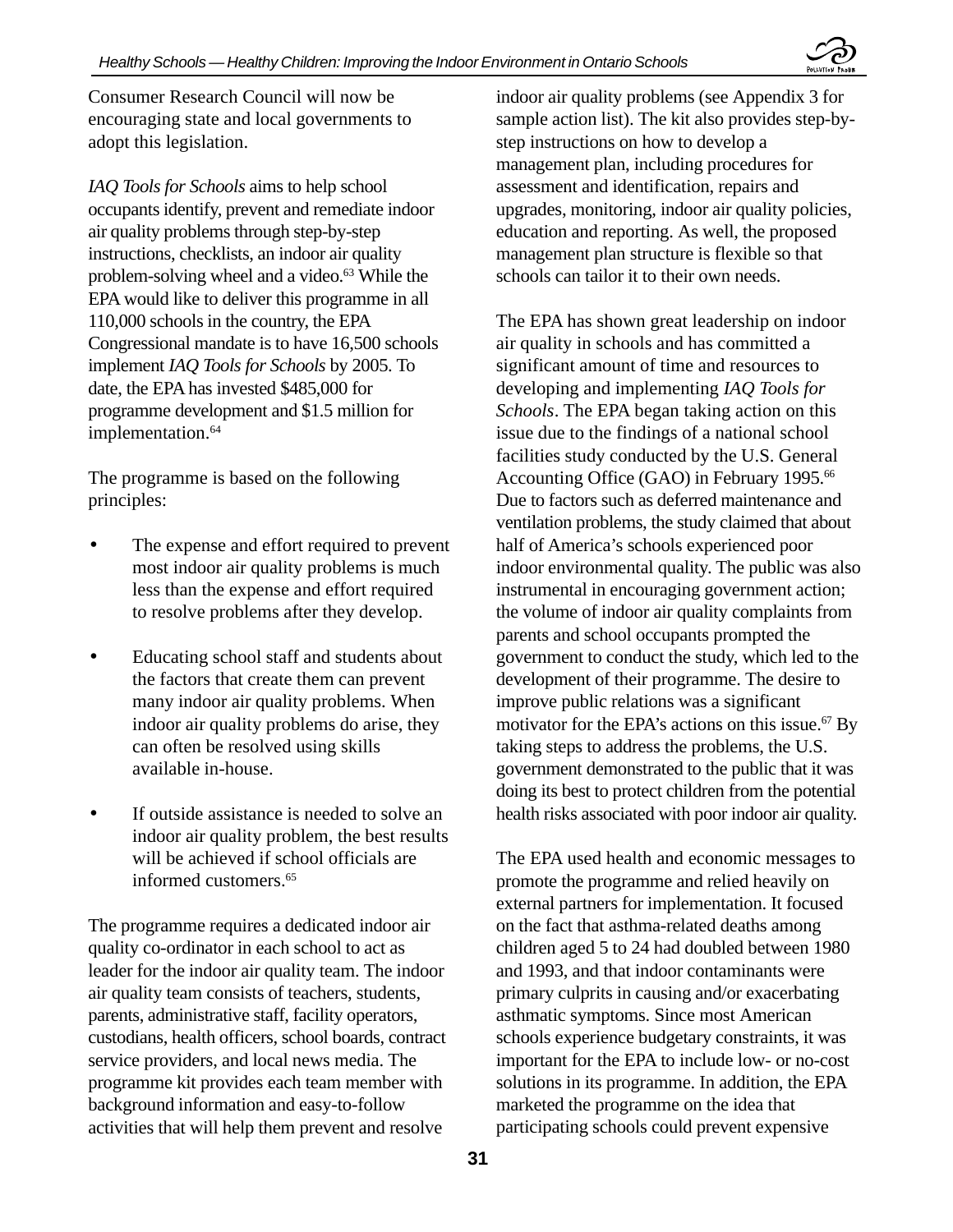Consumer Research Council will now be encouraging state and local governments to adopt this legislation.

*IAQ Tools for Schools* aims to help school occupants identify, prevent and remediate indoor air quality problems through step-by-step instructions, checklists, an indoor air quality problem-solving wheel and a video.[63] While the EPA would like to deliver this programme in all 110,000 schools in the country, the EPA Congressional mandate is to have 16,500 schools implement *IAQ Tools for Schools* by 2005. To date, the EPA has invested $485,000 for programme development and $1.5 million for implementation.[64]

The programme is based on the following principles:

- The expense and effort required to prevent most indoor air quality problems is much less than the expense and effort required to resolve problems after they develop.
- Educating school staff and students about the factors that create them can prevent many indoor air quality problems. When indoor air quality problems do arise, they can often be resolved using skills available in-house.
- If outside assistance is needed to solve an indoor air quality problem, the best results will be achieved if school officials are informed customers.[65]

The programme requires a dedicated indoor air quality co-ordinator in each school to act as leader for the indoor air quality team. The indoor air quality team consists of teachers, students, parents, administrative staff, facility operators, custodians, health officers, school boards, contract service providers, and local news media. The programme kit provides each team member with background information and easy-to-follow activities that will help them prevent and resolve indoor air quality problems (see Appendix 3 for sample action list). The kit also provides step-by-step instructions on how to develop a management plan, including procedures for assessment and identification, repairs and upgrades, monitoring, indoor air quality policies, education and reporting. As well, the proposed management plan structure is flexible so that schools can tailor it to their own needs.

The EPA has shown great leadership on indoor air quality in schools and has committed a significant amount of time and resources to developing and implementing *IAQ Tools for Schools*. The EPA began taking action on this issue due to the findings of a national school facilities study conducted by the U.S. General Accounting Office (GAO) in February 1995.[66] Due to factors such as deferred maintenance and ventilation problems, the study claimed that about half of America's schools experienced poor indoor environmental quality. The public was also instrumental in encouraging government action; the volume of indoor air quality complaints from parents and school occupants prompted the government to conduct the study, which led to the development of their programme. The desire to improve public relations was a significant motivator for the EPA's actions on this issue.[67] By taking steps to address the problems, the U.S. government demonstrated to the public that it was doing its best to protect children from the potential health risks associated with poor indoor air quality.

The EPA used health and economic messages to promote the programme and relied heavily on external partners for implementation. It focused on the fact that asthma-related deaths among children aged 5 to 24 had doubled between 1980 and 1993, and that indoor contaminants were primary culprits in causing and/or exacerbating asthmatic symptoms. Since most American schools experience budgetary constraints, it was important for the EPA to include low- or no-cost solutions in its programme. In addition, the EPA marketed the programme on the idea that participating schools could prevent expensive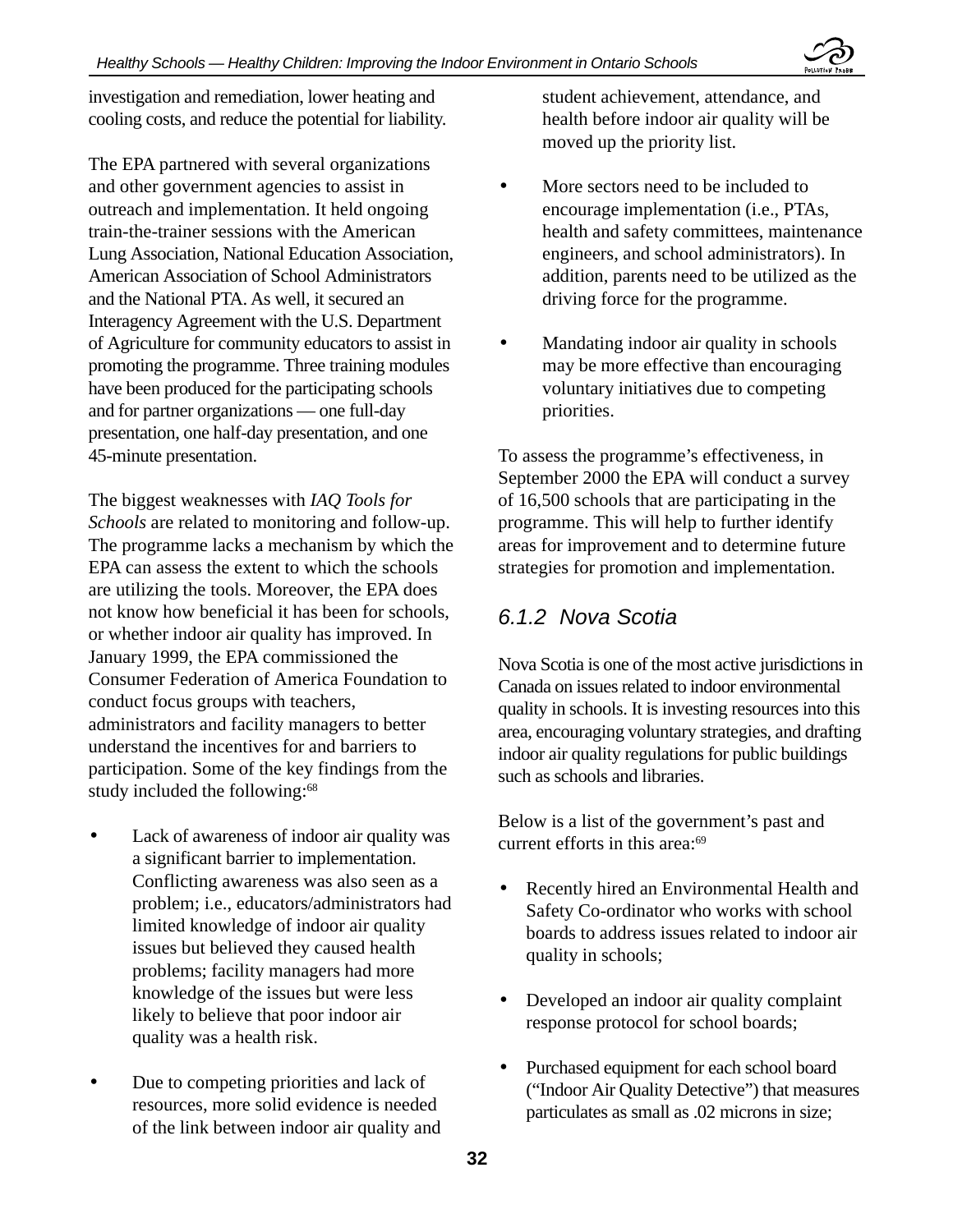investigation and remediation, lower heating and cooling costs, and reduce the potential for liability.

The EPA partnered with several organizations and other government agencies to assist in outreach and implementation. It held ongoing train-the-trainer sessions with the American Lung Association, National Education Association, American Association of School Administrators and the National PTA. As well, it secured an Interagency Agreement with the U.S. Department of Agriculture for community educators to assist in promoting the programme. Three training modules have been produced for the participating schools and for partner organizations — one full-day presentation, one half-day presentation, and one 45-minute presentation.

The biggest weaknesses with *IAQ Tools for Schools* are related to monitoring and follow-up. The programme lacks a mechanism by which the EPA can assess the extent to which the schools are utilizing the tools. Moreover, the EPA does not know how beneficial it has been for schools, or whether indoor air quality has improved. In January 1999, the EPA commissioned the Consumer Federation of America Foundation to conduct focus groups with teachers, administrators and facility managers to better understand the incentives for and barriers to participation. Some of the key findings from the study included the following:[68]

- Lack of awareness of indoor air quality was a significant barrier to implementation. Conflicting awareness was also seen as a problem; i.e., educators/administrators had limited knowledge of indoor air quality issues but believed they caused health problems; facility managers had more knowledge of the issues but were less likely to believe that poor indoor air quality was a health risk.
- Due to competing priorities and lack of resources, more solid evidence is needed of the link between indoor air quality and student achievement, attendance, and health before indoor air quality will be moved up the priority list.
- More sectors need to be included to encourage implementation (i.e., PTAs, health and safety committees, maintenance engineers, and school administrators). In addition, parents need to be utilized as the driving force for the programme.
- Mandating indoor air quality in schools may be more effective than encouraging voluntary initiatives due to competing priorities.

To assess the programme's effectiveness, in September 2000 the EPA will conduct a survey of 16,500 schools that are participating in the programme. This will help to further identify areas for improvement and to determine future strategies for promotion and implementation.

### 6.1.2 Nova Scotia

Nova Scotia is one of the most active jurisdictions in Canada on issues related to indoor environmental quality in schools. It is investing resources into this area, encouraging voluntary strategies, and drafting indoor air quality regulations for public buildings such as schools and libraries.

Below is a list of the government's past and current efforts in this area:[69]

- Recently hired an Environmental Health and Safety Co-ordinator who works with school boards to address issues related to indoor air quality in schools;
- Developed an indoor air quality complaint response protocol for school boards;
- Purchased equipment for each school board ("Indoor Air Quality Detective") that measures particulates as small as .02 microns in size;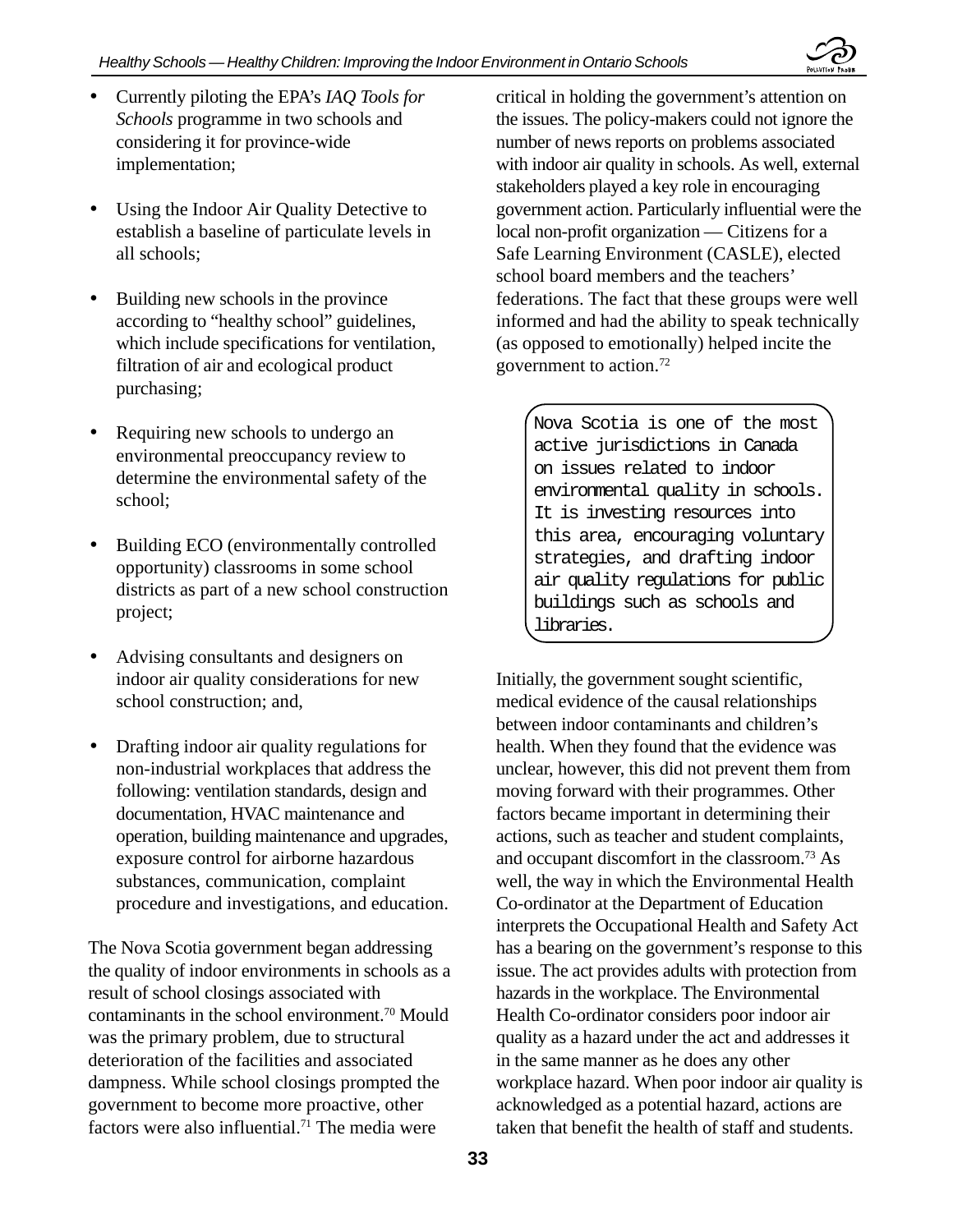- Currently piloting the EPA's *IAQ Tools for Schools* programme in two schools and considering it for province-wide implementation;

- Using the Indoor Air Quality Detective to establish a baseline of particulate levels in all schools;

- Building new schools in the province according to "healthy school" guidelines, which include specifications for ventilation, filtration of air and ecological product purchasing;

- Requiring new schools to undergo an environmental preoccupancy review to determine the environmental safety of the school;

- Building ECO (environmentally controlled opportunity) classrooms in some school districts as part of a new school construction project;

- Advising consultants and designers on indoor air quality considerations for new school construction; and,

- Drafting indoor air quality regulations for non-industrial workplaces that address the following: ventilation standards, design and documentation, HVAC maintenance and operation, building maintenance and upgrades, exposure control for airborne hazardous substances, communication, complaint procedure and investigations, and education.

The Nova Scotia government began addressing the quality of indoor environments in schools as a result of school closings associated with contaminants in the school environment.[70] Mould was the primary problem, due to structural deterioration of the facilities and associated dampness. While school closings prompted the government to become more proactive, other factors were also influential.[71] The media were critical in holding the government's attention on the issues. The policy-makers could not ignore the number of news reports on problems associated with indoor air quality in schools. As well, external stakeholders played a key role in encouraging government action. Particularly influential were the local non-profit organization — Citizens for a Safe Learning Environment (CASLE), elected school board members and the teachers' federations. The fact that these groups were well informed and had the ability to speak technically (as opposed to emotionally) helped incite the government to action.[72]

> Nova Scotia is one of the most active jurisdictions in Canada on issues related to indoor environmental quality in schools. It is investing resources into this area, encouraging voluntary strategies, and drafting indoor air quality regulations for public buildings such as schools and libraries.

Initially, the government sought scientific, medical evidence of the causal relationships between indoor contaminants and children's health. When they found that the evidence was unclear, however, this did not prevent them from moving forward with their programmes. Other factors became important in determining their actions, such as teacher and student complaints, and occupant discomfort in the classroom.[73] As well, the way in which the Environmental Health Co-ordinator at the Department of Education interprets the Occupational Health and Safety Act has a bearing on the government's response to this issue. The act provides adults with protection from hazards in the workplace. The Environmental Health Co-ordinator considers poor indoor air quality as a hazard under the act and addresses it in the same manner as he does any other workplace hazard. When poor indoor air quality is acknowledged as a potential hazard, actions are taken that benefit the health of staff and students.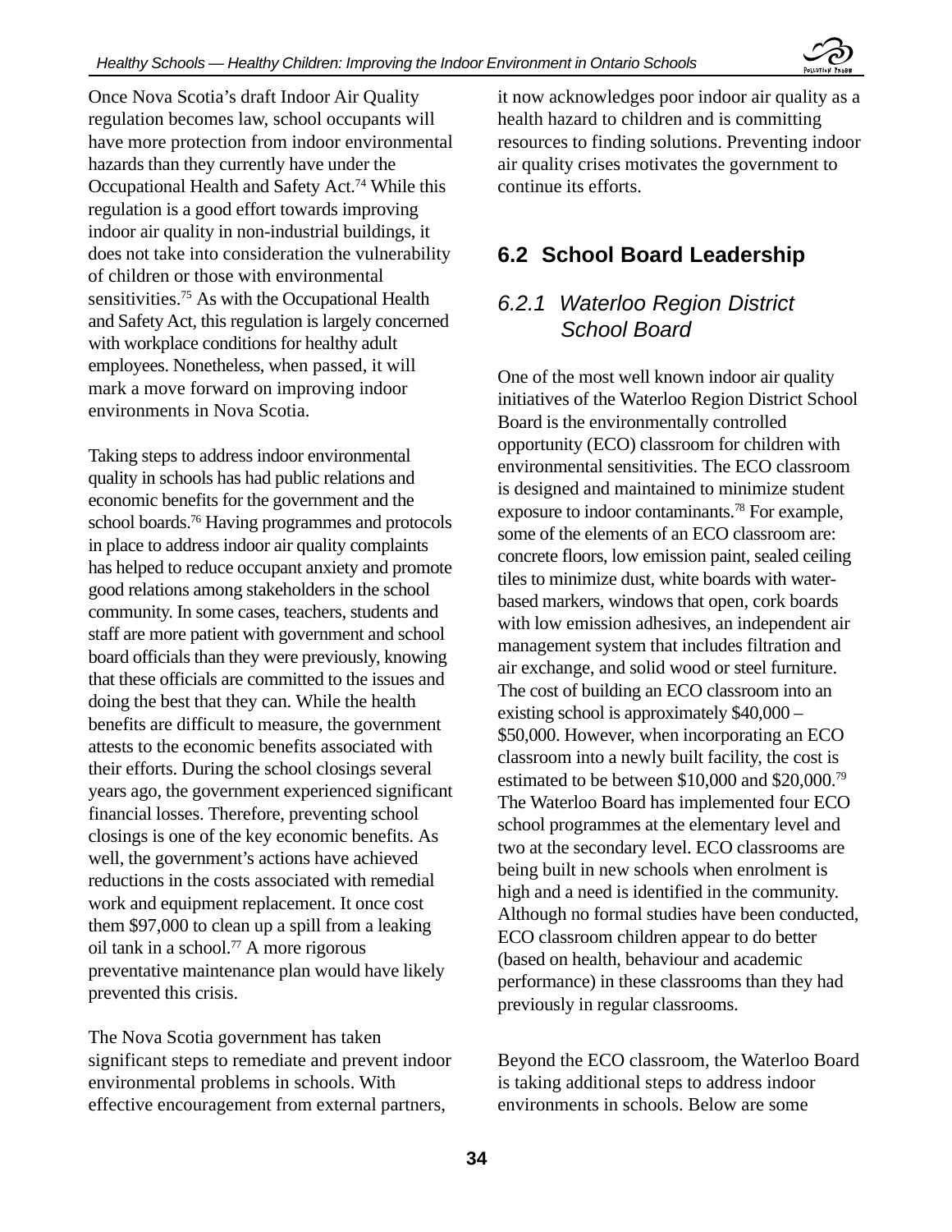Once Nova Scotia's draft Indoor Air Quality regulation becomes law, school occupants will have more protection from indoor environmental hazards than they currently have under the Occupational Health and Safety Act.[74] While this regulation is a good effort towards improving indoor air quality in non-industrial buildings, it does not take into consideration the vulnerability of children or those with environmental sensitivities.[75] As with the Occupational Health and Safety Act, this regulation is largely concerned with workplace conditions for healthy adult employees. Nonetheless, when passed, it will mark a move forward on improving indoor environments in Nova Scotia.

Taking steps to address indoor environmental quality in schools has had public relations and economic benefits for the government and the school boards.[76] Having programmes and protocols in place to address indoor air quality complaints has helped to reduce occupant anxiety and promote good relations among stakeholders in the school community. In some cases, teachers, students and staff are more patient with government and school board officials than they were previously, knowing that these officials are committed to the issues and doing the best that they can. While the health benefits are difficult to measure, the government attests to the economic benefits associated with their efforts. During the school closings several years ago, the government experienced significant financial losses. Therefore, preventing school closings is one of the key economic benefits. As well, the government's actions have achieved reductions in the costs associated with remedial work and equipment replacement. It once cost them $97,000 to clean up a spill from a leaking oil tank in a school.[77] A more rigorous preventative maintenance plan would have likely prevented this crisis.

The Nova Scotia government has taken significant steps to remediate and prevent indoor environmental problems in schools. With effective encouragement from external partners, it now acknowledges poor indoor air quality as a health hazard to children and is committing resources to finding solutions. Preventing indoor air quality crises motivates the government to continue its efforts.

## 6.2 School Board Leadership

### *6.2.1 Waterloo Region District School Board*

One of the most well known indoor air quality initiatives of the Waterloo Region District School Board is the environmentally controlled opportunity (ECO) classroom for children with environmental sensitivities. The ECO classroom is designed and maintained to minimize student exposure to indoor contaminants.[78] For example, some of the elements of an ECO classroom are: concrete floors, low emission paint, sealed ceiling tiles to minimize dust, white boards with water-based markers, windows that open, cork boards with low emission adhesives, an independent air management system that includes filtration and air exchange, and solid wood or steel furniture. The cost of building an ECO classroom into an existing school is approximately $40,000 – $50,000. However, when incorporating an ECO classroom into a newly built facility, the cost is estimated to be between $10,000 and $20,000.[79] The Waterloo Board has implemented four ECO school programmes at the elementary level and two at the secondary level. ECO classrooms are being built in new schools when enrolment is high and a need is identified in the community. Although no formal studies have been conducted, ECO classroom children appear to do better (based on health, behaviour and academic performance) in these classrooms than they had previously in regular classrooms.

Beyond the ECO classroom, the Waterloo Board is taking additional steps to address indoor environments in schools. Below are some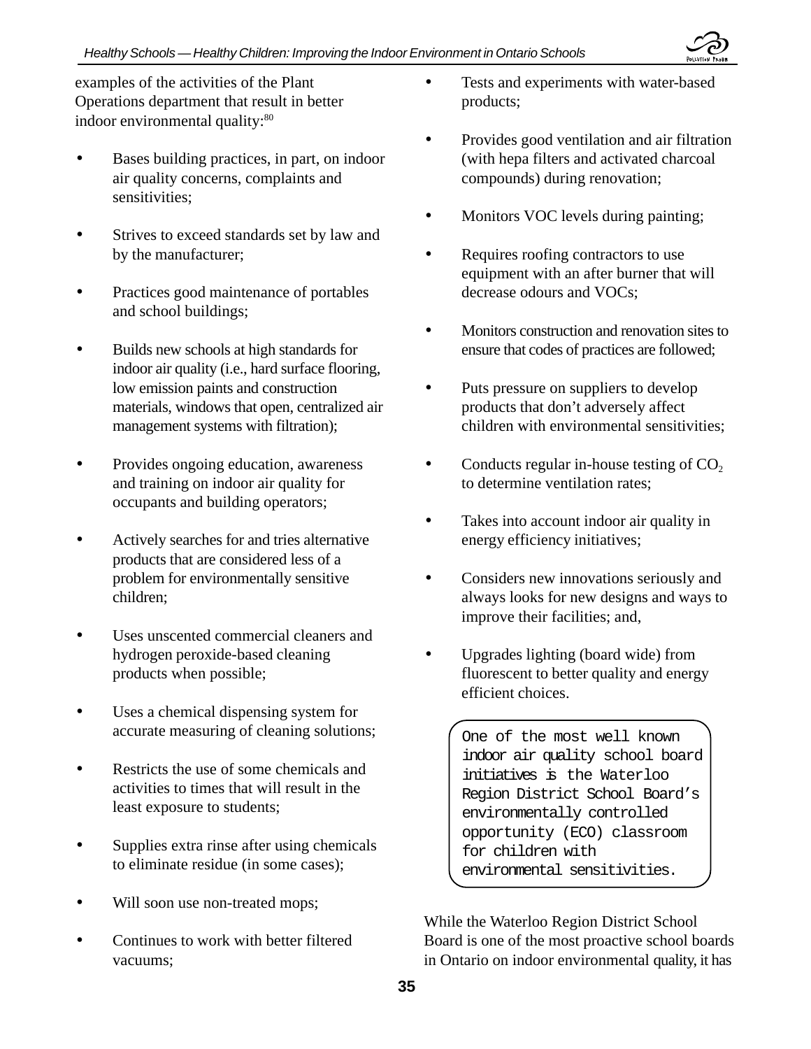examples of the activities of the Plant Operations department that result in better indoor environmental quality:[80]

- Bases building practices, in part, on indoor air quality concerns, complaints and sensitivities;
- Strives to exceed standards set by law and by the manufacturer;
- Practices good maintenance of portables and school buildings;
- Builds new schools at high standards for indoor air quality (i.e., hard surface flooring, low emission paints and construction materials, windows that open, centralized air management systems with filtration);
- Provides ongoing education, awareness and training on indoor air quality for occupants and building operators;
- Actively searches for and tries alternative products that are considered less of a problem for environmentally sensitive children;
- Uses unscented commercial cleaners and hydrogen peroxide-based cleaning products when possible;
- Uses a chemical dispensing system for accurate measuring of cleaning solutions;
- Restricts the use of some chemicals and activities to times that will result in the least exposure to students;
- Supplies extra rinse after using chemicals to eliminate residue (in some cases);
- Will soon use non-treated mops;
- Continues to work with better filtered vacuums;
- Tests and experiments with water-based products;
- Provides good ventilation and air filtration (with hepa filters and activated charcoal compounds) during renovation;
- Monitors VOC levels during painting;
- Requires roofing contractors to use equipment with an after burner that will decrease odours and VOCs;
- Monitors construction and renovation sites to ensure that codes of practices are followed;
- Puts pressure on suppliers to develop products that don't adversely affect children with environmental sensitivities;
- Conducts regular in-house testing of $CO_2$ to determine ventilation rates;
- Takes into account indoor air quality in energy efficiency initiatives;
- Considers new innovations seriously and always looks for new designs and ways to improve their facilities; and,
- Upgrades lighting (board wide) from fluorescent to better quality and energy efficient choices.

> One of the most well known indoor air quality school board initiatives is the Waterloo Region District School Board's environmentally controlled opportunity (ECO) classroom for children with environmental sensitivities.

While the Waterloo Region District School Board is one of the most proactive school boards in Ontario on indoor environmental quality, it has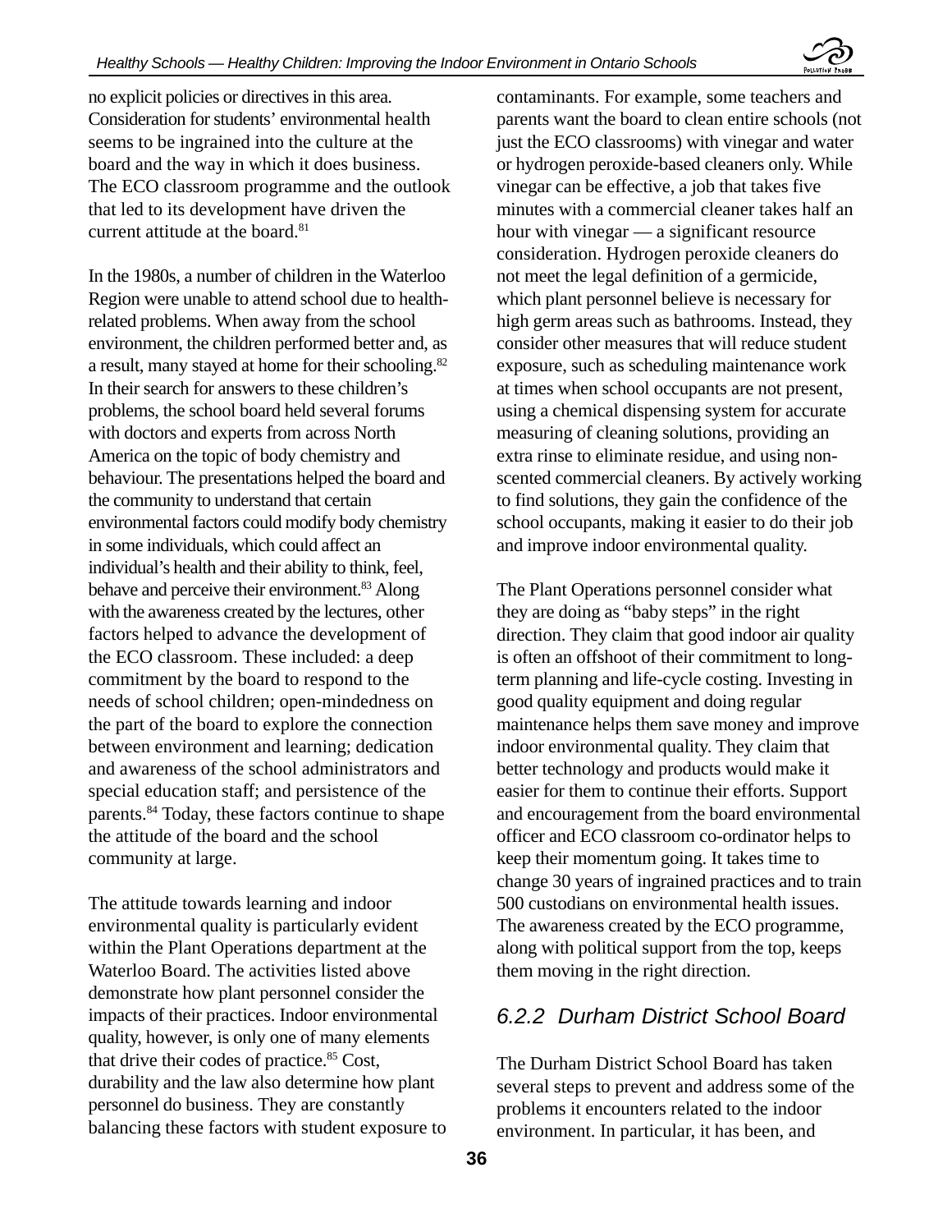no explicit policies or directives in this area. Consideration for students' environmental health seems to be ingrained into the culture at the board and the way in which it does business. The ECO classroom programme and the outlook that led to its development have driven the current attitude at the board.[81]

In the 1980s, a number of children in the Waterloo Region were unable to attend school due to health-related problems. When away from the school environment, the children performed better and, as a result, many stayed at home for their schooling.[82] In their search for answers to these children's problems, the school board held several forums with doctors and experts from across North America on the topic of body chemistry and behaviour. The presentations helped the board and the community to understand that certain environmental factors could modify body chemistry in some individuals, which could affect an individual's health and their ability to think, feel, behave and perceive their environment.[83] Along with the awareness created by the lectures, other factors helped to advance the development of the ECO classroom. These included: a deep commitment by the board to respond to the needs of school children; open-mindedness on the part of the board to explore the connection between environment and learning; dedication and awareness of the school administrators and special education staff; and persistence of the parents.[84] Today, these factors continue to shape the attitude of the board and the school community at large.

The attitude towards learning and indoor environmental quality is particularly evident within the Plant Operations department at the Waterloo Board. The activities listed above demonstrate how plant personnel consider the impacts of their practices. Indoor environmental quality, however, is only one of many elements that drive their codes of practice.[85] Cost, durability and the law also determine how plant personnel do business. They are constantly balancing these factors with student exposure to contaminants. For example, some teachers and parents want the board to clean entire schools (not just the ECO classrooms) with vinegar and water or hydrogen peroxide-based cleaners only. While vinegar can be effective, a job that takes five minutes with a commercial cleaner takes half an hour with vinegar — a significant resource consideration. Hydrogen peroxide cleaners do not meet the legal definition of a germicide, which plant personnel believe is necessary for high germ areas such as bathrooms. Instead, they consider other measures that will reduce student exposure, such as scheduling maintenance work at times when school occupants are not present, using a chemical dispensing system for accurate measuring of cleaning solutions, providing an extra rinse to eliminate residue, and using non-scented commercial cleaners. By actively working to find solutions, they gain the confidence of the school occupants, making it easier to do their job and improve indoor environmental quality.

The Plant Operations personnel consider what they are doing as "baby steps" in the right direction. They claim that good indoor air quality is often an offshoot of their commitment to long-term planning and life-cycle costing. Investing in good quality equipment and doing regular maintenance helps them save money and improve indoor environmental quality. They claim that better technology and products would make it easier for them to continue their efforts. Support and encouragement from the board environmental officer and ECO classroom co-ordinator helps to keep their momentum going. It takes time to change 30 years of ingrained practices and to train 500 custodians on environmental health issues. The awareness created by the ECO programme, along with political support from the top, keeps them moving in the right direction.

### *6.2.2 Durham District School Board*

The Durham District School Board has taken several steps to prevent and address some of the problems it encounters related to the indoor environment. In particular, it has been, and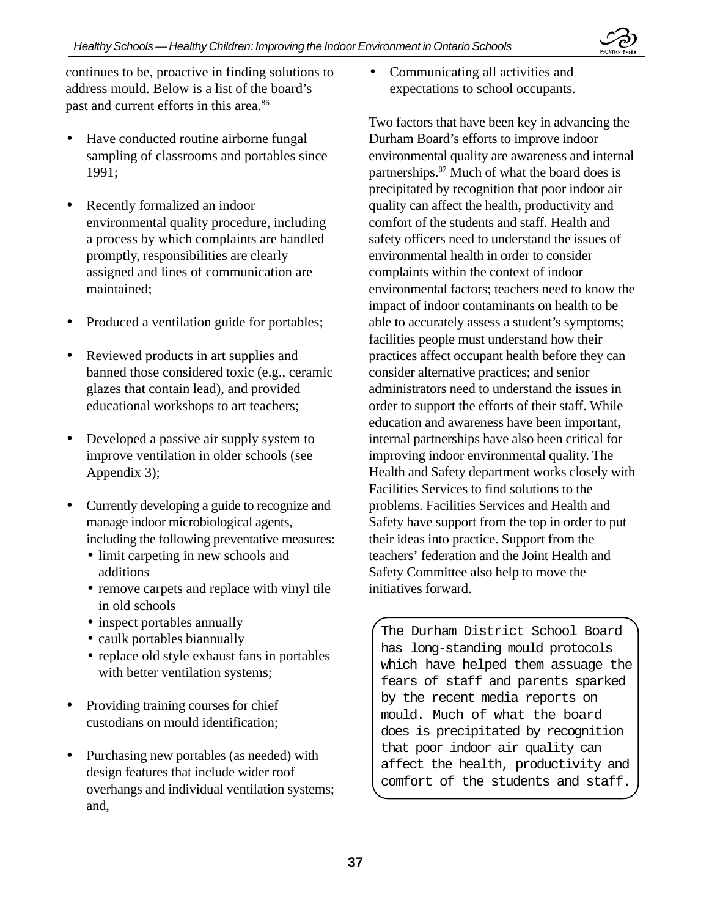continues to be, proactive in finding solutions to address mould. Below is a list of the board's past and current efforts in this area.[86]

- Have conducted routine airborne fungal sampling of classrooms and portables since 1991;
- Recently formalized an indoor environmental quality procedure, including a process by which complaints are handled promptly, responsibilities are clearly assigned and lines of communication are maintained;
- Produced a ventilation guide for portables;
- Reviewed products in art supplies and banned those considered toxic (e.g., ceramic glazes that contain lead), and provided educational workshops to art teachers;
- Developed a passive air supply system to improve ventilation in older schools (see Appendix 3);
- Currently developing a guide to recognize and manage indoor microbiological agents, including the following preventative measures:
  - limit carpeting in new schools and additions
  - remove carpets and replace with vinyl tile in old schools
  - inspect portables annually
  - caulk portables biannually
  - replace old style exhaust fans in portables with better ventilation systems;
- Providing training courses for chief custodians on mould identification;
- Purchasing new portables (as needed) with design features that include wider roof overhangs and individual ventilation systems; and,
- Communicating all activities and expectations to school occupants.

Two factors that have been key in advancing the Durham Board's efforts to improve indoor environmental quality are awareness and internal partnerships.[87] Much of what the board does is precipitated by recognition that poor indoor air quality can affect the health, productivity and comfort of the students and staff. Health and safety officers need to understand the issues of environmental health in order to consider complaints within the context of indoor environmental factors; teachers need to know the impact of indoor contaminants on health to be able to accurately assess a student's symptoms; facilities people must understand how their practices affect occupant health before they can consider alternative practices; and senior administrators need to understand the issues in order to support the efforts of their staff. While education and awareness have been important, internal partnerships have also been critical for improving indoor environmental quality. The Health and Safety department works closely with Facilities Services to find solutions to the problems. Facilities Services and Health and Safety have support from the top in order to put their ideas into practice. Support from the teachers' federation and the Joint Health and Safety Committee also help to move the initiatives forward.

> The Durham District School Board has long-standing mould protocols which have helped them assuage the fears of staff and parents sparked by the recent media reports on mould. Much of what the board does is precipitated by recognition that poor indoor air quality can affect the health, productivity and comfort of the students and staff.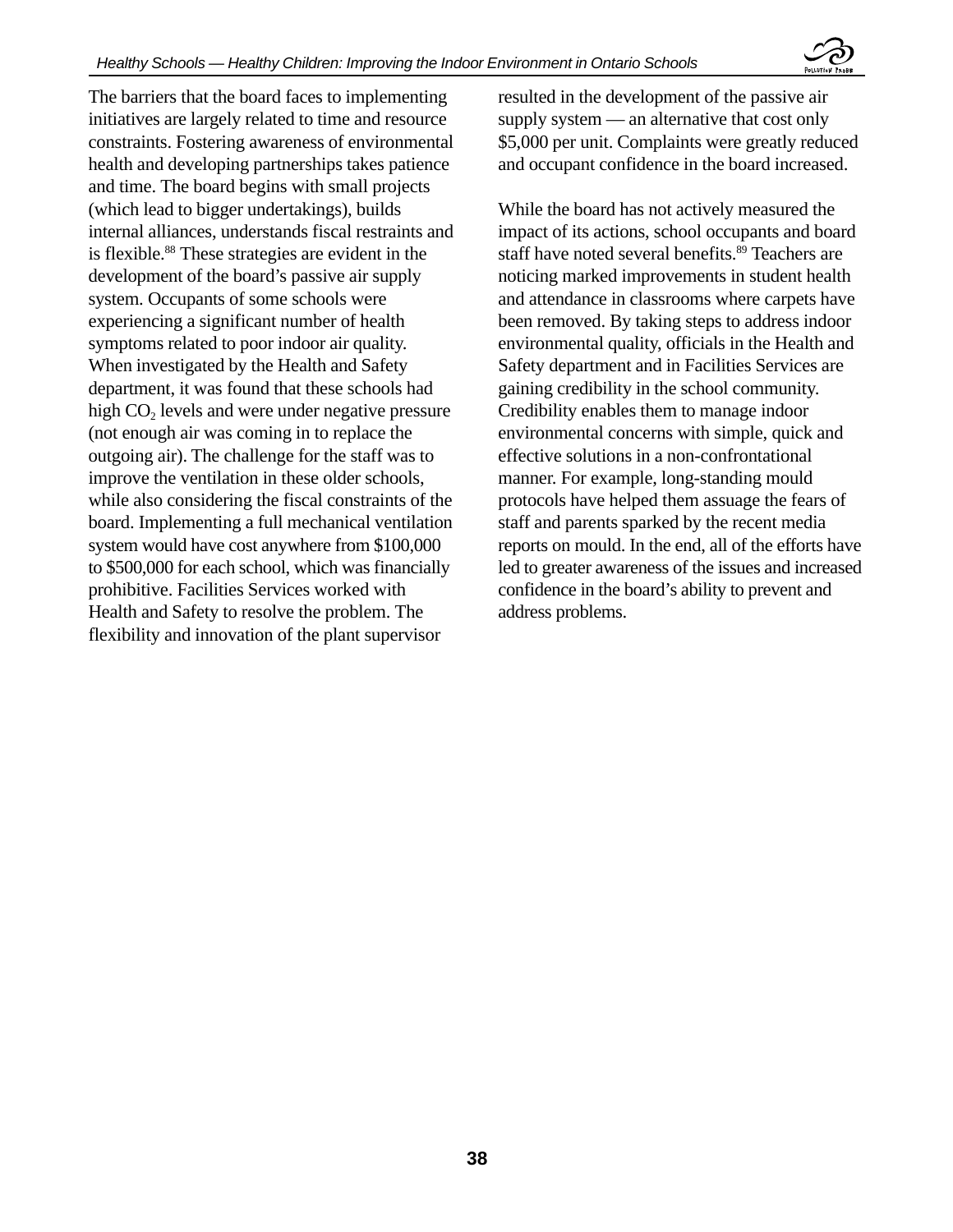The barriers that the board faces to implementing initiatives are largely related to time and resource constraints. Fostering awareness of environmental health and developing partnerships takes patience and time. The board begins with small projects (which lead to bigger undertakings), builds internal alliances, understands fiscal restraints and is flexible.[88] These strategies are evident in the development of the board's passive air supply system. Occupants of some schools were experiencing a significant number of health symptoms related to poor indoor air quality. When investigated by the Health and Safety department, it was found that these schools had high $CO_2$ levels and were under negative pressure (not enough air was coming in to replace the outgoing air). The challenge for the staff was to improve the ventilation in these older schools, while also considering the fiscal constraints of the board. Implementing a full mechanical ventilation system would have cost anywhere from $100,000 to $500,000 for each school, which was financially prohibitive. Facilities Services worked with Health and Safety to resolve the problem. The flexibility and innovation of the plant supervisor resulted in the development of the passive air supply system — an alternative that cost only $5,000 per unit. Complaints were greatly reduced and occupant confidence in the board increased.

While the board has not actively measured the impact of its actions, school occupants and board staff have noted several benefits.[89] Teachers are noticing marked improvements in student health and attendance in classrooms where carpets have been removed. By taking steps to address indoor environmental quality, officials in the Health and Safety department and in Facilities Services are gaining credibility in the school community. Credibility enables them to manage indoor environmental concerns with simple, quick and effective solutions in a non-confrontational manner. For example, long-standing mould protocols have helped them assuage the fears of staff and parents sparked by the recent media reports on mould. In the end, all of the efforts have led to greater awareness of the issues and increased confidence in the board's ability to prevent and address problems.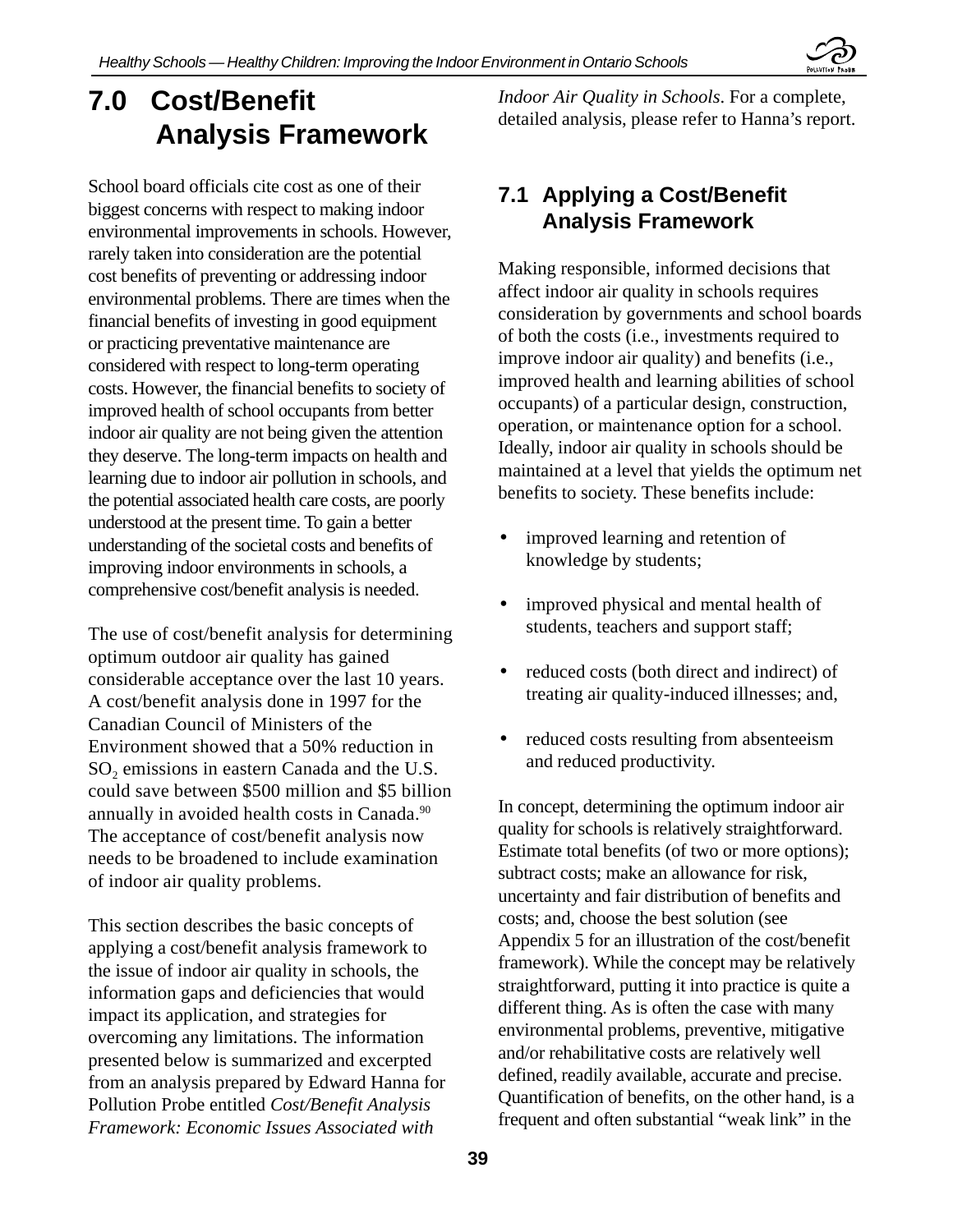# 7.0 Cost/Benefit Analysis Framework

School board officials cite cost as one of their biggest concerns with respect to making indoor environmental improvements in schools. However, rarely taken into consideration are the potential cost benefits of preventing or addressing indoor environmental problems. There are times when the financial benefits of investing in good equipment or practicing preventative maintenance are considered with respect to long-term operating costs. However, the financial benefits to society of improved health of school occupants from better indoor air quality are not being given the attention they deserve. The long-term impacts on health and learning due to indoor air pollution in schools, and the potential associated health care costs, are poorly understood at the present time. To gain a better understanding of the societal costs and benefits of improving indoor environments in schools, a comprehensive cost/benefit analysis is needed.

The use of cost/benefit analysis for determining optimum outdoor air quality has gained considerable acceptance over the last 10 years. A cost/benefit analysis done in 1997 for the Canadian Council of Ministers of the Environment showed that a 50% reduction in $SO_2$ emissions in eastern Canada and the U.S. could save between \$500 million and \$5 billion annually in avoided health costs in Canada.[90] The acceptance of cost/benefit analysis now needs to be broadened to include examination of indoor air quality problems.

This section describes the basic concepts of applying a cost/benefit analysis framework to the issue of indoor air quality in schools, the information gaps and deficiencies that would impact its application, and strategies for overcoming any limitations. The information presented below is summarized and excerpted from an analysis prepared by Edward Hanna for Pollution Probe entitled *Cost/Benefit Analysis Framework: Economic Issues Associated with Indoor Air Quality in Schools*. For a complete, detailed analysis, please refer to Hanna's report.

## 7.1 Applying a Cost/Benefit Analysis Framework

Making responsible, informed decisions that affect indoor air quality in schools requires consideration by governments and school boards of both the costs (i.e., investments required to improve indoor air quality) and benefits (i.e., improved health and learning abilities of school occupants) of a particular design, construction, operation, or maintenance option for a school. Ideally, indoor air quality in schools should be maintained at a level that yields the optimum net benefits to society. These benefits include:

- improved learning and retention of knowledge by students;
- improved physical and mental health of students, teachers and support staff;
- reduced costs (both direct and indirect) of treating air quality-induced illnesses; and,
- reduced costs resulting from absenteeism and reduced productivity.

In concept, determining the optimum indoor air quality for schools is relatively straightforward. Estimate total benefits (of two or more options); subtract costs; make an allowance for risk, uncertainty and fair distribution of benefits and costs; and, choose the best solution (see Appendix 5 for an illustration of the cost/benefit framework). While the concept may be relatively straightforward, putting it into practice is quite a different thing. As is often the case with many environmental problems, preventive, mitigative and/or rehabilitative costs are relatively well defined, readily available, accurate and precise. Quantification of benefits, on the other hand, is a frequent and often substantial "weak link" in the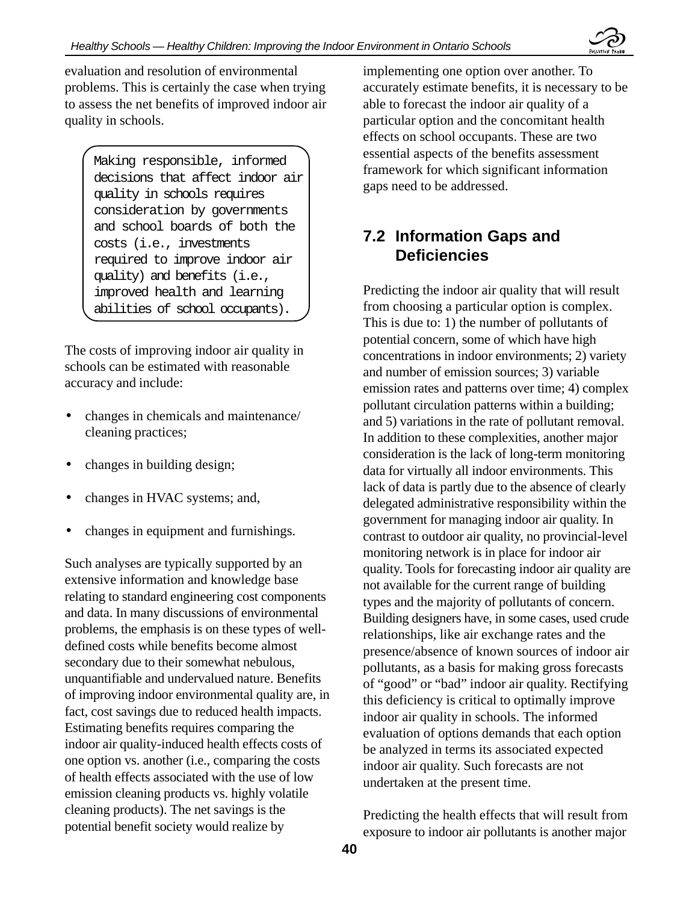evaluation and resolution of environmental problems. This is certainly the case when trying to assess the net benefits of improved indoor air quality in schools.

> Making responsible, informed decisions that affect indoor air quality in schools requires consideration by governments and school boards of both the costs (i.e., investments required to improve indoor air quality) and benefits (i.e., improved health and learning abilities of school occupants).

The costs of improving indoor air quality in schools can be estimated with reasonable accuracy and include:

- changes in chemicals and maintenance/ cleaning practices;
- changes in building design;
- changes in HVAC systems; and,
- changes in equipment and furnishings.

Such analyses are typically supported by an extensive information and knowledge base relating to standard engineering cost components and data. In many discussions of environmental problems, the emphasis is on these types of well-defined costs while benefits become almost secondary due to their somewhat nebulous, unquantifiable and undervalued nature. Benefits of improving indoor environmental quality are, in fact, cost savings due to reduced health impacts. Estimating benefits requires comparing the indoor air quality-induced health effects costs of one option vs. another (i.e., comparing the costs of health effects associated with the use of low emission cleaning products vs. highly volatile cleaning products). The net savings is the potential benefit society would realize by implementing one option over another. To accurately estimate benefits, it is necessary to be able to forecast the indoor air quality of a particular option and the concomitant health effects on school occupants. These are two essential aspects of the benefits assessment framework for which significant information gaps need to be addressed.

## 7.2 Information Gaps and Deficiencies

Predicting the indoor air quality that will result from choosing a particular option is complex. This is due to: 1) the number of pollutants of potential concern, some of which have high concentrations in indoor environments; 2) variety and number of emission sources; 3) variable emission rates and patterns over time; 4) complex pollutant circulation patterns within a building; and 5) variations in the rate of pollutant removal. In addition to these complexities, another major consideration is the lack of long-term monitoring data for virtually all indoor environments. This lack of data is partly due to the absence of clearly delegated administrative responsibility within the government for managing indoor air quality. In contrast to outdoor air quality, no provincial-level monitoring network is in place for indoor air quality. Tools for forecasting indoor air quality are not available for the current range of building types and the majority of pollutants of concern. Building designers have, in some cases, used crude relationships, like air exchange rates and the presence/absence of known sources of indoor air pollutants, as a basis for making gross forecasts of “good” or “bad” indoor air quality. Rectifying this deficiency is critical to optimally improve indoor air quality in schools. The informed evaluation of options demands that each option be analyzed in terms its associated expected indoor air quality. Such forecasts are not undertaken at the present time.

Predicting the health effects that will result from exposure to indoor air pollutants is another major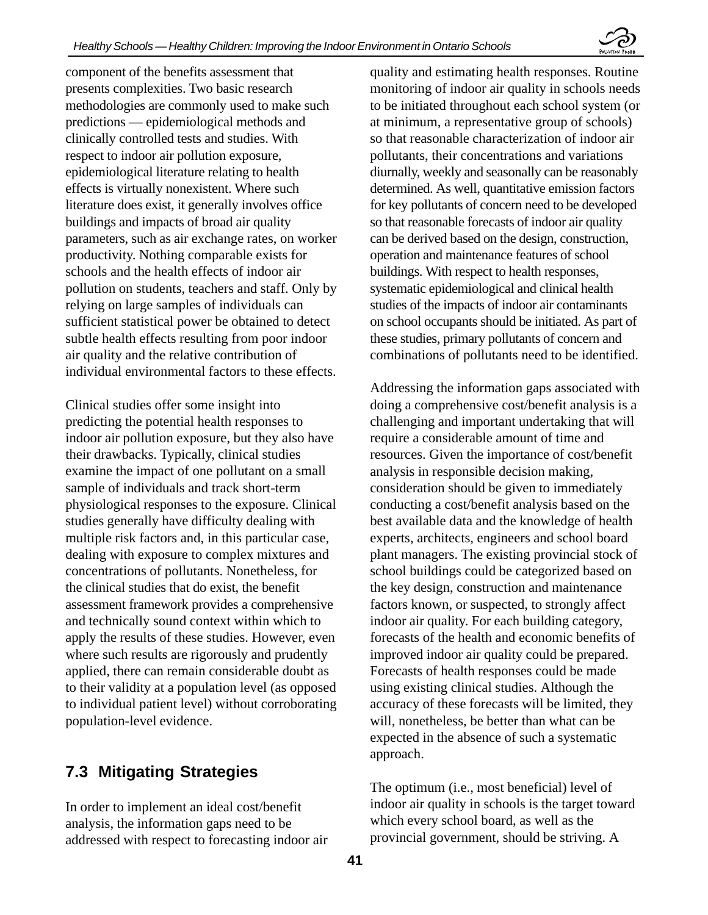component of the benefits assessment that presents complexities. Two basic research methodologies are commonly used to make such predictions — epidemiological methods and clinically controlled tests and studies. With respect to indoor air pollution exposure, epidemiological literature relating to health effects is virtually nonexistent. Where such literature does exist, it generally involves office buildings and impacts of broad air quality parameters, such as air exchange rates, on worker productivity. Nothing comparable exists for schools and the health effects of indoor air pollution on students, teachers and staff. Only by relying on large samples of individuals can sufficient statistical power be obtained to detect subtle health effects resulting from poor indoor air quality and the relative contribution of individual environmental factors to these effects.

Clinical studies offer some insight into predicting the potential health responses to indoor air pollution exposure, but they also have their drawbacks. Typically, clinical studies examine the impact of one pollutant on a small sample of individuals and track short-term physiological responses to the exposure. Clinical studies generally have difficulty dealing with multiple risk factors and, in this particular case, dealing with exposure to complex mixtures and concentrations of pollutants. Nonetheless, for the clinical studies that do exist, the benefit assessment framework provides a comprehensive and technically sound context within which to apply the results of these studies. However, even where such results are rigorously and prudently applied, there can remain considerable doubt as to their validity at a population level (as opposed to individual patient level) without corroborating population-level evidence.

## 7.3 Mitigating Strategies

In order to implement an ideal cost/benefit analysis, the information gaps need to be addressed with respect to forecasting indoor air quality and estimating health responses. Routine monitoring of indoor air quality in schools needs to be initiated throughout each school system (or at minimum, a representative group of schools) so that reasonable characterization of indoor air pollutants, their concentrations and variations diurnally, weekly and seasonally can be reasonably determined. As well, quantitative emission factors for key pollutants of concern need to be developed so that reasonable forecasts of indoor air quality can be derived based on the design, construction, operation and maintenance features of school buildings. With respect to health responses, systematic epidemiological and clinical health studies of the impacts of indoor air contaminants on school occupants should be initiated. As part of these studies, primary pollutants of concern and combinations of pollutants need to be identified.

Addressing the information gaps associated with doing a comprehensive cost/benefit analysis is a challenging and important undertaking that will require a considerable amount of time and resources. Given the importance of cost/benefit analysis in responsible decision making, consideration should be given to immediately conducting a cost/benefit analysis based on the best available data and the knowledge of health experts, architects, engineers and school board plant managers. The existing provincial stock of school buildings could be categorized based on the key design, construction and maintenance factors known, or suspected, to strongly affect indoor air quality. For each building category, forecasts of the health and economic benefits of improved indoor air quality could be prepared. Forecasts of health responses could be made using existing clinical studies. Although the accuracy of these forecasts will be limited, they will, nonetheless, be better than what can be expected in the absence of such a systematic approach.

The optimum (i.e., most beneficial) level of indoor air quality in schools is the target toward which every school board, as well as the provincial government, should be striving. A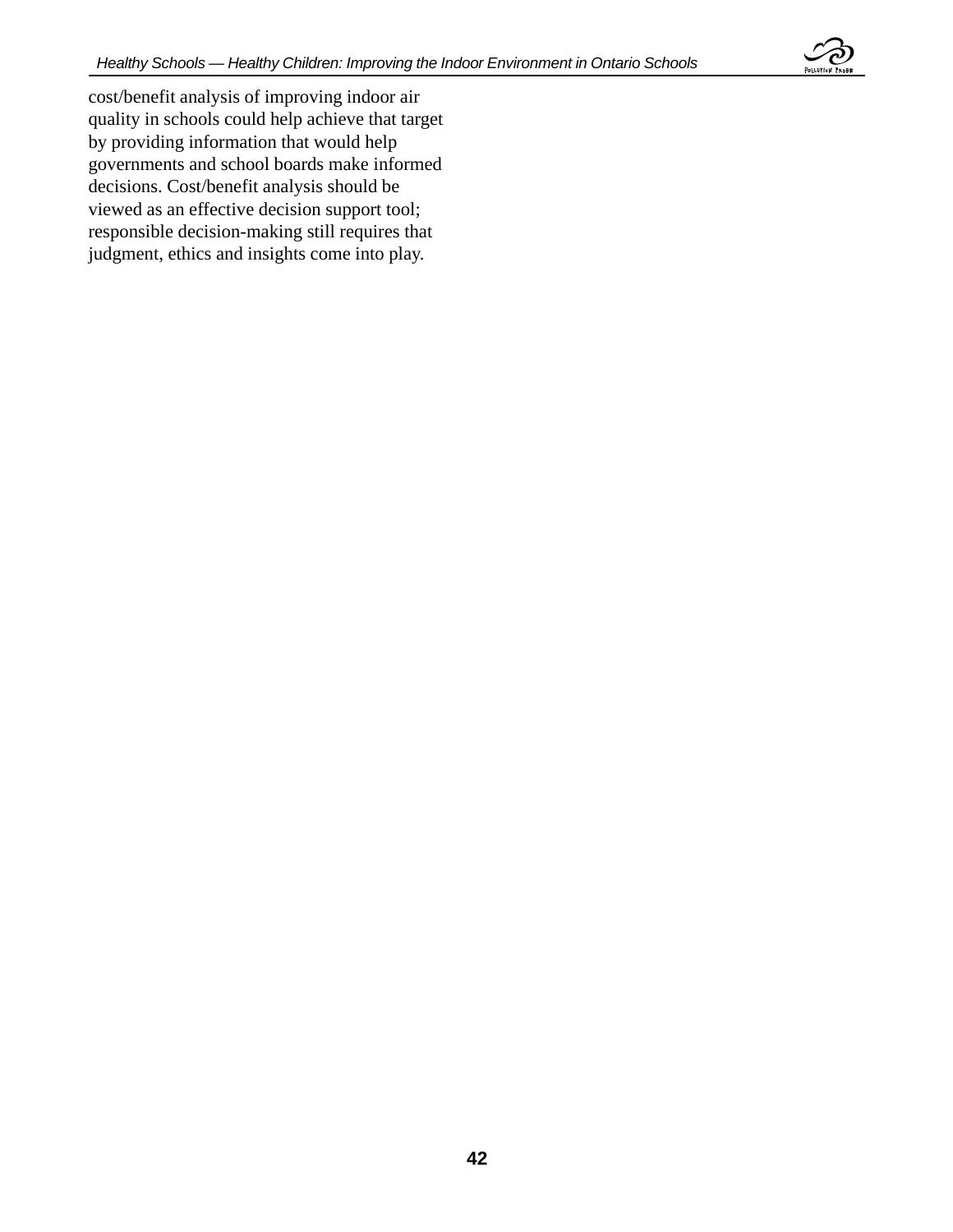cost/benefit analysis of improving indoor air quality in schools could help achieve that target by providing information that would help governments and school boards make informed decisions. Cost/benefit analysis should be viewed as an effective decision support tool; responsible decision-making still requires that judgment, ethics and insights come into play.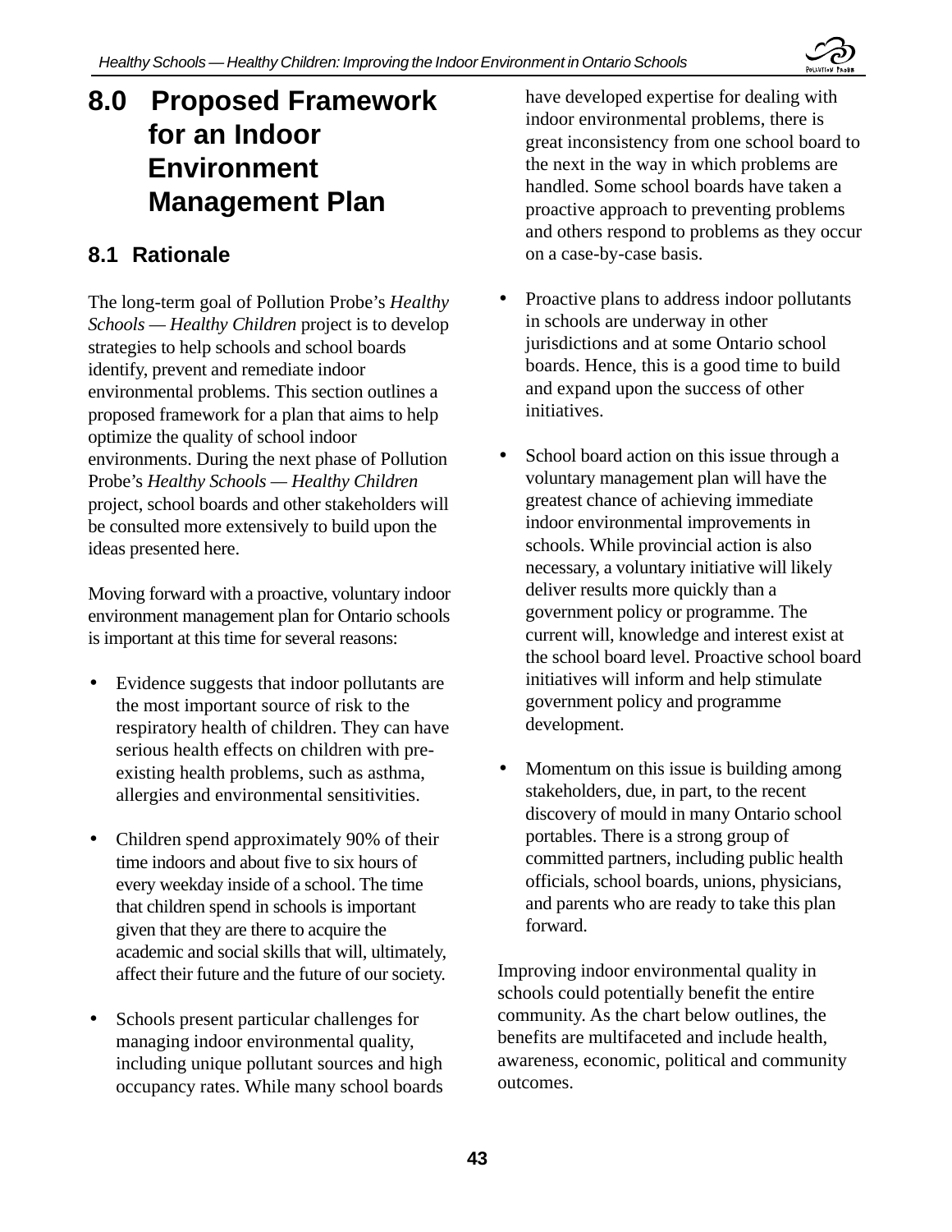# 8.0 Proposed Framework for an Indoor Environment Management Plan

## 8.1 Rationale

The long-term goal of Pollution Probe's *Healthy Schools — Healthy Children* project is to develop strategies to help schools and school boards identify, prevent and remediate indoor environmental problems. This section outlines a proposed framework for a plan that aims to help optimize the quality of school indoor environments. During the next phase of Pollution Probe's *Healthy Schools — Healthy Children* project, school boards and other stakeholders will be consulted more extensively to build upon the ideas presented here.

Moving forward with a proactive, voluntary indoor environment management plan for Ontario schools is important at this time for several reasons:

- Evidence suggests that indoor pollutants are the most important source of risk to the respiratory health of children. They can have serious health effects on children with pre-existing health problems, such as asthma, allergies and environmental sensitivities.
- Children spend approximately 90% of their time indoors and about five to six hours of every weekday inside of a school. The time that children spend in schools is important given that they are there to acquire the academic and social skills that will, ultimately, affect their future and the future of our society.
- Schools present particular challenges for managing indoor environmental quality, including unique pollutant sources and high occupancy rates. While many school boards have developed expertise for dealing with indoor environmental problems, there is great inconsistency from one school board to the next in the way in which problems are handled. Some school boards have taken a proactive approach to preventing problems and others respond to problems as they occur on a case-by-case basis.
- Proactive plans to address indoor pollutants in schools are underway in other jurisdictions and at some Ontario school boards. Hence, this is a good time to build and expand upon the success of other initiatives.
- School board action on this issue through a voluntary management plan will have the greatest chance of achieving immediate indoor environmental improvements in schools. While provincial action is also necessary, a voluntary initiative will likely deliver results more quickly than a government policy or programme. The current will, knowledge and interest exist at the school board level. Proactive school board initiatives will inform and help stimulate government policy and programme development.
- Momentum on this issue is building among stakeholders, due, in part, to the recent discovery of mould in many Ontario school portables. There is a strong group of committed partners, including public health officials, school boards, unions, physicians, and parents who are ready to take this plan forward.

Improving indoor environmental quality in schools could potentially benefit the entire community. As the chart below outlines, the benefits are multifaceted and include health, awareness, economic, political and community outcomes.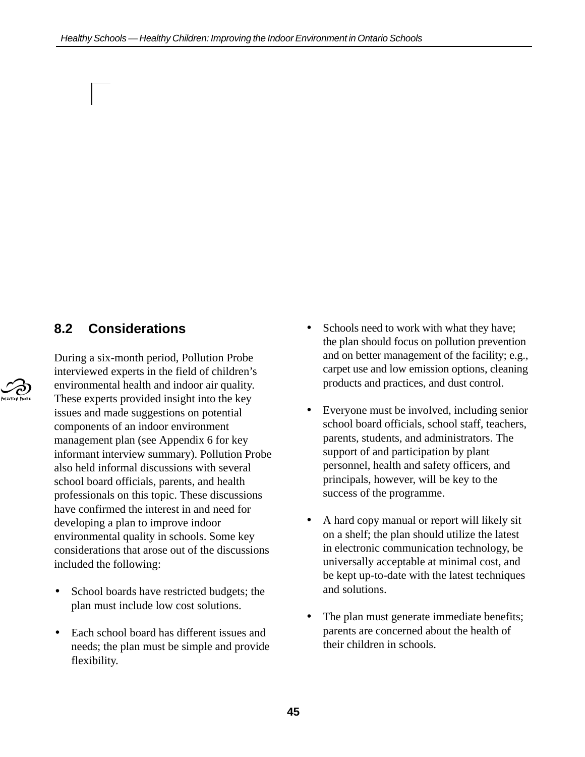## 8.2 Considerations

During a six-month period, Pollution Probe interviewed experts in the field of children's environmental health and indoor air quality. These experts provided insight into the key issues and made suggestions on potential components of an indoor environment management plan (see Appendix 6 for key informant interview summary). Pollution Probe also held informal discussions with several school board officials, parents, and health professionals on this topic. These discussions have confirmed the interest in and need for developing a plan to improve indoor environmental quality in schools. Some key considerations that arose out of the discussions included the following:

- School boards have restricted budgets; the plan must include low cost solutions.
- Each school board has different issues and needs; the plan must be simple and provide flexibility.
- Schools need to work with what they have; the plan should focus on pollution prevention and on better management of the facility; e.g., carpet use and low emission options, cleaning products and practices, and dust control.
- Everyone must be involved, including senior school board officials, school staff, teachers, parents, students, and administrators. The support of and participation by plant personnel, health and safety officers, and principals, however, will be key to the success of the programme.
- A hard copy manual or report will likely sit on a shelf; the plan should utilize the latest in electronic communication technology, be universally acceptable at minimal cost, and be kept up-to-date with the latest techniques and solutions.
- The plan must generate immediate benefits; parents are concerned about the health of their children in schools.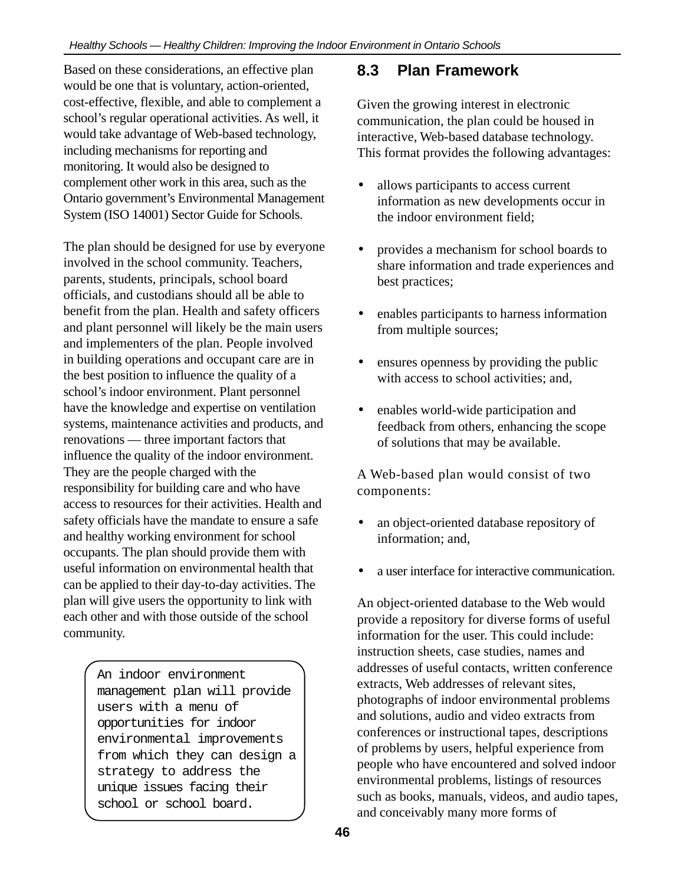Based on these considerations, an effective plan would be one that is voluntary, action-oriented, cost-effective, flexible, and able to complement a school's regular operational activities. As well, it would take advantage of Web-based technology, including mechanisms for reporting and monitoring. It would also be designed to complement other work in this area, such as the Ontario government's Environmental Management System (ISO 14001) Sector Guide for Schools.

The plan should be designed for use by everyone involved in the school community. Teachers, parents, students, principals, school board officials, and custodians should all be able to benefit from the plan. Health and safety officers and plant personnel will likely be the main users and implementers of the plan. People involved in building operations and occupant care are in the best position to influence the quality of a school's indoor environment. Plant personnel have the knowledge and expertise on ventilation systems, maintenance activities and products, and renovations — three important factors that influence the quality of the indoor environment. They are the people charged with the responsibility for building care and who have access to resources for their activities. Health and safety officials have the mandate to ensure a safe and healthy working environment for school occupants. The plan should provide them with useful information on environmental health that can be applied to their day-to-day activities. The plan will give users the opportunity to link with each other and with those outside of the school community.

> An indoor environment management plan will provide users with a menu of opportunities for indoor environmental improvements from which they can design a strategy to address the unique issues facing their school or school board.

## 8.3 Plan Framework

Given the growing interest in electronic communication, the plan could be housed in interactive, Web-based database technology. This format provides the following advantages:

- allows participants to access current information as new developments occur in the indoor environment field;
- provides a mechanism for school boards to share information and trade experiences and best practices;
- enables participants to harness information from multiple sources;
- ensures openness by providing the public with access to school activities; and,
- enables world-wide participation and feedback from others, enhancing the scope of solutions that may be available.

A Web-based plan would consist of two components:

- an object-oriented database repository of information; and,
- a user interface for interactive communication.

An object-oriented database to the Web would provide a repository for diverse forms of useful information for the user. This could include: instruction sheets, case studies, names and addresses of useful contacts, written conference extracts, Web addresses of relevant sites, photographs of indoor environmental problems and solutions, audio and video extracts from conferences or instructional tapes, descriptions of problems by users, helpful experience from people who have encountered and solved indoor environmental problems, listings of resources such as books, manuals, videos, and audio tapes, and conceivably many more forms of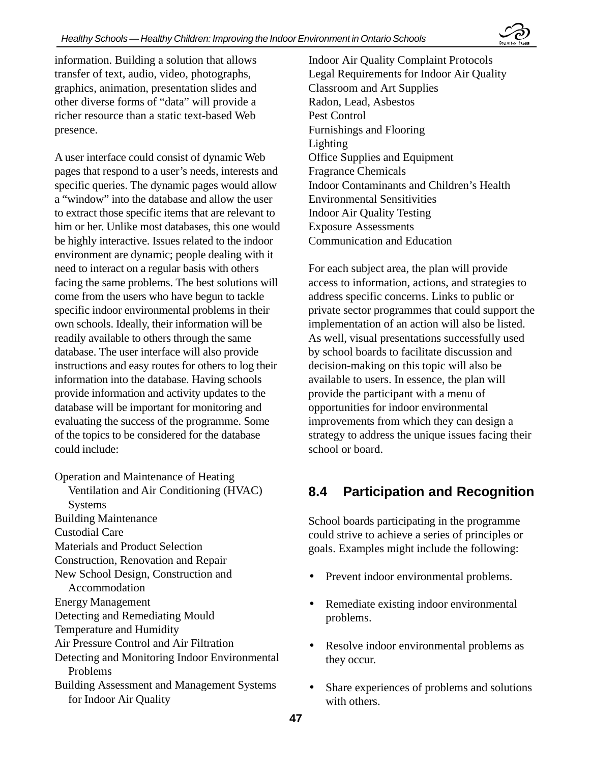information. Building a solution that allows transfer of text, audio, video, photographs, graphics, animation, presentation slides and other diverse forms of "data" will provide a richer resource than a static text-based Web presence.

A user interface could consist of dynamic Web pages that respond to a user's needs, interests and specific queries. The dynamic pages would allow a "window" into the database and allow the user to extract those specific items that are relevant to him or her. Unlike most databases, this one would be highly interactive. Issues related to the indoor environment are dynamic; people dealing with it need to interact on a regular basis with others facing the same problems. The best solutions will come from the users who have begun to tackle specific indoor environmental problems in their own schools. Ideally, their information will be readily available to others through the same database. The user interface will also provide instructions and easy routes for others to log their information into the database. Having schools provide information and activity updates to the database will be important for monitoring and evaluating the success of the programme. Some of the topics to be considered for the database could include:

Operation and Maintenance of Heating Ventilation and Air Conditioning (HVAC) Systems
Building Maintenance
Custodial Care
Materials and Product Selection
Construction, Renovation and Repair
New School Design, Construction and Accommodation
Energy Management
Detecting and Remediating Mould
Temperature and Humidity
Air Pressure Control and Air Filtration
Detecting and Monitoring Indoor Environmental Problems
Building Assessment and Management Systems for Indoor Air Quality
Indoor Air Quality Complaint Protocols
Legal Requirements for Indoor Air Quality
Classroom and Art Supplies
Radon, Lead, Asbestos
Pest Control
Furnishings and Flooring
Lighting
Office Supplies and Equipment
Fragrance Chemicals
Indoor Contaminants and Children's Health
Environmental Sensitivities
Indoor Air Quality Testing
Exposure Assessments
Communication and Education

For each subject area, the plan will provide access to information, actions, and strategies to address specific concerns. Links to public or private sector programmes that could support the implementation of an action will also be listed. As well, visual presentations successfully used by school boards to facilitate discussion and decision-making on this topic will also be available to users. In essence, the plan will provide the participant with a menu of opportunities for indoor environmental improvements from which they can design a strategy to address the unique issues facing their school or board.

## 8.4 Participation and Recognition

School boards participating in the programme could strive to achieve a series of principles or goals. Examples might include the following:

- Prevent indoor environmental problems.
- Remediate existing indoor environmental problems.
- Resolve indoor environmental problems as they occur.
- Share experiences of problems and solutions with others.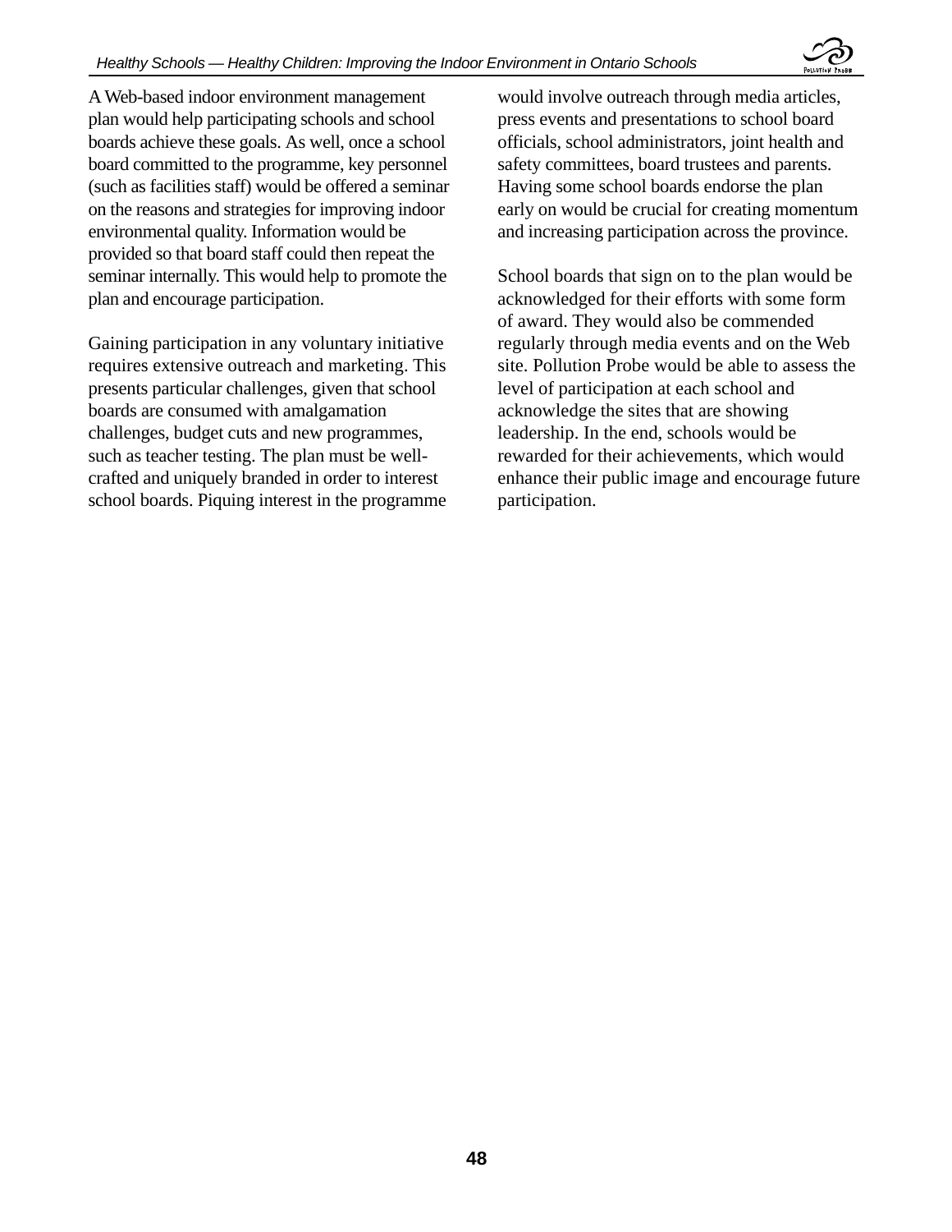A Web-based indoor environment management plan would help participating schools and school boards achieve these goals. As well, once a school board committed to the programme, key personnel (such as facilities staff) would be offered a seminar on the reasons and strategies for improving indoor environmental quality. Information would be provided so that board staff could then repeat the seminar internally. This would help to promote the plan and encourage participation.

Gaining participation in any voluntary initiative requires extensive outreach and marketing. This presents particular challenges, given that school boards are consumed with amalgamation challenges, budget cuts and new programmes, such as teacher testing. The plan must be well-crafted and uniquely branded in order to interest school boards. Piquing interest in the programme would involve outreach through media articles, press events and presentations to school board officials, school administrators, joint health and safety committees, board trustees and parents. Having some school boards endorse the plan early on would be crucial for creating momentum and increasing participation across the province.

School boards that sign on to the plan would be acknowledged for their efforts with some form of award. They would also be commended regularly through media events and on the Web site. Pollution Probe would be able to assess the level of participation at each school and acknowledge the sites that are showing leadership. In the end, schools would be rewarded for their achievements, which would enhance their public image and encourage future participation.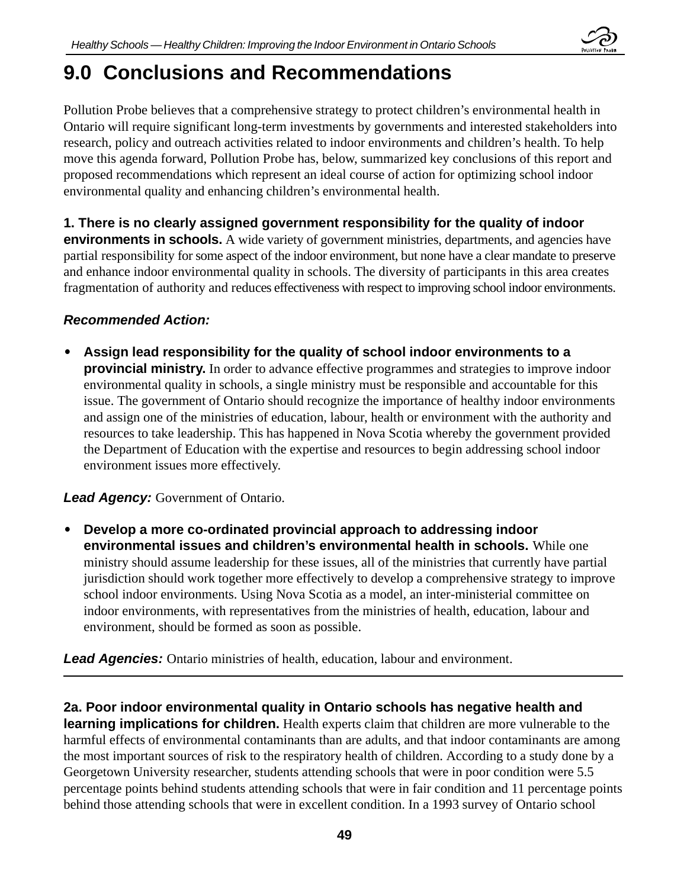# 9.0 Conclusions and Recommendations

Pollution Probe believes that a comprehensive strategy to protect children's environmental health in Ontario will require significant long-term investments by governments and interested stakeholders into research, policy and outreach activities related to indoor environments and children's health. To help move this agenda forward, Pollution Probe has, below, summarized key conclusions of this report and proposed recommendations which represent an ideal course of action for optimizing school indoor environmental quality and enhancing children's environmental health.

**1. There is no clearly assigned government responsibility for the quality of indoor environments in schools.** A wide variety of government ministries, departments, and agencies have partial responsibility for some aspect of the indoor environment, but none have a clear mandate to preserve and enhance indoor environmental quality in schools. The diversity of participants in this area creates fragmentation of authority and reduces effectiveness with respect to improving school indoor environments.

***Recommended Action:***

- **Assign lead responsibility for the quality of school indoor environments to a provincial ministry.** In order to advance effective programmes and strategies to improve indoor environmental quality in schools, a single ministry must be responsible and accountable for this issue. The government of Ontario should recognize the importance of healthy indoor environments and assign one of the ministries of education, labour, health or environment with the authority and resources to take leadership. This has happened in Nova Scotia whereby the government provided the Department of Education with the expertise and resources to begin addressing school indoor environment issues more effectively.

***Lead Agency:*** Government of Ontario.

- **Develop a more co-ordinated provincial approach to addressing indoor environmental issues and children's environmental health in schools.** While one ministry should assume leadership for these issues, all of the ministries that currently have partial jurisdiction should work together more effectively to develop a comprehensive strategy to improve school indoor environments. Using Nova Scotia as a model, an inter-ministerial committee on indoor environments, with representatives from the ministries of health, education, labour and environment, should be formed as soon as possible.

***Lead Agencies:*** Ontario ministries of health, education, labour and environment.

---

**2a. Poor indoor environmental quality in Ontario schools has negative health and learning implications for children.** Health experts claim that children are more vulnerable to the harmful effects of environmental contaminants than are adults, and that indoor contaminants are among the most important sources of risk to the respiratory health of children. According to a study done by a Georgetown University researcher, students attending schools that were in poor condition were 5.5 percentage points behind students attending schools that were in fair condition and 11 percentage points behind those attending schools that were in excellent condition. In a 1993 survey of Ontario school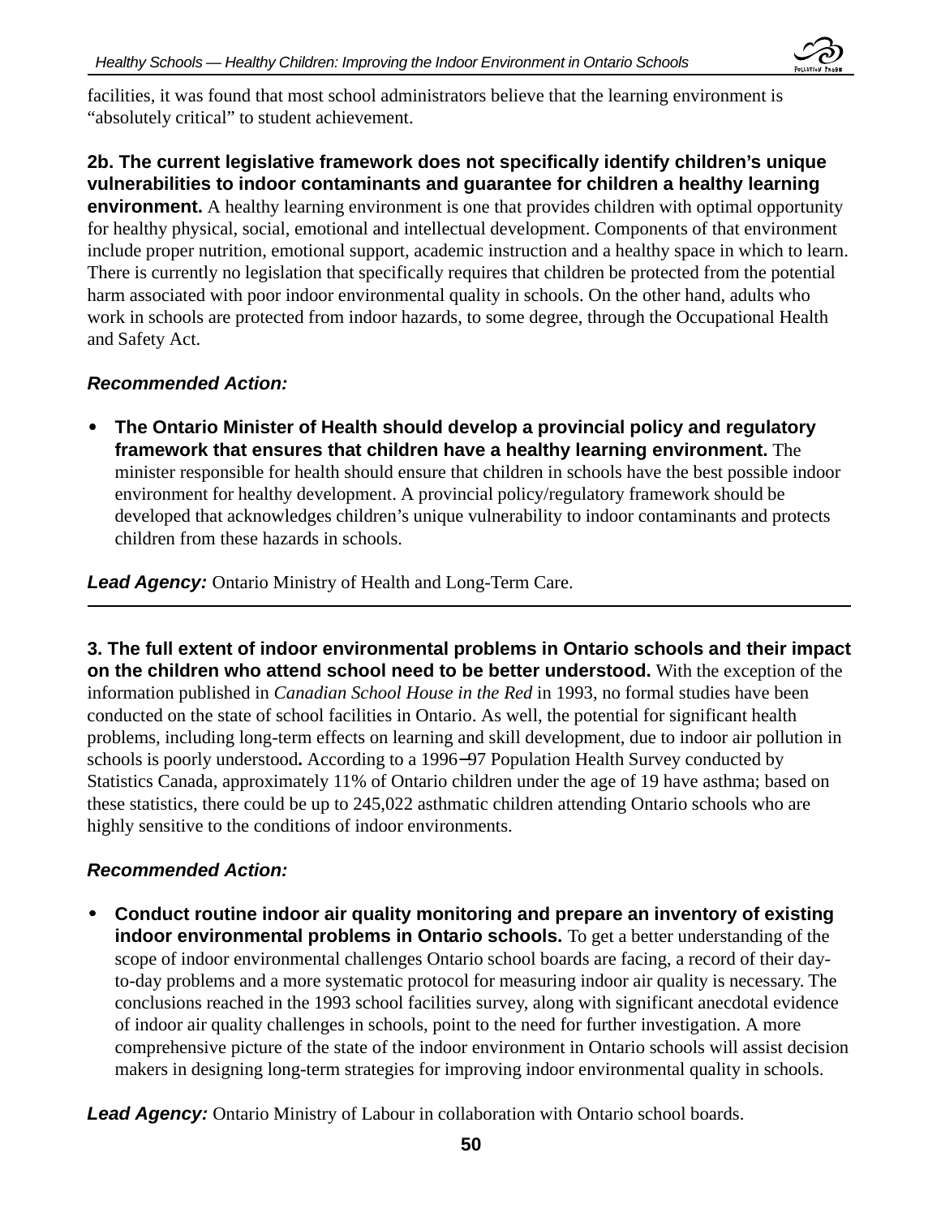facilities, it was found that most school administrators believe that the learning environment is "absolutely critical" to student achievement.

**2b. The current legislative framework does not specifically identify children's unique vulnerabilities to indoor contaminants and guarantee for children a healthy learning environment.** A healthy learning environment is one that provides children with optimal opportunity for healthy physical, social, emotional and intellectual development. Components of that environment include proper nutrition, emotional support, academic instruction and a healthy space in which to learn. There is currently no legislation that specifically requires that children be protected from the potential harm associated with poor indoor environmental quality in schools. On the other hand, adults who work in schools are protected from indoor hazards, to some degree, through the Occupational Health and Safety Act.

***Recommended Action:***

- **The Ontario Minister of Health should develop a provincial policy and regulatory framework that ensures that children have a healthy learning environment.** The minister responsible for health should ensure that children in schools have the best possible indoor environment for healthy development. A provincial policy/regulatory framework should be developed that acknowledges children's unique vulnerability to indoor contaminants and protects children from these hazards in schools.

***Lead Agency:*** Ontario Ministry of Health and Long-Term Care.

---

**3. The full extent of indoor environmental problems in Ontario schools and their impact on the children who attend school need to be better understood.** With the exception of the information published in *Canadian School House in the Red* in 1993, no formal studies have been conducted on the state of school facilities in Ontario. As well, the potential for significant health problems, including long-term effects on learning and skill development, due to indoor air pollution in schools is poorly understood**.** According to a 1996–97 Population Health Survey conducted by Statistics Canada, approximately 11% of Ontario children under the age of 19 have asthma; based on these statistics, there could be up to 245,022 asthmatic children attending Ontario schools who are highly sensitive to the conditions of indoor environments.

***Recommended Action:***

- **Conduct routine indoor air quality monitoring and prepare an inventory of existing indoor environmental problems in Ontario schools.** To get a better understanding of the scope of indoor environmental challenges Ontario school boards are facing, a record of their day-to-day problems and a more systematic protocol for measuring indoor air quality is necessary. The conclusions reached in the 1993 school facilities survey, along with significant anecdotal evidence of indoor air quality challenges in schools, point to the need for further investigation. A more comprehensive picture of the state of the indoor environment in Ontario schools will assist decision makers in designing long-term strategies for improving indoor environmental quality in schools.

***Lead Agency:*** Ontario Ministry of Labour in collaboration with Ontario school boards.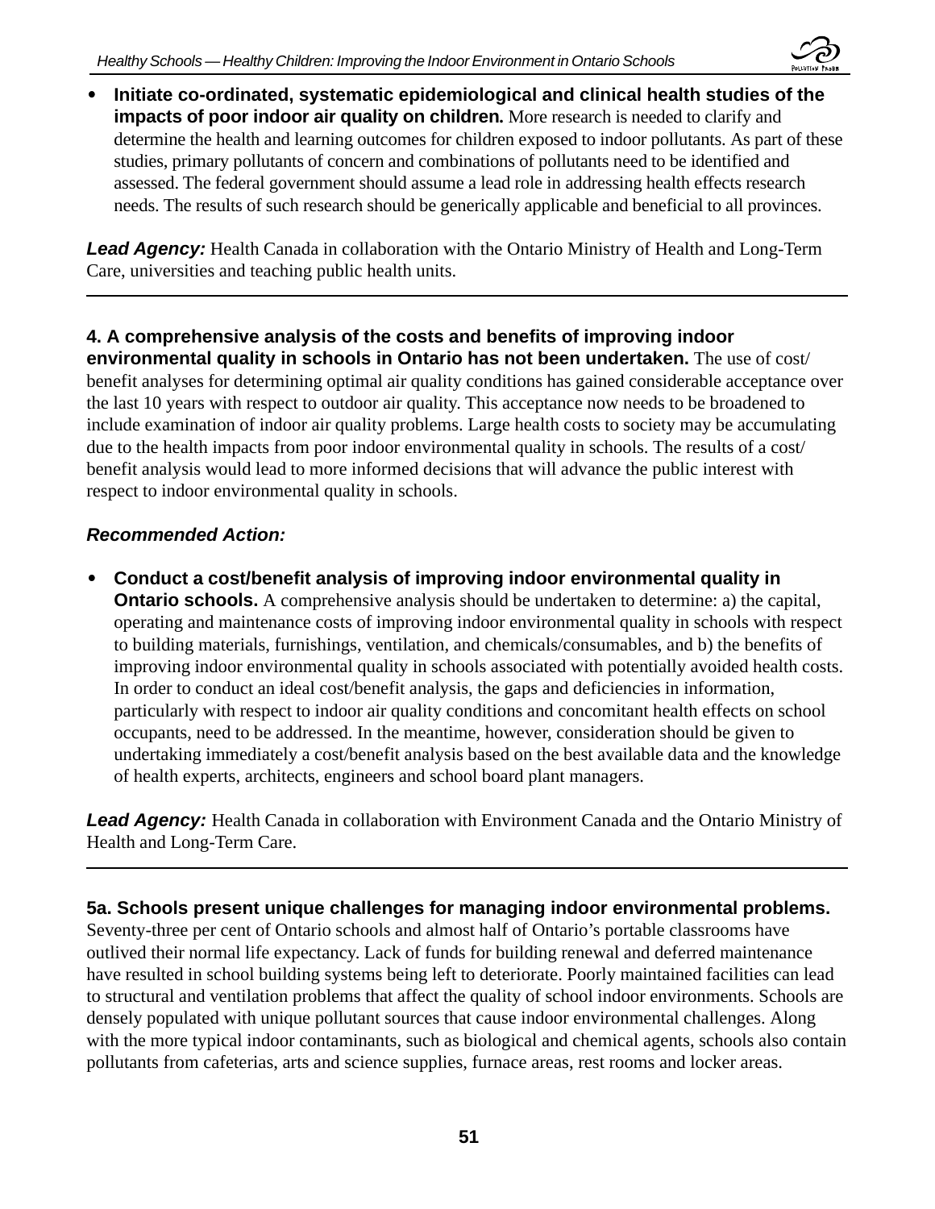- **Initiate co-ordinated, systematic epidemiological and clinical health studies of the impacts of poor indoor air quality on children.** More research is needed to clarify and determine the health and learning outcomes for children exposed to indoor pollutants. As part of these studies, primary pollutants of concern and combinations of pollutants need to be identified and assessed. The federal government should assume a lead role in addressing health effects research needs. The results of such research should be generically applicable and beneficial to all provinces.

***Lead Agency:*** Health Canada in collaboration with the Ontario Ministry of Health and Long-Term Care, universities and teaching public health units.

---

**4. A comprehensive analysis of the costs and benefits of improving indoor environmental quality in schools in Ontario has not been undertaken.** The use of cost/benefit analyses for determining optimal air quality conditions has gained considerable acceptance over the last 10 years with respect to outdoor air quality. This acceptance now needs to be broadened to include examination of indoor air quality problems. Large health costs to society may be accumulating due to the health impacts from poor indoor environmental quality in schools. The results of a cost/benefit analysis would lead to more informed decisions that will advance the public interest with respect to indoor environmental quality in schools.

***Recommended Action:***

- **Conduct a cost/benefit analysis of improving indoor environmental quality in Ontario schools.** A comprehensive analysis should be undertaken to determine: a) the capital, operating and maintenance costs of improving indoor environmental quality in schools with respect to building materials, furnishings, ventilation, and chemicals/consumables, and b) the benefits of improving indoor environmental quality in schools associated with potentially avoided health costs. In order to conduct an ideal cost/benefit analysis, the gaps and deficiencies in information, particularly with respect to indoor air quality conditions and concomitant health effects on school occupants, need to be addressed. In the meantime, however, consideration should be given to undertaking immediately a cost/benefit analysis based on the best available data and the knowledge of health experts, architects, engineers and school board plant managers.

***Lead Agency:*** Health Canada in collaboration with Environment Canada and the Ontario Ministry of Health and Long-Term Care.

---

**5a. Schools present unique challenges for managing indoor environmental problems.** Seventy-three per cent of Ontario schools and almost half of Ontario's portable classrooms have outlived their normal life expectancy. Lack of funds for building renewal and deferred maintenance have resulted in school building systems being left to deteriorate. Poorly maintained facilities can lead to structural and ventilation problems that affect the quality of school indoor environments. Schools are densely populated with unique pollutant sources that cause indoor environmental challenges. Along with the more typical indoor contaminants, such as biological and chemical agents, schools also contain pollutants from cafeterias, arts and science supplies, furnace areas, rest rooms and locker areas.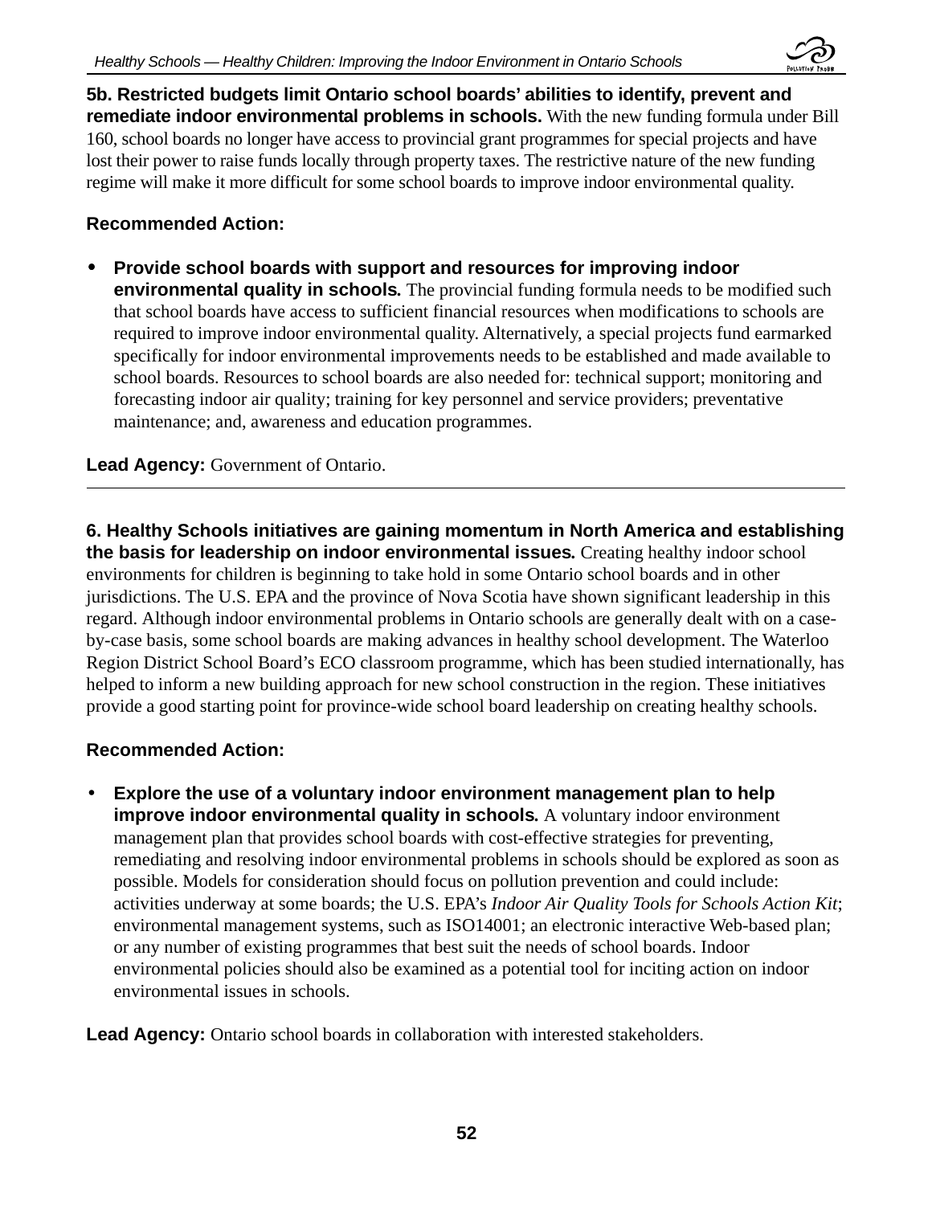**5b. Restricted budgets limit Ontario school boards' abilities to identify, prevent and remediate indoor environmental problems in schools.** With the new funding formula under Bill 160, school boards no longer have access to provincial grant programmes for special projects and have lost their power to raise funds locally through property taxes. The restrictive nature of the new funding regime will make it more difficult for some school boards to improve indoor environmental quality.

**Recommended Action:**

- **Provide school boards with support and resources for improving indoor environmental quality in schools.** The provincial funding formula needs to be modified such that school boards have access to sufficient financial resources when modifications to schools are required to improve indoor environmental quality. Alternatively, a special projects fund earmarked specifically for indoor environmental improvements needs to be established and made available to school boards. Resources to school boards are also needed for: technical support; monitoring and forecasting indoor air quality; training for key personnel and service providers; preventative maintenance; and, awareness and education programmes.

**Lead Agency:** Government of Ontario.

---

**6. Healthy Schools initiatives are gaining momentum in North America and establishing the basis for leadership on indoor environmental issues.** Creating healthy indoor school environments for children is beginning to take hold in some Ontario school boards and in other jurisdictions. The U.S. EPA and the province of Nova Scotia have shown significant leadership in this regard. Although indoor environmental problems in Ontario schools are generally dealt with on a case-by-case basis, some school boards are making advances in healthy school development. The Waterloo Region District School Board's ECO classroom programme, which has been studied internationally, has helped to inform a new building approach for new school construction in the region. These initiatives provide a good starting point for province-wide school board leadership on creating healthy schools.

**Recommended Action:**

- **Explore the use of a voluntary indoor environment management plan to help improve indoor environmental quality in schools.** A voluntary indoor environment management plan that provides school boards with cost-effective strategies for preventing, remediating and resolving indoor environmental problems in schools should be explored as soon as possible. Models for consideration should focus on pollution prevention and could include: activities underway at some boards; the U.S. EPA's *Indoor Air Quality Tools for Schools Action Kit*; environmental management systems, such as ISO14001; an electronic interactive Web-based plan; or any number of existing programmes that best suit the needs of school boards. Indoor environmental policies should also be examined as a potential tool for inciting action on indoor environmental issues in schools.

**Lead Agency:** Ontario school boards in collaboration with interested stakeholders.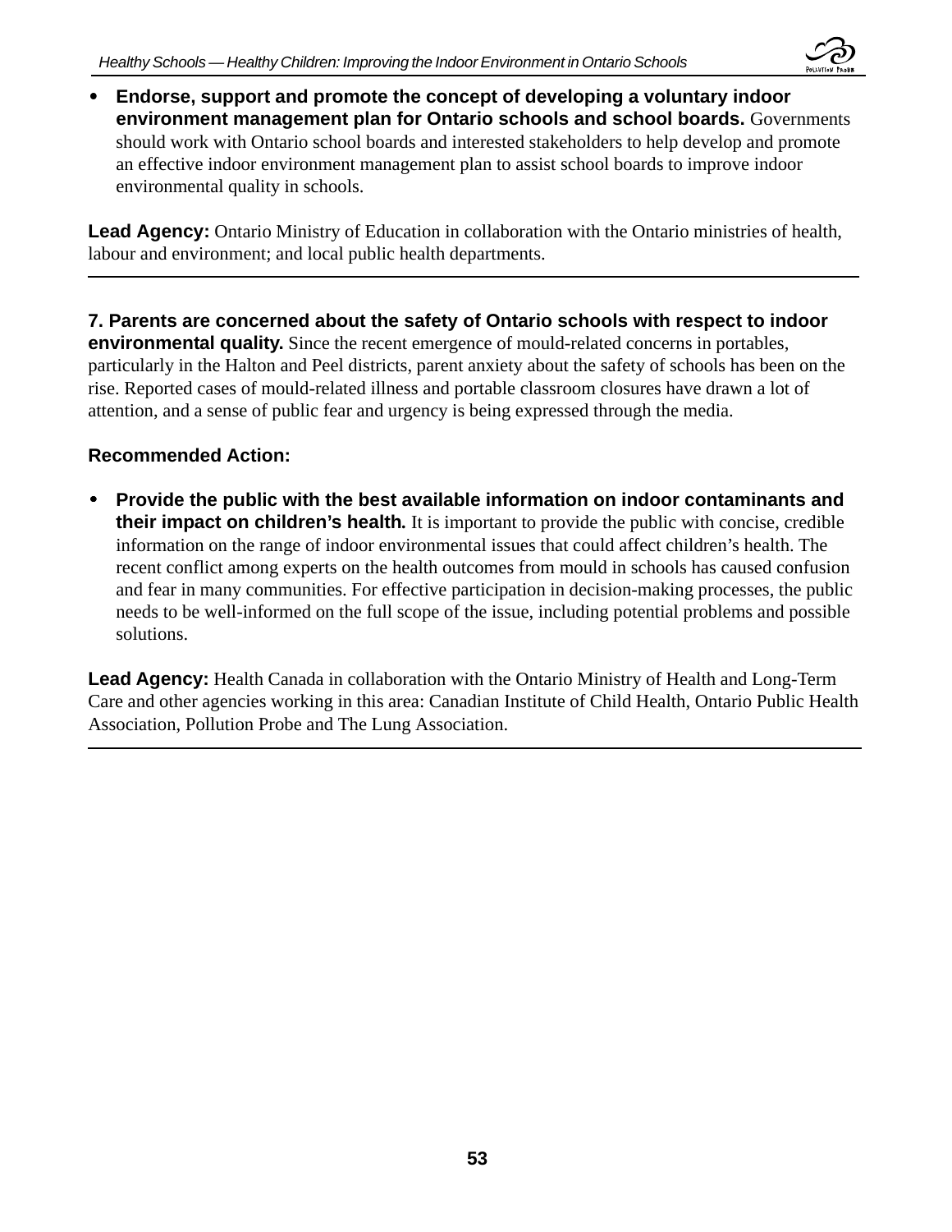- **Endorse, support and promote the concept of developing a voluntary indoor environment management plan for Ontario schools and school boards.** Governments should work with Ontario school boards and interested stakeholders to help develop and promote an effective indoor environment management plan to assist school boards to improve indoor environmental quality in schools.

**Lead Agency:** Ontario Ministry of Education in collaboration with the Ontario ministries of health, labour and environment; and local public health departments.

---

**7. Parents are concerned about the safety of Ontario schools with respect to indoor environmental quality.** Since the recent emergence of mould-related concerns in portables, particularly in the Halton and Peel districts, parent anxiety about the safety of schools has been on the rise. Reported cases of mould-related illness and portable classroom closures have drawn a lot of attention, and a sense of public fear and urgency is being expressed through the media.

**Recommended Action:**

- **Provide the public with the best available information on indoor contaminants and their impact on children's health.** It is important to provide the public with concise, credible information on the range of indoor environmental issues that could affect children's health. The recent conflict among experts on the health outcomes from mould in schools has caused confusion and fear in many communities. For effective participation in decision-making processes, the public needs to be well-informed on the full scope of the issue, including potential problems and possible solutions.

**Lead Agency:** Health Canada in collaboration with the Ontario Ministry of Health and Long-Term Care and other agencies working in this area: Canadian Institute of Child Health, Ontario Public Health Association, Pollution Probe and The Lung Association.

---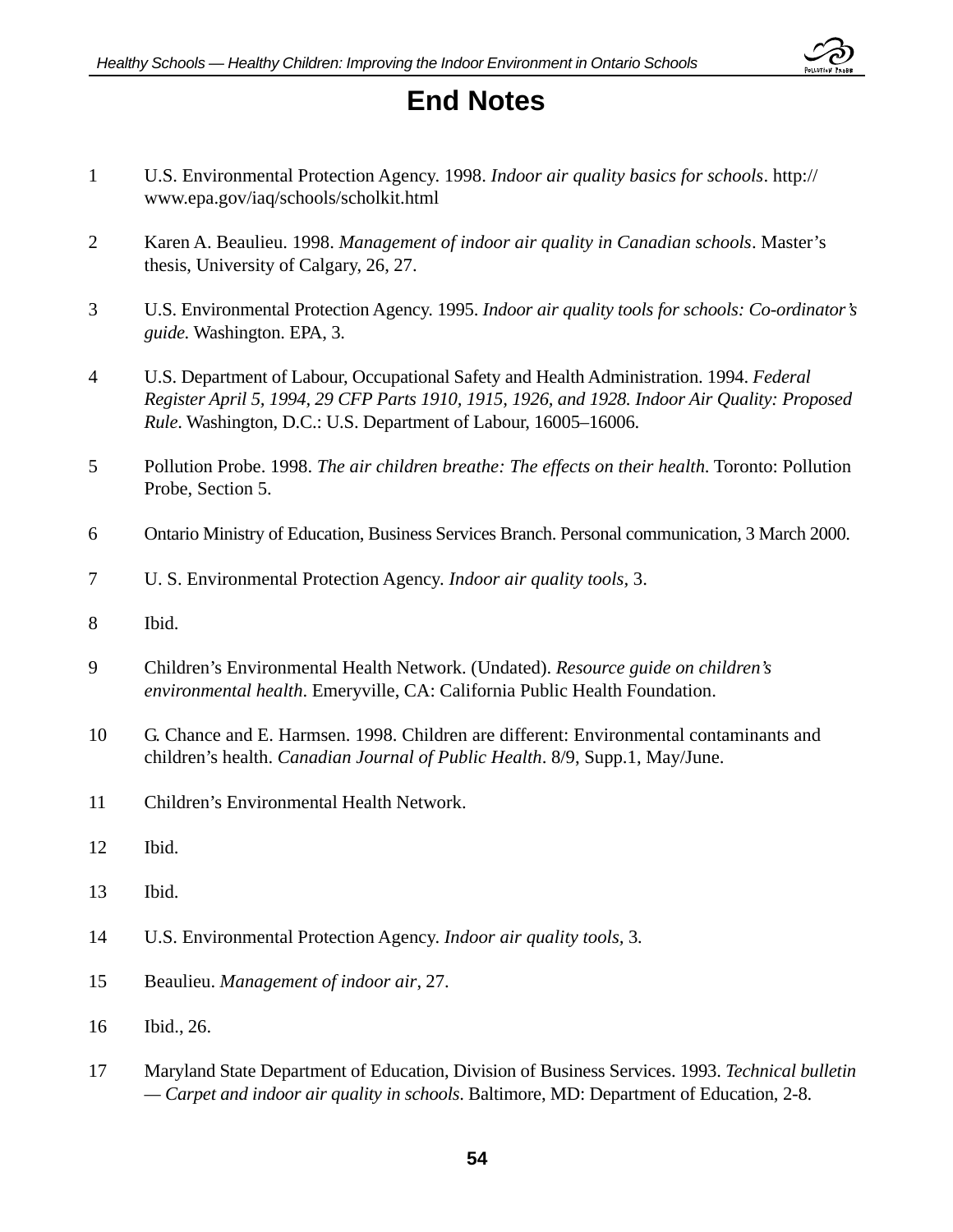# End Notes

1. U.S. Environmental Protection Agency. 1998. *Indoor air quality basics for schools*. http://www.epa.gov/iaq/schools/scholkit.html

2. Karen A. Beaulieu. 1998. *Management of indoor air quality in Canadian schools*. Master's thesis, University of Calgary, 26, 27.

3. U.S. Environmental Protection Agency. 1995. *Indoor air quality tools for schools: Co-ordinator's guide.* Washington. EPA, 3.

4. U.S. Department of Labour, Occupational Safety and Health Administration. 1994. *Federal Register April 5, 1994, 29 CFP Parts 1910, 1915, 1926, and 1928. Indoor Air Quality: Proposed Rule*. Washington, D.C.: U.S. Department of Labour, 16005–16006.

5. Pollution Probe. 1998. *The air children breathe: The effects on their health.* Toronto: Pollution Probe, Section 5.

6. Ontario Ministry of Education, Business Services Branch. Personal communication, 3 March 2000.

7. U. S. Environmental Protection Agency. *Indoor air quality tools*, 3.

8. Ibid.

9. Children's Environmental Health Network. (Undated). *Resource guide on children's environmental health*. Emeryville, CA: California Public Health Foundation.

10. G. Chance and E. Harmsen. 1998. Children are different: Environmental contaminants and children's health. *Canadian Journal of Public Health*. 8/9, Supp.1, May/June.

11. Children's Environmental Health Network.

12. Ibid.

13. Ibid.

14. U.S. Environmental Protection Agency. *Indoor air quality tools*, 3.

15. Beaulieu. *Management of indoor air*, 27.

16. Ibid., 26.

17. Maryland State Department of Education, Division of Business Services. 1993. *Technical bulletin — Carpet and indoor air quality in schools*. Baltimore, MD: Department of Education, 2-8.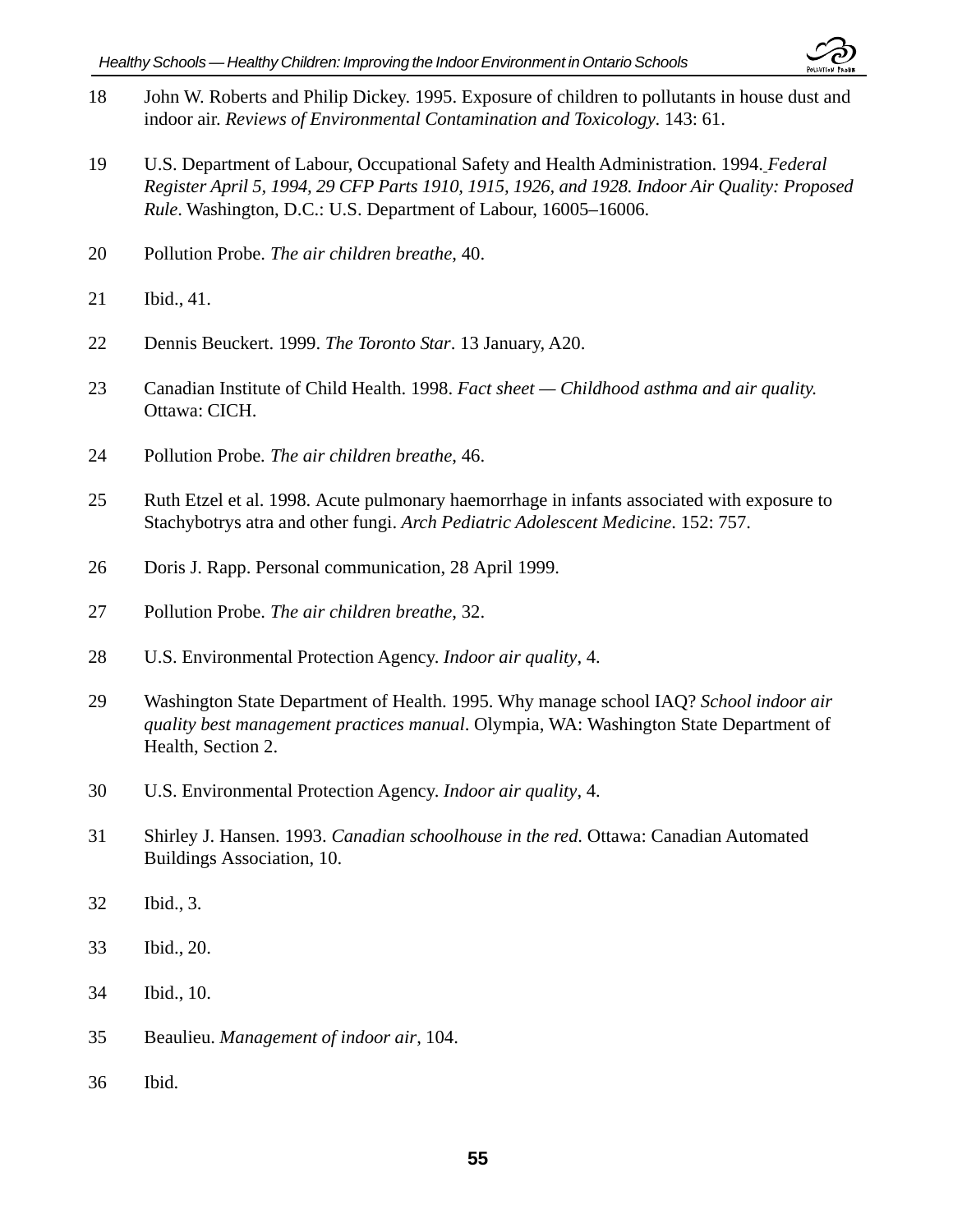18 John W. Roberts and Philip Dickey. 1995. Exposure of children to pollutants in house dust and indoor air. *Reviews of Environmental Contamination and Toxicology*. 143: 61.

19 U.S. Department of Labour, Occupational Safety and Health Administration. 1994. *Federal Register April 5, 1994, 29 CFP Parts 1910, 1915, 1926, and 1928. Indoor Air Quality: Proposed Rule*. Washington, D.C.: U.S. Department of Labour, 16005–16006.

20 Pollution Probe. *The air children breathe*, 40.

21 Ibid., 41.

22 Dennis Beuckert. 1999. *The Toronto Star*. 13 January, A20.

23 Canadian Institute of Child Health. 1998. *Fact sheet — Childhood asthma and air quality.* Ottawa: CICH.

24 Pollution Probe. *The air children breathe*, 46.

25 Ruth Etzel et al. 1998. Acute pulmonary haemorrhage in infants associated with exposure to Stachybotrys atra and other fungi. *Arch Pediatric Adolescent Medicine*. 152: 757.

26 Doris J. Rapp. Personal communication, 28 April 1999.

27 Pollution Probe. *The air children breathe*, 32.

28 U.S. Environmental Protection Agency. *Indoor air quality*, 4.

29 Washington State Department of Health. 1995. Why manage school IAQ? *School indoor air quality best management practices manual*. Olympia, WA: Washington State Department of Health, Section 2.

30 U.S. Environmental Protection Agency. *Indoor air quality*, 4.

31 Shirley J. Hansen. 1993. *Canadian schoolhouse in the red.* Ottawa: Canadian Automated Buildings Association, 10.

32 Ibid., 3.

33 Ibid., 20.

34 Ibid., 10.

35 Beaulieu. *Management of indoor air*, 104.

36 Ibid.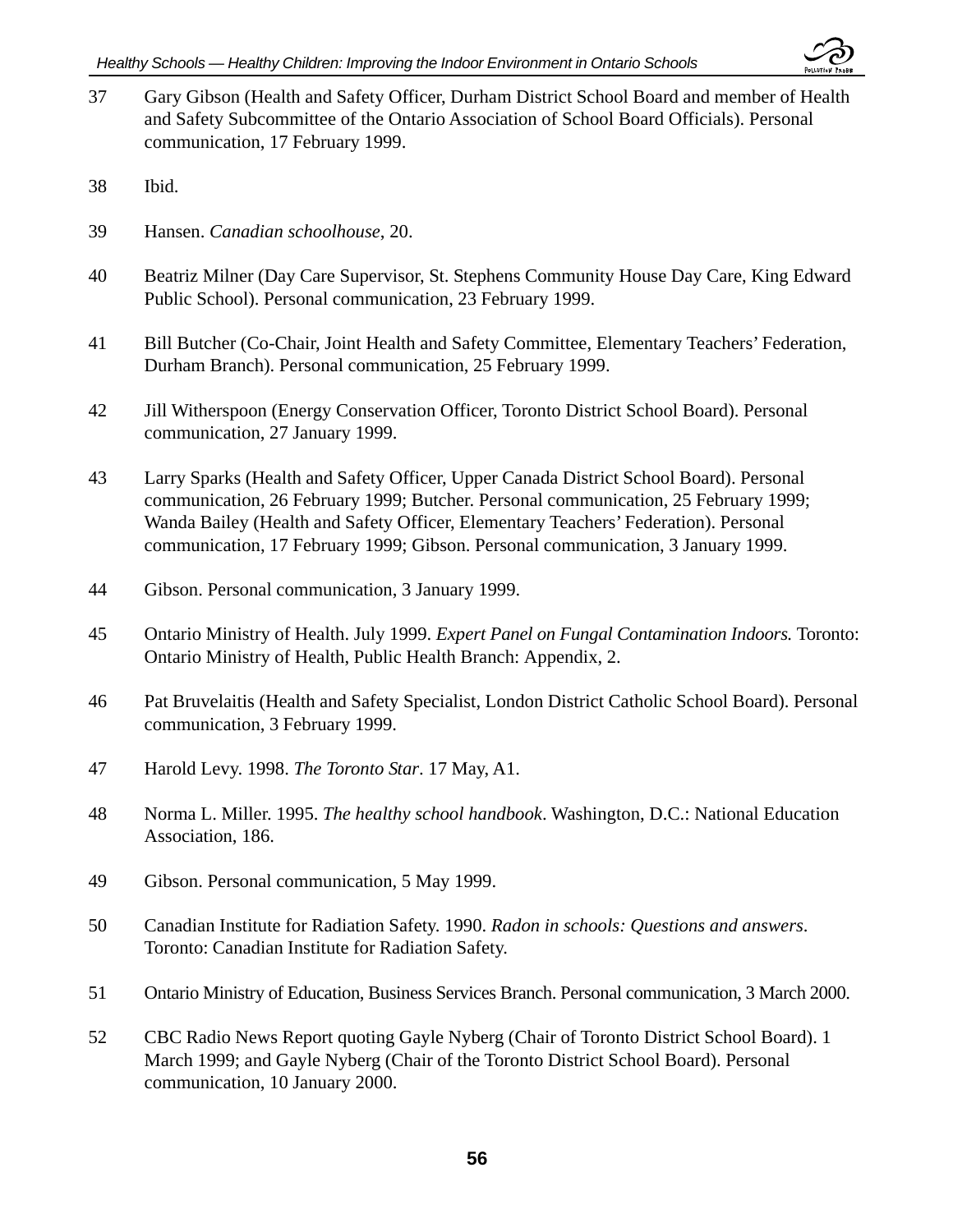37 Gary Gibson (Health and Safety Officer, Durham District School Board and member of Health and Safety Subcommittee of the Ontario Association of School Board Officials). Personal communication, 17 February 1999.

38 Ibid.

39 Hansen. *Canadian schoolhouse*, 20.

40 Beatriz Milner (Day Care Supervisor, St. Stephens Community House Day Care, King Edward Public School). Personal communication, 23 February 1999.

41 Bill Butcher (Co-Chair, Joint Health and Safety Committee, Elementary Teachers' Federation, Durham Branch). Personal communication, 25 February 1999.

42 Jill Witherspoon (Energy Conservation Officer, Toronto District School Board). Personal communication, 27 January 1999.

43 Larry Sparks (Health and Safety Officer, Upper Canada District School Board). Personal communication, 26 February 1999; Butcher. Personal communication, 25 February 1999; Wanda Bailey (Health and Safety Officer, Elementary Teachers' Federation). Personal communication, 17 February 1999; Gibson. Personal communication, 3 January 1999.

44 Gibson. Personal communication, 3 January 1999.

45 Ontario Ministry of Health. July 1999. *Expert Panel on Fungal Contamination Indoors.* Toronto: Ontario Ministry of Health, Public Health Branch: Appendix, 2.

46 Pat Bruvelaitis (Health and Safety Specialist, London District Catholic School Board). Personal communication, 3 February 1999.

47 Harold Levy. 1998. *The Toronto Star*. 17 May, A1.

48 Norma L. Miller. 1995. *The healthy school handbook*. Washington, D.C.: National Education Association, 186.

49 Gibson. Personal communication, 5 May 1999.

50 Canadian Institute for Radiation Safety. 1990. *Radon in schools: Questions and answers*. Toronto: Canadian Institute for Radiation Safety.

51 Ontario Ministry of Education, Business Services Branch. Personal communication, 3 March 2000.

52 CBC Radio News Report quoting Gayle Nyberg (Chair of Toronto District School Board). 1 March 1999; and Gayle Nyberg (Chair of the Toronto District School Board). Personal communication, 10 January 2000.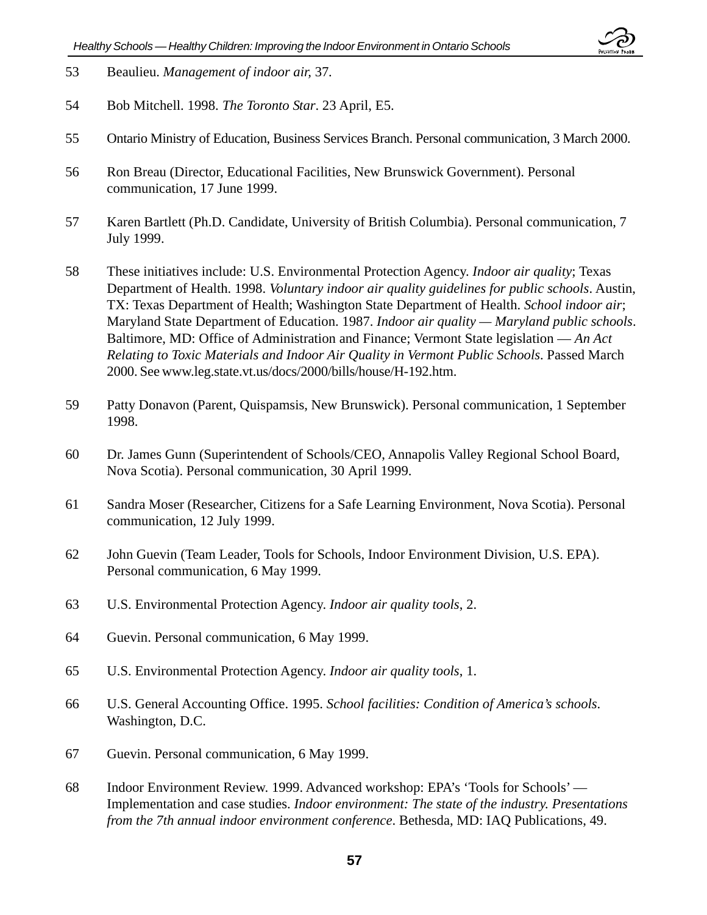53 Beaulieu. *Management of indoor air,* 37.

54 Bob Mitchell. 1998. *The Toronto Star*. 23 April, E5.

55 Ontario Ministry of Education, Business Services Branch. Personal communication, 3 March 2000.

56 Ron Breau (Director, Educational Facilities, New Brunswick Government). Personal communication, 17 June 1999.

57 Karen Bartlett (Ph.D. Candidate, University of British Columbia). Personal communication, 7 July 1999.

58 These initiatives include: U.S. Environmental Protection Agency. *Indoor air quality*; Texas Department of Health. 1998. *Voluntary indoor air quality guidelines for public schools*. Austin, TX: Texas Department of Health; Washington State Department of Health. *School indoor air*; Maryland State Department of Education. 1987. *Indoor air quality — Maryland public schools*. Baltimore, MD: Office of Administration and Finance; Vermont State legislation — *An Act Relating to Toxic Materials and Indoor Air Quality in Vermont Public Schools*. Passed March 2000. See www.leg.state.vt.us/docs/2000/bills/house/H-192.htm.

59 Patty Donavon (Parent, Quispamsis, New Brunswick). Personal communication, 1 September 1998.

60 Dr. James Gunn (Superintendent of Schools/CEO, Annapolis Valley Regional School Board, Nova Scotia). Personal communication, 30 April 1999.

61 Sandra Moser (Researcher, Citizens for a Safe Learning Environment, Nova Scotia). Personal communication, 12 July 1999.

62 John Guevin (Team Leader, Tools for Schools, Indoor Environment Division, U.S. EPA). Personal communication, 6 May 1999.

63 U.S. Environmental Protection Agency. *Indoor air quality tools*, 2.

64 Guevin. Personal communication, 6 May 1999.

65 U.S. Environmental Protection Agency. *Indoor air quality tools*, 1.

66 U.S. General Accounting Office. 1995. *School facilities: Condition of America's schools*. Washington, D.C.

67 Guevin. Personal communication, 6 May 1999.

68 Indoor Environment Review. 1999. Advanced workshop: EPA's 'Tools for Schools' — Implementation and case studies. *Indoor environment: The state of the industry. Presentations from the 7th annual indoor environment conference*. Bethesda, MD: IAQ Publications, 49.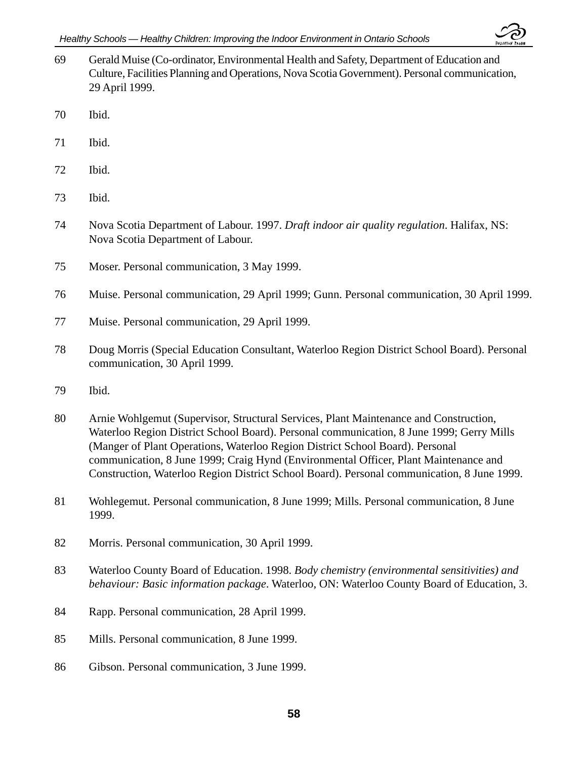69 Gerald Muise (Co-ordinator, Environmental Health and Safety, Department of Education and Culture, Facilities Planning and Operations, Nova Scotia Government). Personal communication, 29 April 1999.

70 Ibid.

71 Ibid.

72 Ibid.

73 Ibid.

74 Nova Scotia Department of Labour. 1997. *Draft indoor air quality regulation*. Halifax, NS: Nova Scotia Department of Labour.

75 Moser. Personal communication, 3 May 1999.

76 Muise. Personal communication, 29 April 1999; Gunn. Personal communication, 30 April 1999.

77 Muise. Personal communication, 29 April 1999.

78 Doug Morris (Special Education Consultant, Waterloo Region District School Board). Personal communication, 30 April 1999.

79 Ibid.

80 Arnie Wohlgemut (Supervisor, Structural Services, Plant Maintenance and Construction, Waterloo Region District School Board). Personal communication, 8 June 1999; Gerry Mills (Manger of Plant Operations, Waterloo Region District School Board). Personal communication, 8 June 1999; Craig Hynd (Environmental Officer, Plant Maintenance and Construction, Waterloo Region District School Board). Personal communication, 8 June 1999.

81 Wohlegemut. Personal communication, 8 June 1999; Mills. Personal communication, 8 June 1999.

82 Morris. Personal communication, 30 April 1999.

83 Waterloo County Board of Education. 1998. *Body chemistry (environmental sensitivities) and behaviour: Basic information package*. Waterloo, ON: Waterloo County Board of Education, 3.

84 Rapp. Personal communication, 28 April 1999.

85 Mills. Personal communication, 8 June 1999.

86 Gibson. Personal communication, 3 June 1999.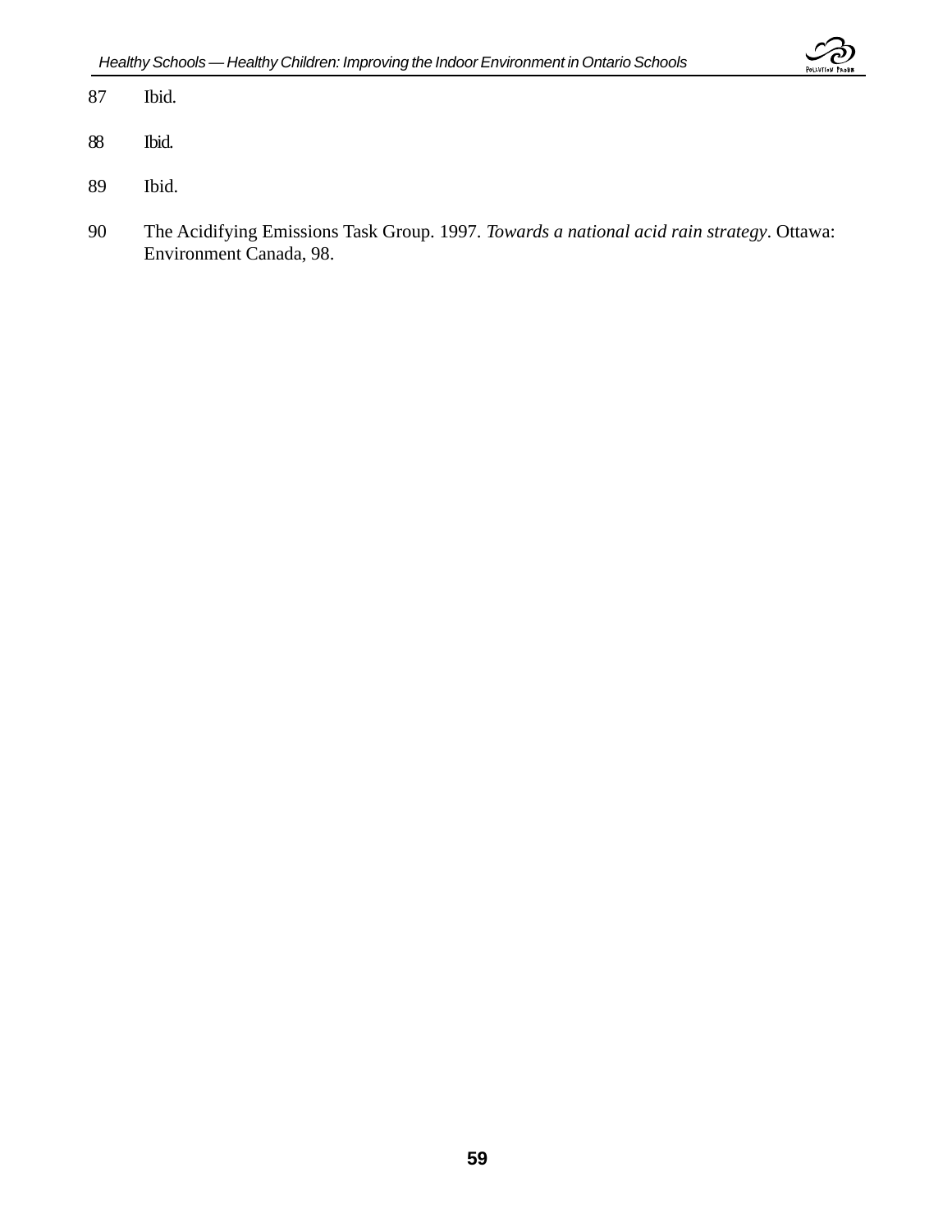87 Ibid.

88 Ibid.

89 Ibid.

90 The Acidifying Emissions Task Group. 1997. *Towards a national acid rain strategy*. Ottawa: Environment Canada, 98.